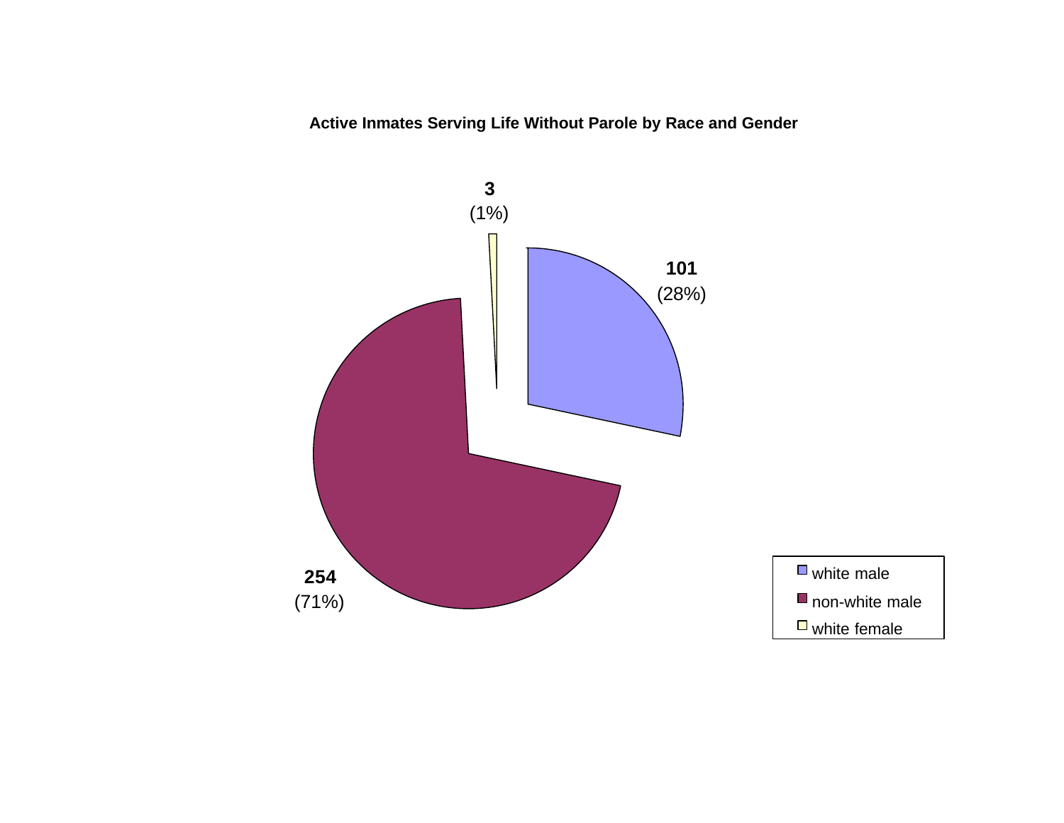**Active Inmates Serving Life Without Parole by Race and Gender**

| Category | Count | Percent |
|---|---|---|
| white male | 101 | (28%) |
| non-white male | 254 | (71%) |
| white female | 3 | (1%) |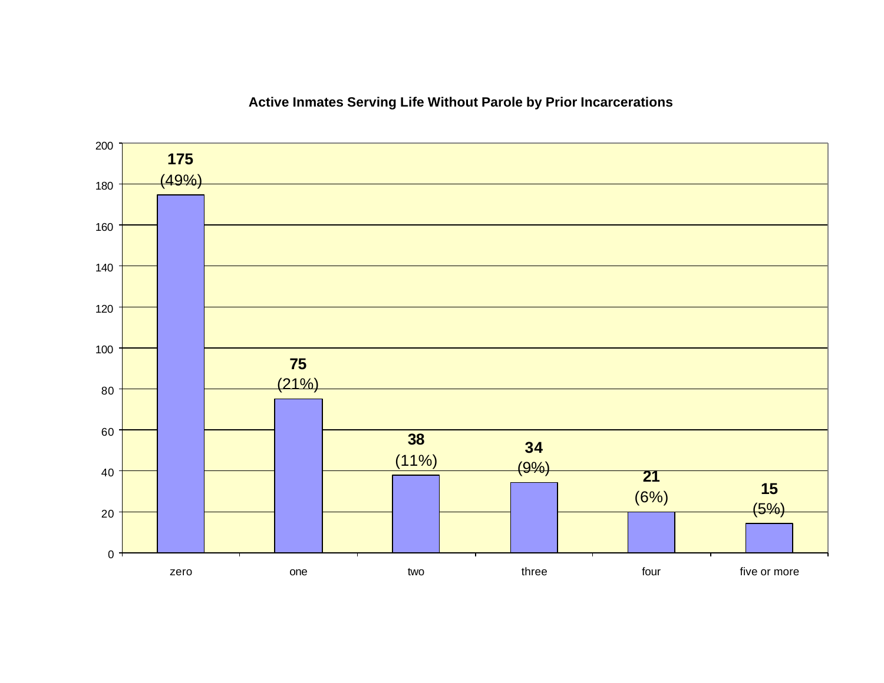**Active Inmates Serving Life Without Parole by Prior Incarcerations**

| Prior Incarcerations | Number | Percent |
| --- | --- | --- |
| zero | 175 | (49%) |
| one | 75 | (21%) |
| two | 38 | (11%) |
| three | 34 | (9%) |
| four | 21 | (6%) |
| five or more | 15 | (5%) |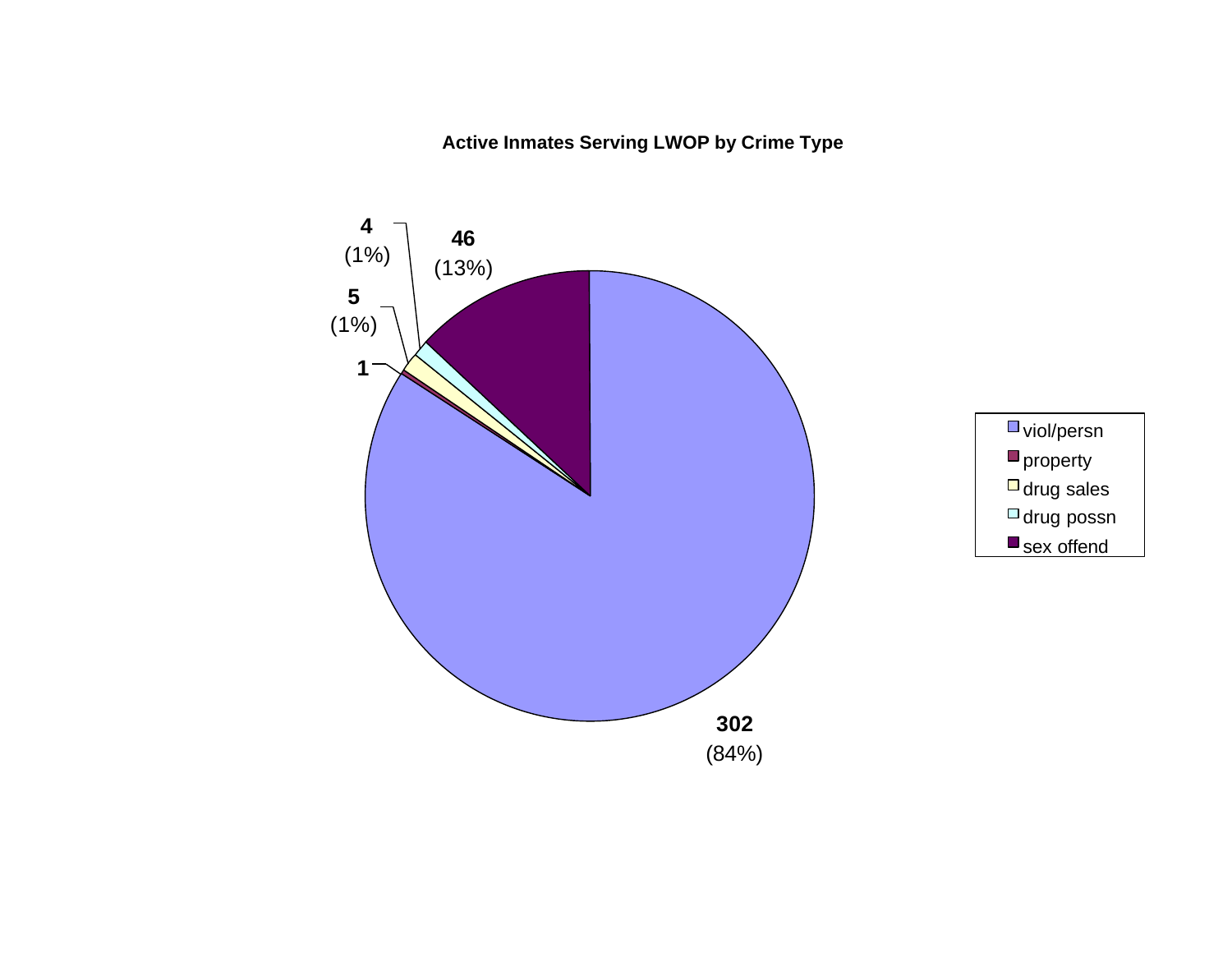**Active Inmates Serving LWOP by Crime Type**

| Crime Type | Count | Percent |
|---|---|---|
| viol/persn | 302 | (84%) |
| property | 1 | |
| drug sales | 5 | (1%) |
| drug possn | 4 | (1%) |
| sex offend | 46 | (13%) |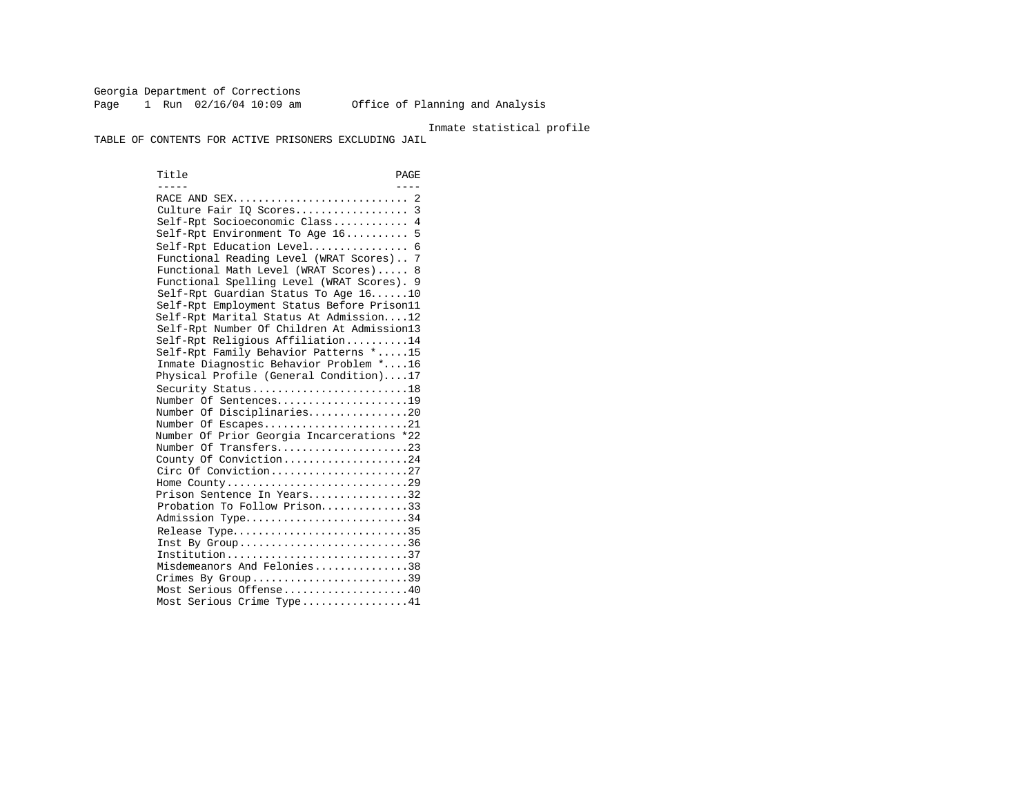Georgia Department of Corrections
Page 1 Run 02/16/04 10:09 am Office of Planning and Analysis

Inmate statistical profile

TABLE OF CONTENTS FOR ACTIVE PRISONERS EXCLUDING JAIL

| Title | PAGE |
|---|---|
| RACE AND SEX | 2 |
| Culture Fair IQ Scores | 3 |
| Self-Rpt Socioeconomic Class | 4 |
| Self-Rpt Environment To Age 16 | 5 |
| Self-Rpt Education Level | 6 |
| Functional Reading Level (WRAT Scores) | 7 |
| Functional Math Level (WRAT Scores) | 8 |
| Functional Spelling Level (WRAT Scores) | 9 |
| Self-Rpt Guardian Status To Age 16 | 10 |
| Self-Rpt Employment Status Before Prison | 11 |
| Self-Rpt Marital Status At Admission | 12 |
| Self-Rpt Number Of Children At Admission | 13 |
| Self-Rpt Religious Affiliation | 14 |
| Self-Rpt Family Behavior Patterns * | 15 |
| Inmate Diagnostic Behavior Problem * | 16 |
| Physical Profile (General Condition) | 17 |
| Security Status | 18 |
| Number Of Sentences | 19 |
| Number Of Disciplinaries | 20 |
| Number Of Escapes | 21 |
| Number Of Prior Georgia Incarcerations * | 22 |
| Number Of Transfers | 23 |
| County Of Conviction | 24 |
| Circ Of Conviction | 27 |
| Home County | 29 |
| Prison Sentence In Years | 32 |
| Probation To Follow Prison | 33 |
| Admission Type | 34 |
| Release Type | 35 |
| Inst By Group | 36 |
| Institution | 37 |
| Misdemeanors And Felonies | 38 |
| Crimes By Group | 39 |
| Most Serious Offense | 40 |
| Most Serious Crime Type | 41 |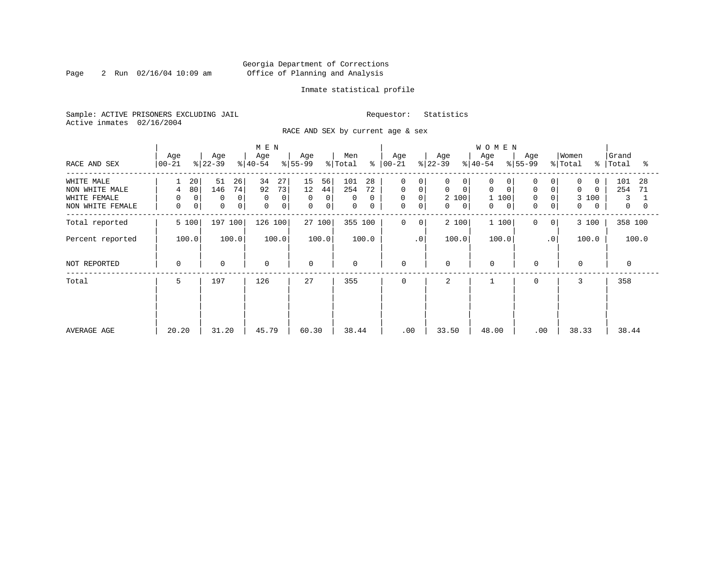Georgia Department of Corrections
Office of Planning and Analysis

Inmate statistical profile

Sample: ACTIVE PRISONERS EXCLUDING JAIL    Requestor: Statistics
Active inmates 02/16/2004

RACE AND SEX by current age & sex

| RACE AND SEX | MEN Age 00-21 | % | Age 22-39 | % | Age 40-54 | % | Age 55-99 | % | Men Total | % | WOMEN Age 00-21 | % | Age 22-39 | % | Age 40-54 | % | Age 55-99 | % | Women Total | % | Grand Total | % |
|---|---|---|---|---|---|---|---|---|---|---|---|---|---|---|---|---|---|---|---|---|---|---|
| WHITE MALE | 1 | 20 | 51 | 26 | 34 | 27 | 15 | 56 | 101 | 28 | 0 | 0 | 0 | 0 | 0 | 0 | 0 | 0 | 0 | 0 | 101 | 28 |
| NON WHITE MALE | 4 | 80 | 146 | 74 | 92 | 73 | 12 | 44 | 254 | 72 | 0 | 0 | 0 | 0 | 0 | 0 | 0 | 0 | 0 | 0 | 254 | 71 |
| WHITE FEMALE | 0 | 0 | 0 | 0 | 0 | 0 | 0 | 0 | 0 | 0 | 0 | 0 | 2 | 100 | 1 | 100 | 0 | 0 | 3 | 100 | 3 | 1 |
| NON WHITE FEMALE | 0 | 0 | 0 | 0 | 0 | 0 | 0 | 0 | 0 | 0 | 0 | 0 | 0 | 0 | 0 | 0 | 0 | 0 | 0 | 0 | 0 | 0 |
| Total reported | 5 | 100 | 197 | 100 | 126 | 100 | 27 | 100 | 355 | 100 | 0 | 0 | 2 | 100 | 1 | 100 | 0 | 0 | 3 | 100 | 358 | 100 |
| Percent reported | 100.0 | | 100.0 | | 100.0 | | 100.0 | | 100.0 | | .0 | | 100.0 | | 100.0 | | .0 | | 100.0 | | 100.0 | |
| NOT REPORTED | 0 | | 0 | | 0 | | 0 | | 0 | | 0 | | 0 | | 0 | | 0 | | 0 | | 0 | |
| Total | 5 | | 197 | | 126 | | 27 | | 355 | | 0 | | 2 | | 1 | | 0 | | 3 | | 358 | |
| AVERAGE AGE | 20.20 | | 31.20 | | 45.79 | | 60.30 | | 38.44 | | .00 | | 33.50 | | 48.00 | | .00 | | 38.33 | | 38.44 | |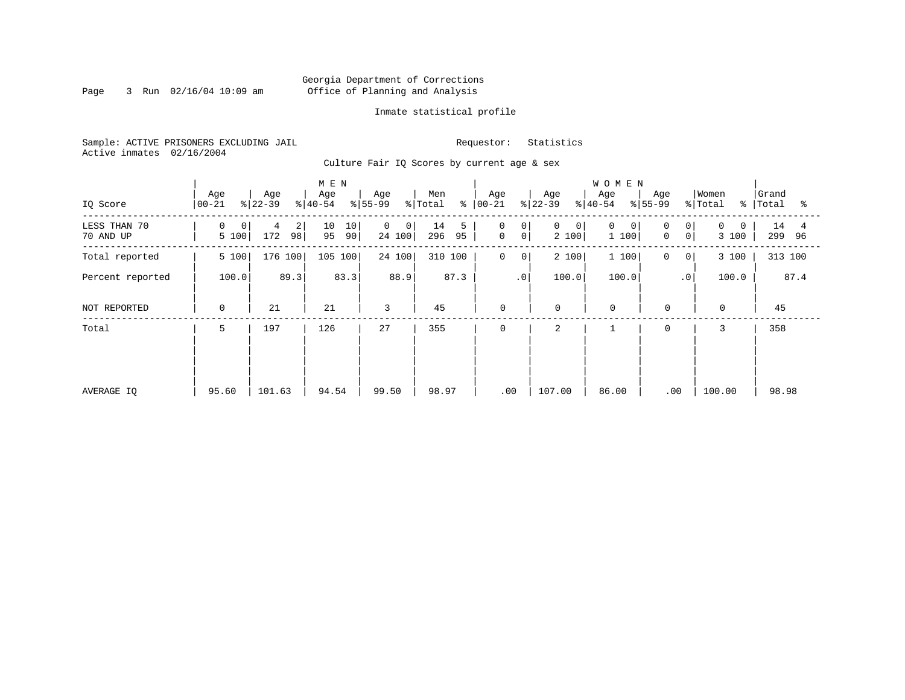Georgia Department of Corrections
Office of Planning and Analysis

Inmate statistical profile

Sample: ACTIVE PRISONERS EXCLUDING JAIL
Active inmates 02/16/2004

Requestor: Statistics

Culture Fair IQ Scores by current age & sex

| IQ Score | MEN Age 00-21 | % | Age 22-39 | % | Age 40-54 | % | Age 55-99 | % | Men Total | % | WOMEN Age 00-21 | % | Age 22-39 | % | Age 40-54 | % | Age 55-99 | % | Women Total | % | Grand Total | % |
|---|---|---|---|---|---|---|---|---|---|---|---|---|---|---|---|---|---|---|---|---|---|---|
| LESS THAN 70 | 0 | 0 | 4 | 2 | 10 | 10 | 0 | 0 | 14 | 5 | 0 | 0 | 0 | 0 | 0 | 0 | 0 | 0 | 0 | 0 | 14 | 4 |
| 70 AND UP | 5 | 100 | 172 | 98 | 95 | 90 | 24 | 100 | 296 | 95 | 0 | 0 | 2 | 100 | 1 | 100 | 0 | 0 | 3 | 100 | 299 | 96 |
| Total reported | 5 | 100 | 176 | 100 | 105 | 100 | 24 | 100 | 310 | 100 | 0 | 0 | 2 | 100 | 1 | 100 | 0 | 0 | 3 | 100 | 313 | 100 |
| Percent reported | 100.0 | | 89.3 | | 83.3 | | 88.9 | | 87.3 | | .0 | | 100.0 | | 100.0 | | .0 | | 100.0 | | 87.4 | |
| NOT REPORTED | 0 | | 21 | | 21 | | 3 | | 45 | | 0 | | 0 | | 0 | | 0 | | 0 | | 45 | |
| Total | 5 | | 197 | | 126 | | 27 | | 355 | | 0 | | 2 | | 1 | | 0 | | 3 | | 358 | |
| AVERAGE IQ | 95.60 | | 101.63 | | 94.54 | | 99.50 | | 98.97 | | .00 | | 107.00 | | 86.00 | | .00 | | 100.00 | | 98.98 | |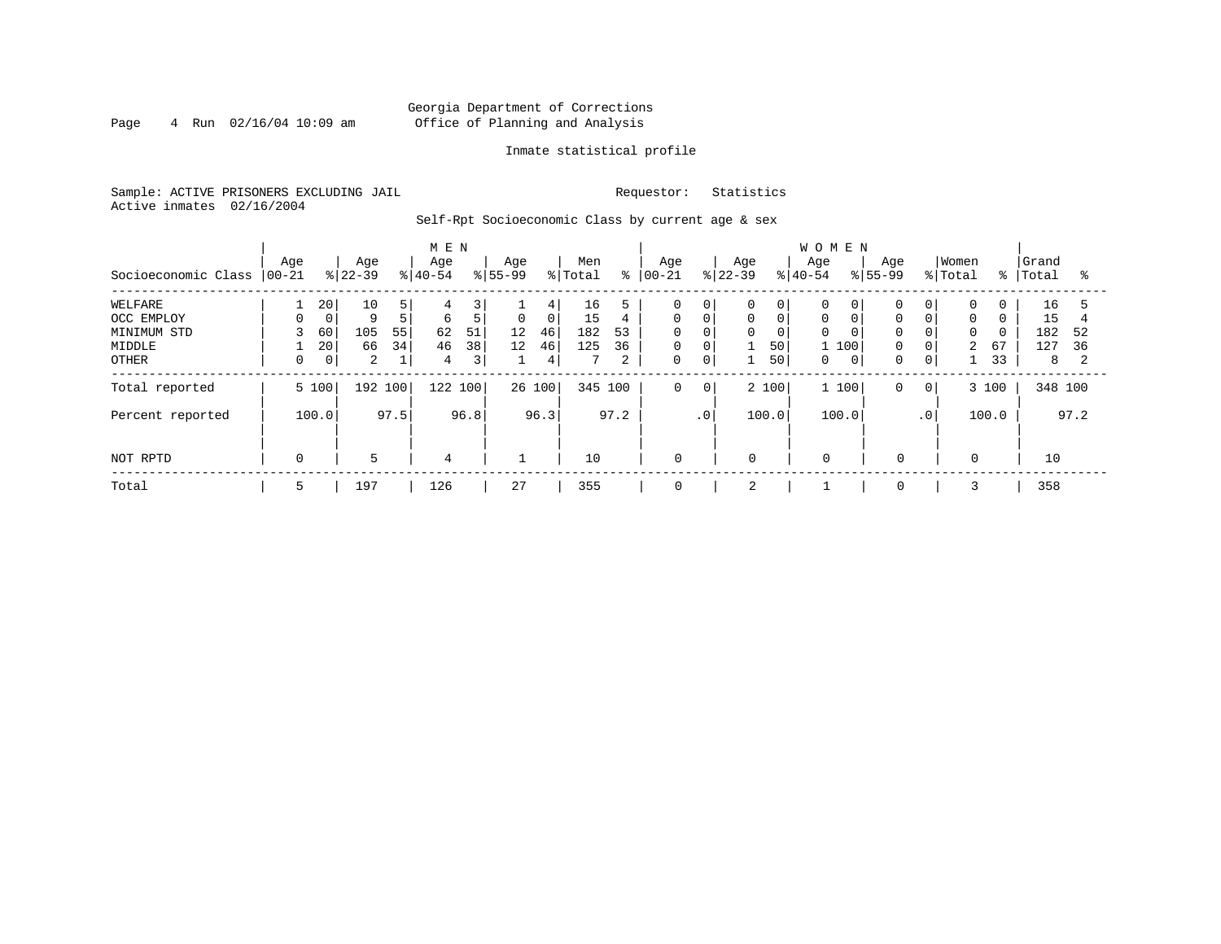Georgia Department of Corrections
Office of Planning and Analysis

Inmate statistical profile

Sample: ACTIVE PRISONERS EXCLUDING JAIL
Active inmates 02/16/2004

Requestor: Statistics

Self-Rpt Socioeconomic Class by current age & sex

| | MEN | | | | | | | | | | WOMEN | | | | | | | | | | | |
|---|---|---|---|---|---|---|---|---|---|---|---|---|---|---|---|---|---|---|---|---|---|---|
| Socioeconomic Class | Age 00-21 | % | Age 22-39 | % | Age 40-54 | % | Age 55-99 | % | Men Total | % | Age 00-21 | % | Age 22-39 | % | Age 40-54 | % | Age 55-99 | % | Women Total | % | Grand Total | % |
| WELFARE | 1 | 20 | 10 | 5 | 4 | 3 | 1 | 4 | 16 | 5 | 0 | 0 | 0 | 0 | 0 | 0 | 0 | 0 | 0 | 0 | 16 | 5 |
| OCC EMPLOY | 0 | 0 | 9 | 5 | 6 | 5 | 0 | 0 | 15 | 4 | 0 | 0 | 0 | 0 | 0 | 0 | 0 | 0 | 0 | 0 | 15 | 4 |
| MINIMUM STD | 3 | 60 | 105 | 55 | 62 | 51 | 12 | 46 | 182 | 53 | 0 | 0 | 0 | 0 | 0 | 0 | 0 | 0 | 0 | 0 | 182 | 52 |
| MIDDLE | 1 | 20 | 66 | 34 | 46 | 38 | 12 | 46 | 125 | 36 | 0 | 0 | 1 | 50 | 1 | 100 | 0 | 0 | 2 | 67 | 127 | 36 |
| OTHER | 0 | 0 | 2 | 1 | 4 | 3 | 1 | 4 | 7 | 2 | 0 | 0 | 1 | 50 | 0 | 0 | 0 | 0 | 1 | 33 | 8 | 2 |
| Total reported | 5 | 100 | 192 | 100 | 122 | 100 | 26 | 100 | 345 | 100 | 0 | 0 | 2 | 100 | 1 | 100 | 0 | 0 | 3 | 100 | 348 | 100 |
| Percent reported | | 100.0 | | 97.5 | | 96.8 | | 96.3 | | 97.2 | | .0 | | 100.0 | | 100.0 | | .0 | | 100.0 | | 97.2 |
| NOT RPTD | 0 | | 5 | | 4 | | 1 | | 10 | | 0 | | 0 | | 0 | | 0 | | 0 | | 10 | |
| Total | 5 | | 197 | | 126 | | 27 | | 355 | | 0 | | 2 | | 1 | | 0 | | 3 | | 358 | |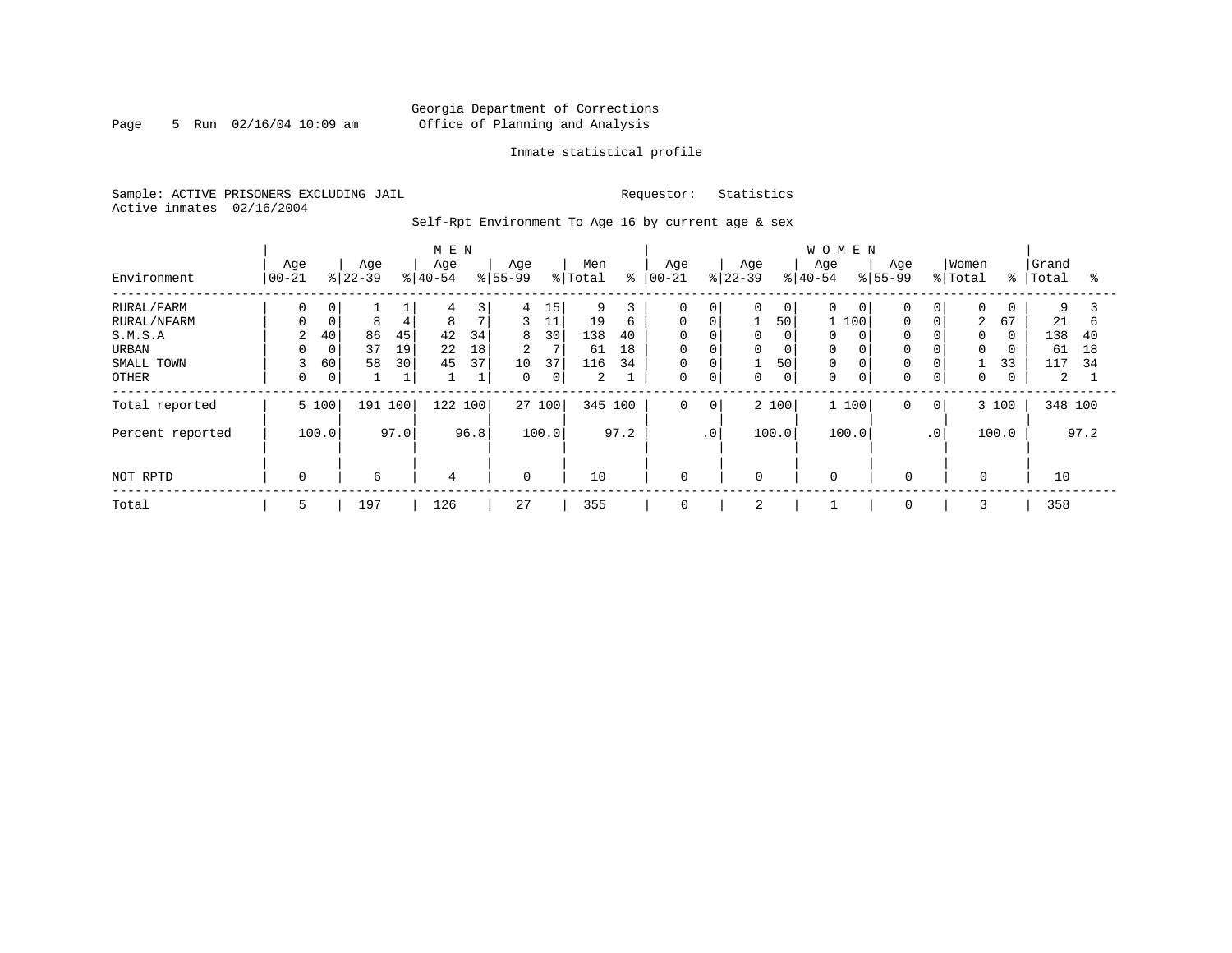Georgia Department of Corrections
Office of Planning and Analysis

Inmate statistical profile

Sample: ACTIVE PRISONERS EXCLUDING JAIL          Requestor: Statistics
Active inmates 02/16/2004

Self-Rpt Environment To Age 16 by current age & sex

| Environment | MEN Age 00-21 | % | Age 22-39 | % | Age 40-54 | % | Age 55-99 | % | Men Total | % | WOMEN Age 00-21 | % | Age 22-39 | % | Age 40-54 | % | Age 55-99 | % | Women Total | % | Grand Total | % |
|---|---|---|---|---|---|---|---|---|---|---|---|---|---|---|---|---|---|---|---|---|---|---|
| RURAL/FARM | 0 | 0 | 1 | 1 | 4 | 3 | 4 | 15 | 9 | 3 | 0 | 0 | 0 | 0 | 0 | 0 | 0 | 0 | 0 | 0 | 9 | 3 |
| RURAL/NFARM | 0 | 0 | 8 | 4 | 8 | 7 | 3 | 11 | 19 | 6 | 0 | 0 | 1 | 50 | 1 | 100 | 0 | 0 | 2 | 67 | 21 | 6 |
| S.M.S.A | 2 | 40 | 86 | 45 | 42 | 34 | 8 | 30 | 138 | 40 | 0 | 0 | 0 | 0 | 0 | 0 | 0 | 0 | 0 | 0 | 138 | 40 |
| URBAN | 0 | 0 | 37 | 19 | 22 | 18 | 2 | 7 | 61 | 18 | 0 | 0 | 0 | 0 | 0 | 0 | 0 | 0 | 0 | 0 | 61 | 18 |
| SMALL TOWN | 3 | 60 | 58 | 30 | 45 | 37 | 10 | 37 | 116 | 34 | 0 | 0 | 1 | 50 | 0 | 0 | 0 | 0 | 1 | 33 | 117 | 34 |
| OTHER | 0 | 0 | 1 | 1 | 1 | 1 | 0 | 0 | 2 | 1 | 0 | 0 | 0 | 0 | 0 | 0 | 0 | 0 | 0 | 0 | 2 | 1 |
| Total reported | 5 | 100 | 191 | 100 | 122 | 100 | 27 | 100 | 345 | 100 | 0 | 0 | 2 | 100 | 1 | 100 | 0 | 0 | 3 | 100 | 348 | 100 |
| Percent reported | | 100.0 | | 97.0 | | 96.8 | | 100.0 | | 97.2 | | .0 | | 100.0 | | 100.0 | | .0 | | 100.0 | | 97.2 |
| NOT RPTD | 0 | | 6 | | 4 | | 0 | | 10 | | 0 | | 0 | | 0 | | 0 | | 0 | | 10 | |
| Total | 5 | | 197 | | 126 | | 27 | | 355 | | 0 | | 2 | | 1 | | 0 | | 3 | | 358 | |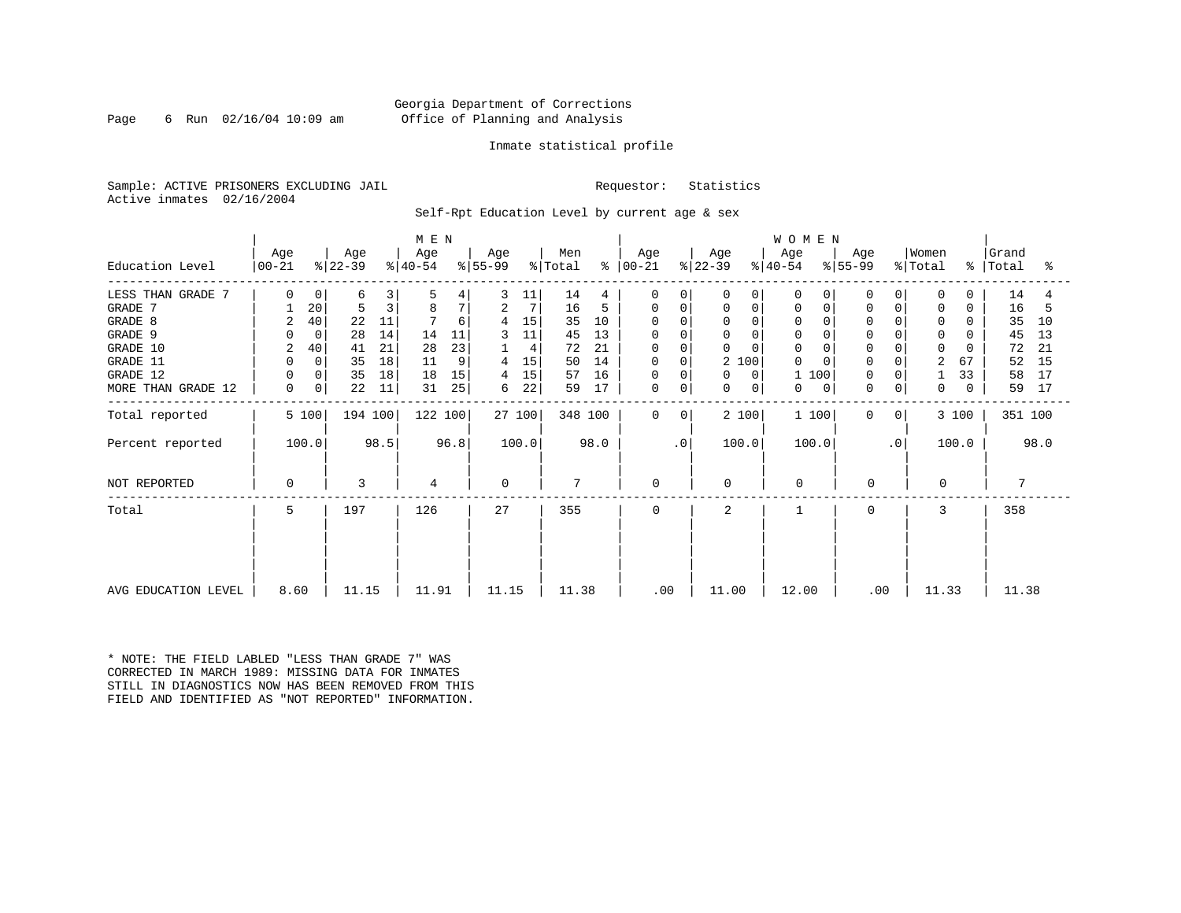Georgia Department of Corrections
Office of Planning and Analysis

Inmate statistical profile

Sample: ACTIVE PRISONERS EXCLUDING JAIL

Requestor: Statistics

Active inmates 02/16/2004

Self-Rpt Education Level by current age & sex

| Education Level | MEN Age 00-21 | % | Age 22-39 | % | Age 40-54 | % | Age 55-99 | % | Men Total | % | WOMEN Age 00-21 | % | Age 22-39 | % | Age 40-54 | % | Age 55-99 | % | Women Total | % | Grand Total | % |
|---|---|---|---|---|---|---|---|---|---|---|---|---|---|---|---|---|---|---|---|---|---|---|
| LESS THAN GRADE 7 | 0 | 0 | 6 | 3 | 5 | 4 | 3 | 11 | 14 | 4 | 0 | 0 | 0 | 0 | 0 | 0 | 0 | 0 | 0 | 0 | 14 | 4 |
| GRADE 7 | 1 | 20 | 5 | 3 | 8 | 7 | 2 | 7 | 16 | 5 | 0 | 0 | 0 | 0 | 0 | 0 | 0 | 0 | 0 | 0 | 16 | 5 |
| GRADE 8 | 2 | 40 | 22 | 11 | 7 | 6 | 4 | 15 | 35 | 10 | 0 | 0 | 0 | 0 | 0 | 0 | 0 | 0 | 0 | 0 | 35 | 10 |
| GRADE 9 | 0 | 0 | 28 | 14 | 14 | 11 | 3 | 11 | 45 | 13 | 0 | 0 | 0 | 0 | 0 | 0 | 0 | 0 | 0 | 0 | 45 | 13 |
| GRADE 10 | 2 | 40 | 41 | 21 | 28 | 23 | 1 | 4 | 72 | 21 | 0 | 0 | 0 | 0 | 0 | 0 | 0 | 0 | 0 | 0 | 72 | 21 |
| GRADE 11 | 0 | 0 | 35 | 18 | 11 | 9 | 4 | 15 | 50 | 14 | 0 | 0 | 2 | 100 | 0 | 0 | 0 | 0 | 2 | 67 | 52 | 15 |
| GRADE 12 | 0 | 0 | 35 | 18 | 18 | 15 | 4 | 15 | 57 | 16 | 0 | 0 | 0 | 0 | 1 | 100 | 0 | 0 | 1 | 33 | 58 | 17 |
| MORE THAN GRADE 12 | 0 | 0 | 22 | 11 | 31 | 25 | 6 | 22 | 59 | 17 | 0 | 0 | 0 | 0 | 0 | 0 | 0 | 0 | 0 | 0 | 59 | 17 |
| Total reported | 5 | 100 | 194 | 100 | 122 | 100 | 27 | 100 | 348 | 100 | 0 | 0 | 2 | 100 | 1 | 100 | 0 | 0 | 3 | 100 | 351 | 100 |
| Percent reported | 100.0 | | 98.5 | | 96.8 | | 100.0 | | 98.0 | | .0 | | 100.0 | | 100.0 | | .0 | | 100.0 | | 98.0 | |
| NOT REPORTED | 0 | | 3 | | 4 | | 0 | | 7 | | 0 | | 0 | | 0 | | 0 | | 0 | | 7 | |
| Total | 5 | | 197 | | 126 | | 27 | | 355 | | 0 | | 2 | | 1 | | 0 | | 3 | | 358 | |
| AVG EDUCATION LEVEL | 8.60 | | 11.15 | | 11.91 | | 11.15 | | 11.38 | | .00 | | 11.00 | | 12.00 | | .00 | | 11.33 | | 11.38 | |

* NOTE: THE FIELD LABLED "LESS THAN GRADE 7" WAS CORRECTED IN MARCH 1989: MISSING DATA FOR INMATES STILL IN DIAGNOSTICS NOW HAS BEEN REMOVED FROM THIS FIELD AND IDENTIFIED AS "NOT REPORTED" INFORMATION.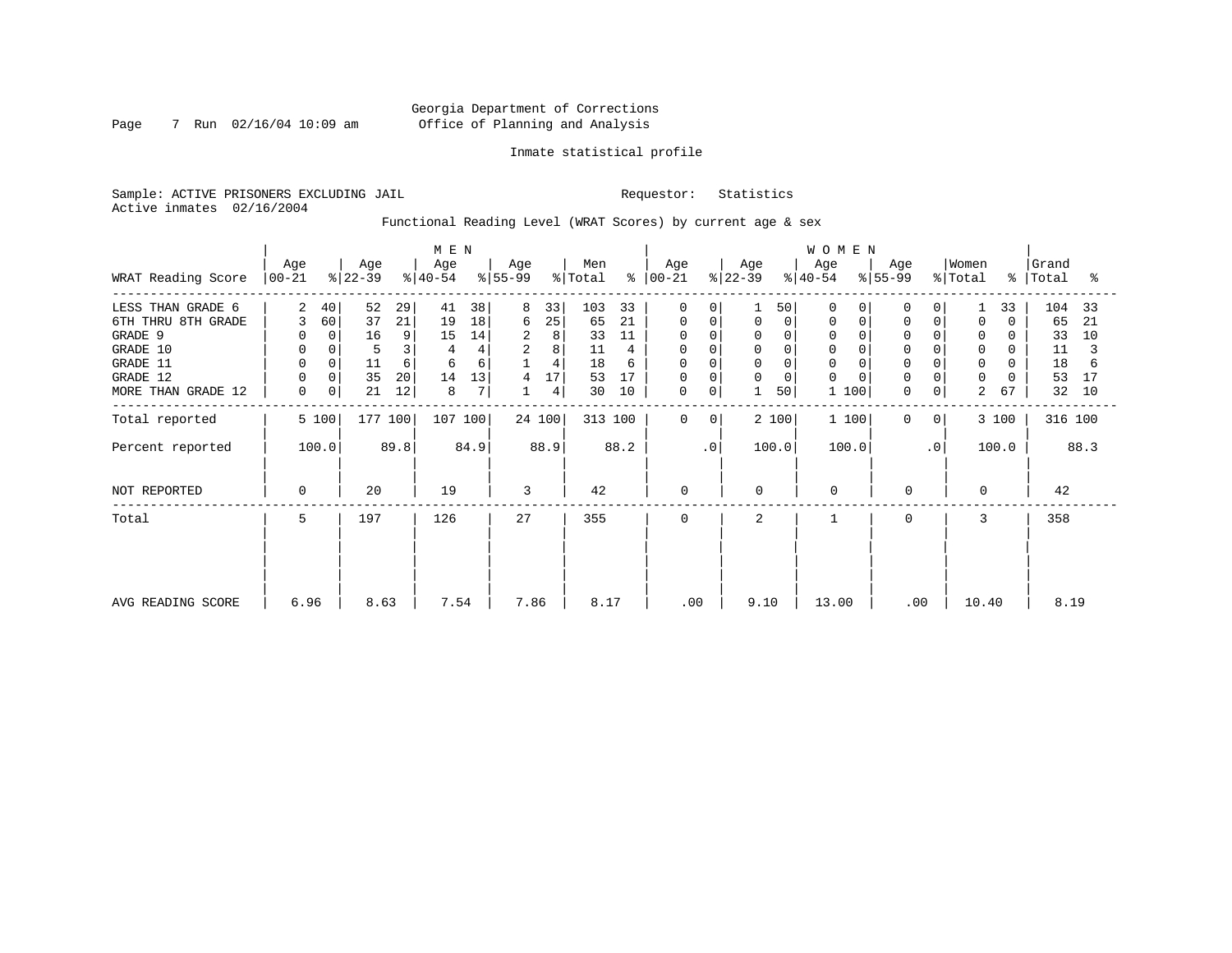Georgia Department of Corrections
Office of Planning and Analysis

Inmate statistical profile

Sample: ACTIVE PRISONERS EXCLUDING JAIL    Requestor: Statistics
Active inmates 02/16/2004

Functional Reading Level (WRAT Scores) by current age & sex

| WRAT Reading Score | MEN Age 00-21 | % | Age 22-39 | % | Age 40-54 | % | Age 55-99 | % | Men Total | % | WOMEN Age 00-21 | % | Age 22-39 | % | Age 40-54 | % | Age 55-99 | % | Women Total | % | Grand Total | % |
|---|---|---|---|---|---|---|---|---|---|---|---|---|---|---|---|---|---|---|---|---|---|---|
| LESS THAN GRADE 6 | 2 | 40 | 52 | 29 | 41 | 38 | 8 | 33 | 103 | 33 | 0 | 0 | 1 | 50 | 0 | 0 | 0 | 0 | 1 | 33 | 104 | 33 |
| 6TH THRU 8TH GRADE | 3 | 60 | 37 | 21 | 19 | 18 | 6 | 25 | 65 | 21 | 0 | 0 | 0 | 0 | 0 | 0 | 0 | 0 | 0 | 0 | 65 | 21 |
| GRADE 9 | 0 | 0 | 16 | 9 | 15 | 14 | 2 | 8 | 33 | 11 | 0 | 0 | 0 | 0 | 0 | 0 | 0 | 0 | 0 | 0 | 33 | 10 |
| GRADE 10 | 0 | 0 | 5 | 3 | 4 | 4 | 2 | 8 | 11 | 4 | 0 | 0 | 0 | 0 | 0 | 0 | 0 | 0 | 0 | 0 | 11 | 3 |
| GRADE 11 | 0 | 0 | 11 | 6 | 6 | 6 | 1 | 4 | 18 | 6 | 0 | 0 | 0 | 0 | 0 | 0 | 0 | 0 | 0 | 0 | 18 | 6 |
| GRADE 12 | 0 | 0 | 35 | 20 | 14 | 13 | 4 | 17 | 53 | 17 | 0 | 0 | 0 | 0 | 0 | 0 | 0 | 0 | 0 | 0 | 53 | 17 |
| MORE THAN GRADE 12 | 0 | 0 | 21 | 12 | 8 | 7 | 1 | 4 | 30 | 10 | 0 | 0 | 1 | 50 | 1 | 100 | 0 | 0 | 2 | 67 | 32 | 10 |
| Total reported | 5 | 100 | 177 | 100 | 107 | 100 | 24 | 100 | 313 | 100 | 0 | 0 | 2 | 100 | 1 | 100 | 0 | 0 | 3 | 100 | 316 | 100 |
| Percent reported | 100.0 | | 89.8 | | 84.9 | | 88.9 | | 88.2 | | .0 | | 100.0 | | 100.0 | | .0 | | 100.0 | | 88.3 | |
| NOT REPORTED | 0 | | 20 | | 19 | | 3 | | 42 | | 0 | | 0 | | 0 | | 0 | | 0 | | 42 | |
| Total | 5 | | 197 | | 126 | | 27 | | 355 | | 0 | | 2 | | 1 | | 0 | | 3 | | 358 | |
| AVG READING SCORE | 6.96 | | 8.63 | | 7.54 | | 7.86 | | 8.17 | | .00 | | 9.10 | | 13.00 | | .00 | | 10.40 | | 8.19 | |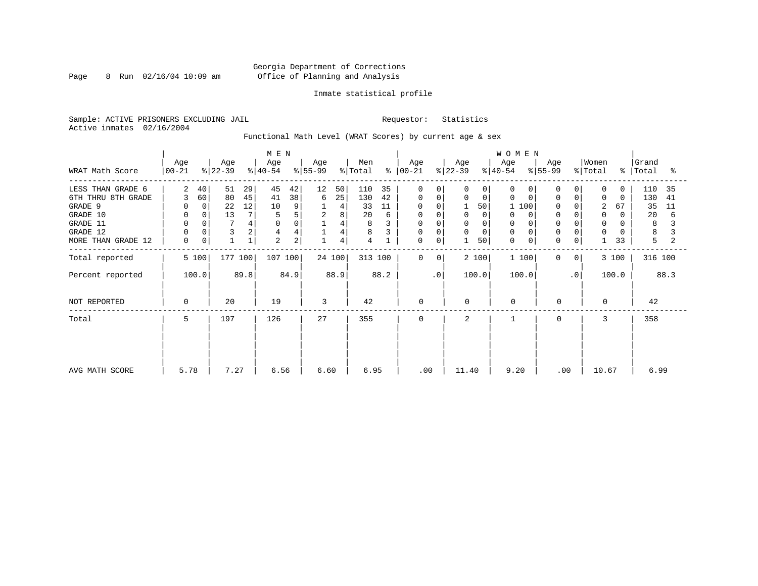Georgia Department of Corrections
Office of Planning and Analysis

Inmate statistical profile

Sample: ACTIVE PRISONERS EXCLUDING JAIL    Requestor: Statistics
Active inmates 02/16/2004

Functional Math Level (WRAT Scores) by current age & sex

| WRAT Math Score | MEN Age 00-21 | % | Age 22-39 | % | Age 40-54 | % | Age 55-99 | % | Men Total | % | WOMEN Age 00-21 | % | Age 22-39 | % | Age 40-54 | % | Age 55-99 | % | Women Total | % | Grand Total | % |
|---|---|---|---|---|---|---|---|---|---|---|---|---|---|---|---|---|---|---|---|---|---|---|
| LESS THAN GRADE 6 | 2 | 40 | 51 | 29 | 45 | 42 | 12 | 50 | 110 | 35 | 0 | 0 | 0 | 0 | 0 | 0 | 0 | 0 | 0 | 0 | 110 | 35 |
| 6TH THRU 8TH GRADE | 3 | 60 | 80 | 45 | 41 | 38 | 6 | 25 | 130 | 42 | 0 | 0 | 0 | 0 | 0 | 0 | 0 | 0 | 0 | 0 | 130 | 41 |
| GRADE 9 | 0 | 0 | 22 | 12 | 10 | 9 | 1 | 4 | 33 | 11 | 0 | 0 | 1 | 50 | 1 | 100 | 0 | 0 | 2 | 67 | 35 | 11 |
| GRADE 10 | 0 | 0 | 13 | 7 | 5 | 5 | 2 | 8 | 20 | 6 | 0 | 0 | 0 | 0 | 0 | 0 | 0 | 0 | 0 | 0 | 20 | 6 |
| GRADE 11 | 0 | 0 | 7 | 4 | 0 | 0 | 1 | 4 | 8 | 3 | 0 | 0 | 0 | 0 | 0 | 0 | 0 | 0 | 0 | 0 | 8 | 3 |
| GRADE 12 | 0 | 0 | 3 | 2 | 4 | 4 | 1 | 4 | 8 | 3 | 0 | 0 | 0 | 0 | 0 | 0 | 0 | 0 | 0 | 0 | 8 | 3 |
| MORE THAN GRADE 12 | 0 | 0 | 1 | 1 | 2 | 2 | 1 | 4 | 4 | 1 | 0 | 0 | 1 | 50 | 0 | 0 | 0 | 0 | 1 | 33 | 5 | 2 |
| Total reported | 5 | 100 | 177 | 100 | 107 | 100 | 24 | 100 | 313 | 100 | 0 | 0 | 2 | 100 | 1 | 100 | 0 | 0 | 3 | 100 | 316 | 100 |
| Percent reported | 100.0 | | 89.8 | | 84.9 | | 88.9 | | 88.2 | | .0 | | 100.0 | | 100.0 | | .0 | | 100.0 | | 88.3 | |
| NOT REPORTED | 0 | | 20 | | 19 | | 3 | | 42 | | 0 | | 0 | | 0 | | 0 | | 0 | | 42 | |
| Total | 5 | | 197 | | 126 | | 27 | | 355 | | 0 | | 2 | | 1 | | 0 | | 3 | | 358 | |
| AVG MATH SCORE | 5.78 | | 7.27 | | 6.56 | | 6.60 | | 6.95 | | .00 | | 11.40 | | 9.20 | | .00 | | 10.67 | | 6.99 | |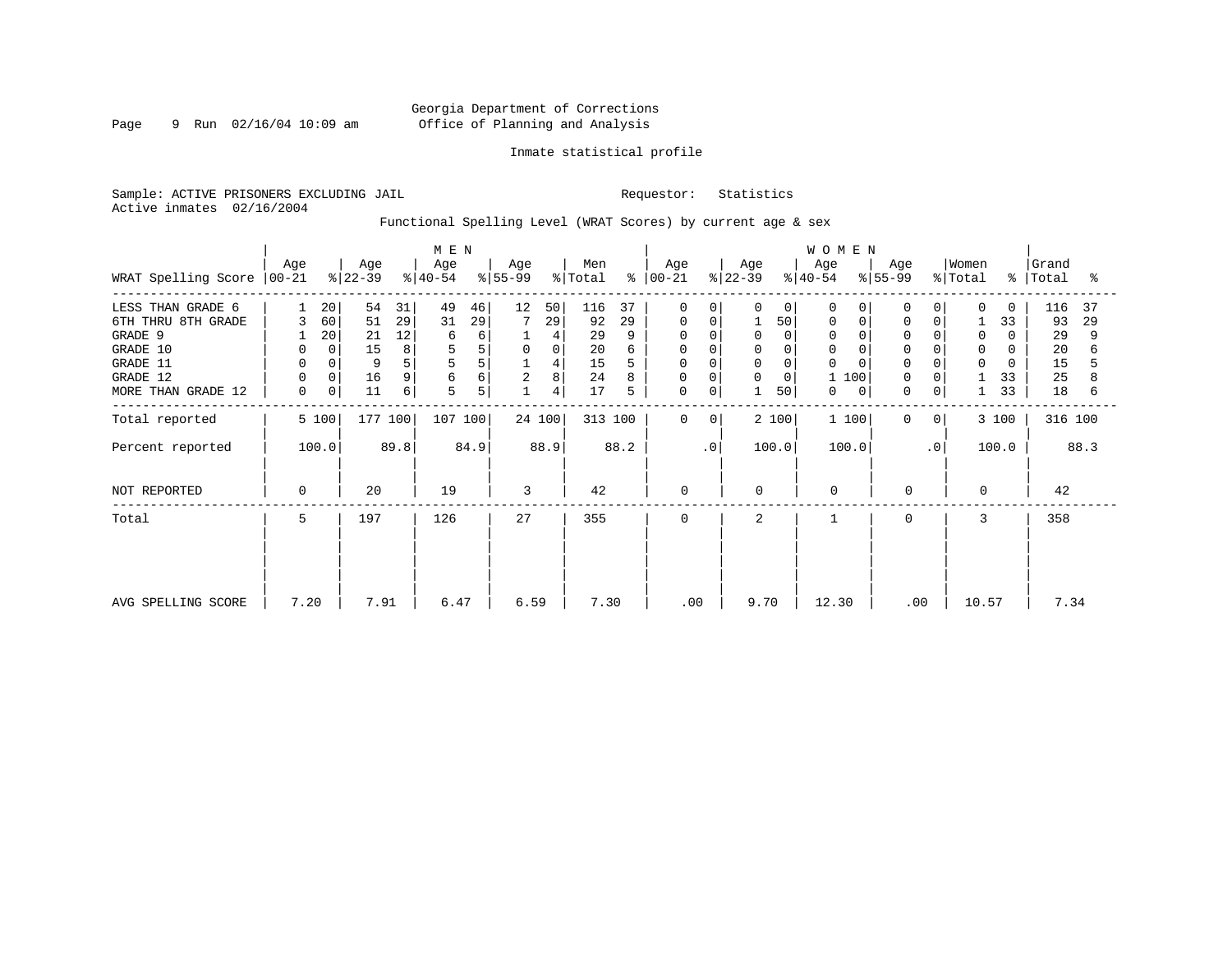Georgia Department of Corrections
Office of Planning and Analysis

Inmate statistical profile

Sample: ACTIVE PRISONERS EXCLUDING JAIL                                        Requestor: Statistics
Active inmates 02/16/2004

Functional Spelling Level (WRAT Scores) by current age & sex

| WRAT Spelling Score | MEN Age 00-21 | % | Age 22-39 | % | Age 40-54 | % | Age 55-99 | % | Men Total | % | WOMEN Age 00-21 | % | Age 22-39 | % | Age 40-54 | % | Age 55-99 | % | Women Total | % | Grand Total | % |
|---|---|---|---|---|---|---|---|---|---|---|---|---|---|---|---|---|---|---|---|---|---|---|
| LESS THAN GRADE 6 | 1 | 20 | 54 | 31 | 49 | 46 | 12 | 50 | 116 | 37 | 0 | 0 | 0 | 0 | 0 | 0 | 0 | 0 | 0 | 0 | 116 | 37 |
| 6TH THRU 8TH GRADE | 3 | 60 | 51 | 29 | 31 | 29 | 7 | 29 | 92 | 29 | 0 | 0 | 1 | 50 | 0 | 0 | 0 | 0 | 1 | 33 | 93 | 29 |
| GRADE 9 | 1 | 20 | 21 | 12 | 6 | 6 | 1 | 4 | 29 | 9 | 0 | 0 | 0 | 0 | 0 | 0 | 0 | 0 | 0 | 0 | 29 | 9 |
| GRADE 10 | 0 | 0 | 15 | 8 | 5 | 5 | 0 | 0 | 20 | 6 | 0 | 0 | 0 | 0 | 0 | 0 | 0 | 0 | 0 | 0 | 20 | 6 |
| GRADE 11 | 0 | 0 | 9 | 5 | 5 | 5 | 1 | 4 | 15 | 5 | 0 | 0 | 0 | 0 | 0 | 0 | 0 | 0 | 0 | 0 | 15 | 5 |
| GRADE 12 | 0 | 0 | 16 | 9 | 6 | 6 | 2 | 8 | 24 | 8 | 0 | 0 | 0 | 0 | 1 | 100 | 0 | 0 | 1 | 33 | 25 | 8 |
| MORE THAN GRADE 12 | 0 | 0 | 11 | 6 | 5 | 5 | 1 | 4 | 17 | 5 | 0 | 0 | 1 | 50 | 0 | 0 | 0 | 0 | 1 | 33 | 18 | 6 |
| Total reported | 5 | 100 | 177 | 100 | 107 | 100 | 24 | 100 | 313 | 100 | 0 | 0 | 2 | 100 | 1 | 100 | 0 | 0 | 3 | 100 | 316 | 100 |
| Percent reported | 100.0 | | 89.8 | | 84.9 | | 88.9 | | 88.2 | | .0 | | 100.0 | | 100.0 | | .0 | | 100.0 | | 88.3 | |
| NOT REPORTED | 0 | | 20 | | 19 | | 3 | | 42 | | 0 | | 0 | | 0 | | 0 | | 0 | | 42 | |
| Total | 5 | | 197 | | 126 | | 27 | | 355 | | 0 | | 2 | | 1 | | 0 | | 3 | | 358 | |
| AVG SPELLING SCORE | 7.20 | | 7.91 | | 6.47 | | 6.59 | | 7.30 | | .00 | | 9.70 | | 12.30 | | .00 | | 10.57 | | 7.34 | |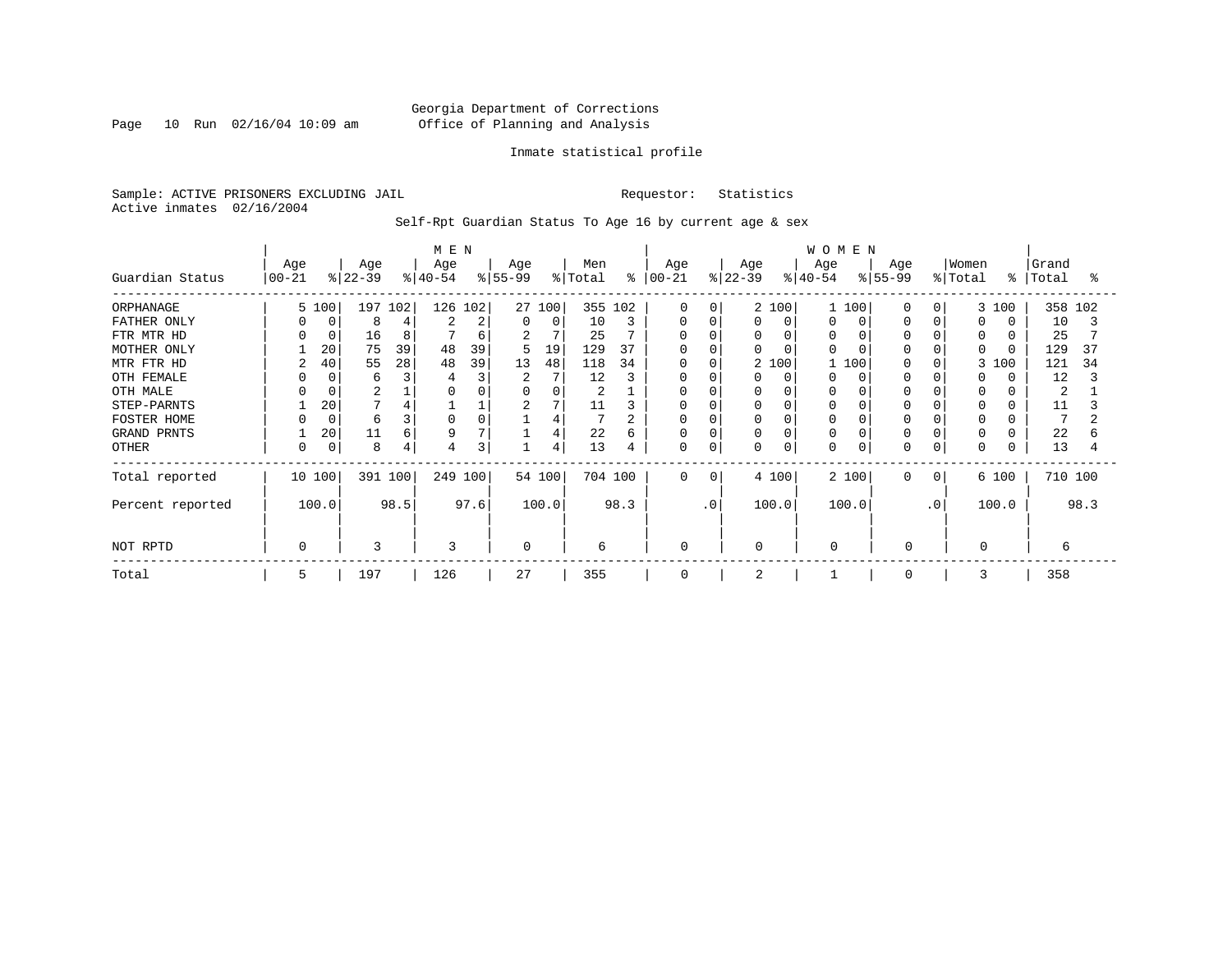Georgia Department of Corrections
Office of Planning and Analysis

Inmate statistical profile

Sample: ACTIVE PRISONERS EXCLUDING JAIL

Requestor: Statistics

Active inmates 02/16/2004

Self-Rpt Guardian Status To Age 16 by current age & sex

| Guardian Status | MEN Age 00-21 | % | Age 22-39 | % | Age 40-54 | % | Age 55-99 | % | Men Total | % | WOMEN Age 00-21 | % | Age 22-39 | % | Age 40-54 | % | Age 55-99 | % | Women Total | % | Grand Total | % |
|---|---|---|---|---|---|---|---|---|---|---|---|---|---|---|---|---|---|---|---|---|---|---|
| ORPHANAGE | 5 | 100 | 197 | 102 | 126 | 102 | 27 | 100 | 355 | 102 | 0 | 0 | 2 | 100 | 1 | 100 | 0 | 0 | 3 | 100 | 358 | 102 |
| FATHER ONLY | 0 | 0 | 8 | 4 | 2 | 2 | 0 | 0 | 10 | 3 | 0 | 0 | 0 | 0 | 0 | 0 | 0 | 0 | 0 | 0 | 10 | 3 |
| FTR MTR HD | 0 | 0 | 16 | 8 | 7 | 6 | 2 | 7 | 25 | 7 | 0 | 0 | 0 | 0 | 0 | 0 | 0 | 0 | 0 | 0 | 25 | 7 |
| MOTHER ONLY | 1 | 20 | 75 | 39 | 48 | 39 | 5 | 19 | 129 | 37 | 0 | 0 | 0 | 0 | 0 | 0 | 0 | 0 | 0 | 0 | 129 | 37 |
| MTR FTR HD | 2 | 40 | 55 | 28 | 48 | 39 | 13 | 48 | 118 | 34 | 0 | 0 | 2 | 100 | 1 | 100 | 0 | 0 | 3 | 100 | 121 | 34 |
| OTH FEMALE | 0 | 0 | 6 | 3 | 4 | 3 | 2 | 7 | 12 | 3 | 0 | 0 | 0 | 0 | 0 | 0 | 0 | 0 | 0 | 0 | 12 | 3 |
| OTH MALE | 0 | 0 | 2 | 1 | 0 | 0 | 0 | 0 | 2 | 1 | 0 | 0 | 0 | 0 | 0 | 0 | 0 | 0 | 0 | 0 | 2 | 1 |
| STEP-PARNTS | 1 | 20 | 7 | 4 | 1 | 1 | 2 | 7 | 11 | 3 | 0 | 0 | 0 | 0 | 0 | 0 | 0 | 0 | 0 | 0 | 11 | 3 |
| FOSTER HOME | 0 | 0 | 6 | 3 | 0 | 0 | 1 | 4 | 7 | 2 | 0 | 0 | 0 | 0 | 0 | 0 | 0 | 0 | 0 | 0 | 7 | 2 |
| GRAND PRNTS | 1 | 20 | 11 | 6 | 9 | 7 | 1 | 4 | 22 | 6 | 0 | 0 | 0 | 0 | 0 | 0 | 0 | 0 | 0 | 0 | 22 | 6 |
| OTHER | 0 | 0 | 8 | 4 | 4 | 3 | 1 | 4 | 13 | 4 | 0 | 0 | 0 | 0 | 0 | 0 | 0 | 0 | 0 | 0 | 13 | 4 |
| Total reported | 10 | 100 | 391 | 100 | 249 | 100 | 54 | 100 | 704 | 100 | 0 | 0 | 4 | 100 | 2 | 100 | 0 | 0 | 6 | 100 | 710 | 100 |
| Percent reported | | 100.0 | | 98.5 | | 97.6 | | 100.0 | | 98.3 | | .0 | | 100.0 | | 100.0 | | .0 | | 100.0 | | 98.3 |
| NOT RPTD | 0 | | 3 | | 3 | | 0 | | 6 | | 0 | | 0 | | 0 | | 0 | | 0 | | 6 | |
| Total | 5 | | 197 | | 126 | | 27 | | 355 | | 0 | | 2 | | 1 | | 0 | | 3 | | 358 | |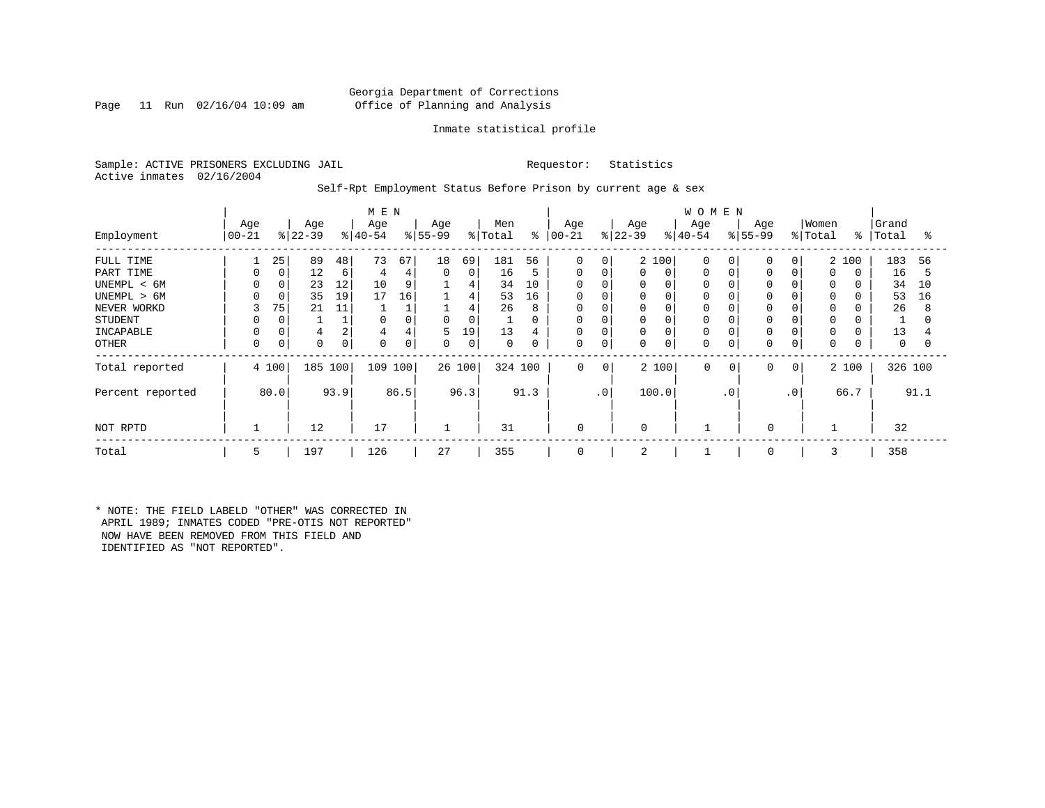Georgia Department of Corrections
Office of Planning and Analysis

Inmate statistical profile

Sample: ACTIVE PRISONERS EXCLUDING JAIL    Requestor: Statistics
Active inmates 02/16/2004

Self-Rpt Employment Status Before Prison by current age & sex

| Employment | MEN Age 00-21 | % | Age 22-39 | % | Age 40-54 | % | Age 55-99 | % | Men Total | % | WOMEN Age 00-21 | % | Age 22-39 | % | Age 40-54 | % | Age 55-99 | % | Women Total | % | Grand Total | % |
|---|---|---|---|---|---|---|---|---|---|---|---|---|---|---|---|---|---|---|---|---|---|---|
| FULL TIME | 1 | 25 | 89 | 48 | 73 | 67 | 18 | 69 | 181 | 56 | 0 | 0 | 2 | 100 | 0 | 0 | 0 | 0 | 2 | 100 | 183 | 56 |
| PART TIME | 0 | 0 | 12 | 6 | 4 | 4 | 0 | 0 | 16 | 5 | 0 | 0 | 0 | 0 | 0 | 0 | 0 | 0 | 0 | 0 | 16 | 5 |
| UNEMPL < 6M | 0 | 0 | 23 | 12 | 10 | 9 | 1 | 4 | 34 | 10 | 0 | 0 | 0 | 0 | 0 | 0 | 0 | 0 | 0 | 0 | 34 | 10 |
| UNEMPL > 6M | 0 | 0 | 35 | 19 | 17 | 16 | 1 | 4 | 53 | 16 | 0 | 0 | 0 | 0 | 0 | 0 | 0 | 0 | 0 | 0 | 53 | 16 |
| NEVER WORKD | 3 | 75 | 21 | 11 | 1 | 1 | 1 | 4 | 26 | 8 | 0 | 0 | 0 | 0 | 0 | 0 | 0 | 0 | 0 | 0 | 26 | 8 |
| STUDENT | 0 | 0 | 1 | 1 | 0 | 0 | 0 | 0 | 1 | 0 | 0 | 0 | 0 | 0 | 0 | 0 | 0 | 0 | 0 | 0 | 1 | 0 |
| INCAPABLE | 0 | 0 | 4 | 2 | 4 | 4 | 5 | 19 | 13 | 4 | 0 | 0 | 0 | 0 | 0 | 0 | 0 | 0 | 0 | 0 | 13 | 4 |
| OTHER | 0 | 0 | 0 | 0 | 0 | 0 | 0 | 0 | 0 | 0 | 0 | 0 | 0 | 0 | 0 | 0 | 0 | 0 | 0 | 0 | 0 | 0 |
| Total reported | 4 | 100 | 185 | 100 | 109 | 100 | 26 | 100 | 324 | 100 | 0 | 0 | 2 | 100 | 0 | 0 | 0 | 0 | 2 | 100 | 326 | 100 |
| Percent reported | | 80.0 | | 93.9 | | 86.5 | | 96.3 | | 91.3 | | .0 | | 100.0 | | .0 | | .0 | | 66.7 | | 91.1 |
| NOT RPTD | 1 | | 12 | | 17 | | 1 | | 31 | | 0 | | 0 | | 1 | | 0 | | 1 | | 32 | |
| Total | 5 | | 197 | | 126 | | 27 | | 355 | | 0 | | 2 | | 1 | | 0 | | 3 | | 358 | |

* NOTE: THE FIELD LABELD "OTHER" WAS CORRECTED IN APRIL 1989; INMATES CODED "PRE-OTIS NOT REPORTED" NOW HAVE BEEN REMOVED FROM THIS FIELD AND IDENTIFIED AS "NOT REPORTED".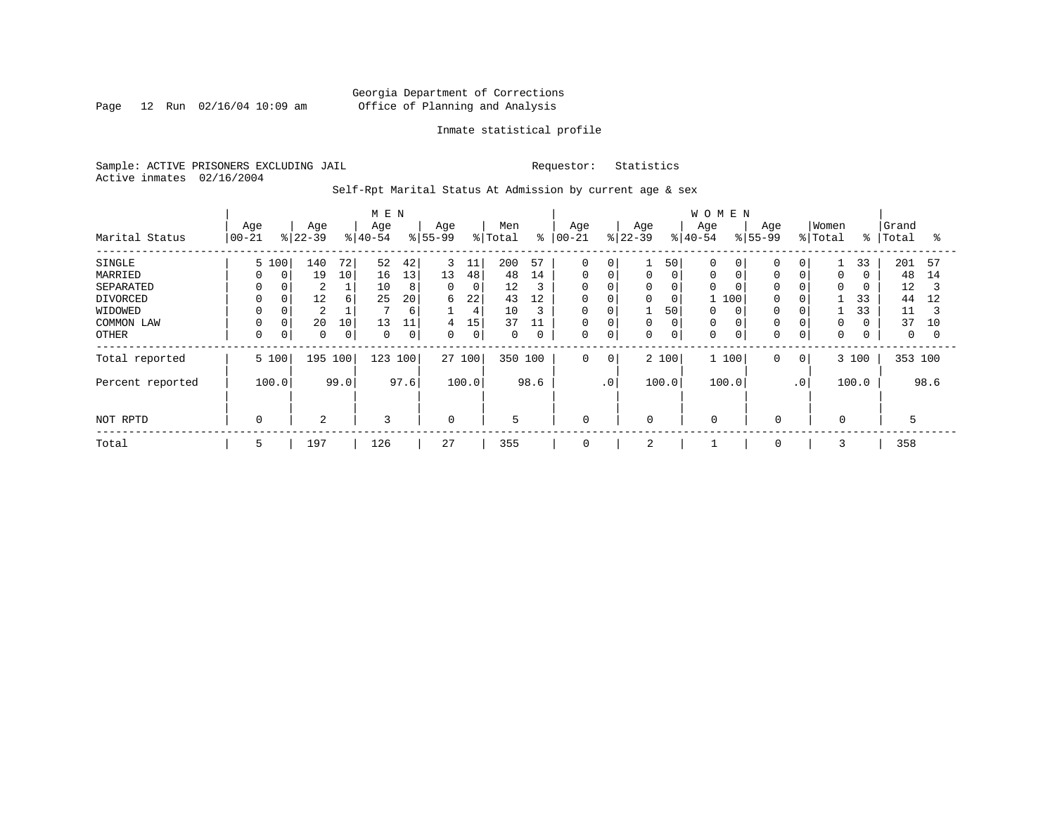Georgia Department of Corrections
Office of Planning and Analysis

Page 12 Run 02/16/04 10:09 am

Inmate statistical profile

Sample: ACTIVE PRISONERS EXCLUDING JAIL    Requestor: Statistics
Active inmates 02/16/2004

Self-Rpt Marital Status At Admission by current age & sex

| | MEN | | | | | | | | | | WOMEN | | | | | | | | | | | |
|---|---|---|---|---|---|---|---|---|---|---|---|---|---|---|---|---|---|---|---|---|---|---|
| Marital Status | Age 00-21 | % | Age 22-39 | % | Age 40-54 | % | Age 55-99 | % | Men Total | % | Age 00-21 | % | Age 22-39 | % | Age 40-54 | % | Age 55-99 | % | Women Total | % | Grand Total | % |
| SINGLE | 5 | 100 | 140 | 72 | 52 | 42 | 3 | 11 | 200 | 57 | 0 | 0 | 1 | 50 | 0 | 0 | 0 | 0 | 1 | 33 | 201 | 57 |
| MARRIED | 0 | 0 | 19 | 10 | 16 | 13 | 13 | 48 | 48 | 14 | 0 | 0 | 0 | 0 | 0 | 0 | 0 | 0 | 0 | 0 | 48 | 14 |
| SEPARATED | 0 | 0 | 2 | 1 | 10 | 8 | 0 | 0 | 12 | 3 | 0 | 0 | 0 | 0 | 0 | 0 | 0 | 0 | 0 | 0 | 12 | 3 |
| DIVORCED | 0 | 0 | 12 | 6 | 25 | 20 | 6 | 22 | 43 | 12 | 0 | 0 | 0 | 0 | 1 | 100 | 0 | 0 | 1 | 33 | 44 | 12 |
| WIDOWED | 0 | 0 | 2 | 1 | 7 | 6 | 1 | 4 | 10 | 3 | 0 | 0 | 1 | 50 | 0 | 0 | 0 | 0 | 1 | 33 | 11 | 3 |
| COMMON LAW | 0 | 0 | 20 | 10 | 13 | 11 | 4 | 15 | 37 | 11 | 0 | 0 | 0 | 0 | 0 | 0 | 0 | 0 | 0 | 0 | 37 | 10 |
| OTHER | 0 | 0 | 0 | 0 | 0 | 0 | 0 | 0 | 0 | 0 | 0 | 0 | 0 | 0 | 0 | 0 | 0 | 0 | 0 | 0 | 0 | 0 |
| Total reported | 5 | 100 | 195 | 100 | 123 | 100 | 27 | 100 | 350 | 100 | 0 | 0 | 2 | 100 | 1 | 100 | 0 | 0 | 3 | 100 | 353 | 100 |
| Percent reported | | 100.0 | | 99.0 | | 97.6 | | 100.0 | | 98.6 | | .0 | | 100.0 | | 100.0 | | .0 | | 100.0 | | 98.6 |
| NOT RPTD | 0 | | 2 | | 3 | | 0 | | 5 | | 0 | | 0 | | 0 | | 0 | | 0 | | 5 | |
| Total | 5 | | 197 | | 126 | | 27 | | 355 | | 0 | | 2 | | 1 | | 0 | | 3 | | 358 | |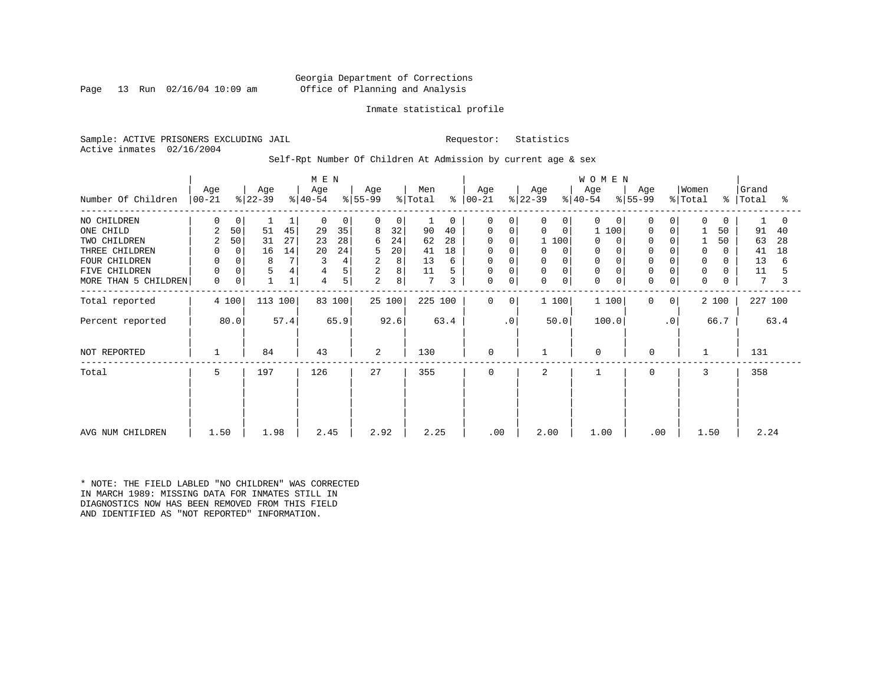Georgia Department of Corrections
Office of Planning and Analysis

Inmate statistical profile

Sample: ACTIVE PRISONERS EXCLUDING JAIL    Requestor: Statistics
Active inmates 02/16/2004

Self-Rpt Number Of Children At Admission by current age & sex

| Number Of Children | MEN Age 00-21 | % | Age 22-39 | % | Age 40-54 | % | Age 55-99 | % | Men Total | % | WOMEN Age 00-21 | % | Age 22-39 | % | Age 40-54 | % | Age 55-99 | % | Women Total | % | Grand Total | % |
|---|---|---|---|---|---|---|---|---|---|---|---|---|---|---|---|---|---|---|---|---|---|---|
| NO CHILDREN | 0 | 0 | 1 | 1 | 0 | 0 | 0 | 0 | 1 | 0 | 0 | 0 | 0 | 0 | 0 | 0 | 0 | 0 | 0 | 0 | 1 | 0 |
| ONE CHILD | 2 | 50 | 51 | 45 | 29 | 35 | 8 | 32 | 90 | 40 | 0 | 0 | 0 | 0 | 1 | 100 | 0 | 0 | 1 | 50 | 91 | 40 |
| TWO CHILDREN | 2 | 50 | 31 | 27 | 23 | 28 | 6 | 24 | 62 | 28 | 0 | 0 | 1 | 100 | 0 | 0 | 0 | 0 | 1 | 50 | 63 | 28 |
| THREE CHILDREN | 0 | 0 | 16 | 14 | 20 | 24 | 5 | 20 | 41 | 18 | 0 | 0 | 0 | 0 | 0 | 0 | 0 | 0 | 0 | 0 | 41 | 18 |
| FOUR CHILDREN | 0 | 0 | 8 | 7 | 3 | 4 | 2 | 8 | 13 | 6 | 0 | 0 | 0 | 0 | 0 | 0 | 0 | 0 | 0 | 0 | 13 | 6 |
| FIVE CHILDREN | 0 | 0 | 5 | 4 | 4 | 5 | 2 | 8 | 11 | 5 | 0 | 0 | 0 | 0 | 0 | 0 | 0 | 0 | 0 | 0 | 11 | 5 |
| MORE THAN 5 CHILDREN | 0 | 0 | 1 | 1 | 4 | 5 | 2 | 8 | 7 | 3 | 0 | 0 | 0 | 0 | 0 | 0 | 0 | 0 | 0 | 0 | 7 | 3 |
| Total reported | 4 | 100 | 113 | 100 | 83 | 100 | 25 | 100 | 225 | 100 | 0 | 0 | 1 | 100 | 1 | 100 | 0 | 0 | 2 | 100 | 227 | 100 |
| Percent reported | | 80.0 | | 57.4 | | 65.9 | | 92.6 | | 63.4 | | .0 | | 50.0 | | 100.0 | | .0 | | 66.7 | | 63.4 |
| NOT REPORTED | 1 | | 84 | | 43 | | 2 | | 130 | | 0 | | 1 | | 0 | | 0 | | 1 | | 131 | |
| Total | 5 | | 197 | | 126 | | 27 | | 355 | | 0 | | 2 | | 1 | | 0 | | 3 | | 358 | |
| AVG NUM CHILDREN | 1.50 | | 1.98 | | 2.45 | | 2.92 | | 2.25 | | .00 | | 2.00 | | 1.00 | | .00 | | 1.50 | | 2.24 | |

* NOTE: THE FIELD LABLED "NO CHILDREN" WAS CORRECTED IN MARCH 1989: MISSING DATA FOR INMATES STILL IN DIAGNOSTICS NOW HAS BEEN REMOVED FROM THIS FIELD AND IDENTIFIED AS "NOT REPORTED" INFORMATION.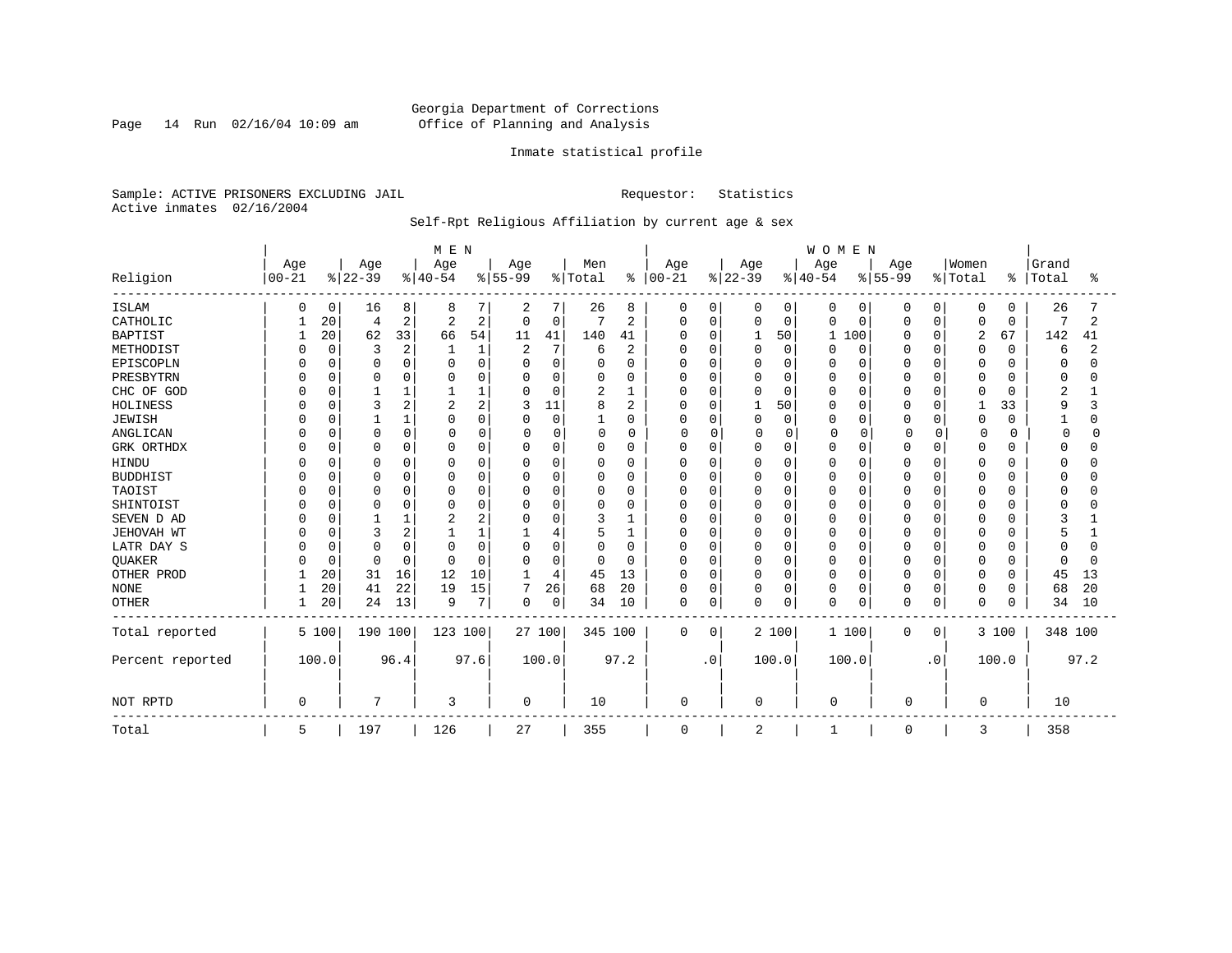Georgia Department of Corrections
Office of Planning and Analysis

Inmate statistical profile

Sample: ACTIVE PRISONERS EXCLUDING JAIL
Active inmates 02/16/2004

Requestor: Statistics

Self-Rpt Religious Affiliation by current age & sex

| Religion | MEN Age 00-21 | % | Age 22-39 | % | Age 40-54 | % | Age 55-99 | % | Men Total | % | WOMEN Age 00-21 | % | Age 22-39 | % | Age 40-54 | % | Age 55-99 | % | Women Total | % | Grand Total | % |
|---|---|---|---|---|---|---|---|---|---|---|---|---|---|---|---|---|---|---|---|---|---|---|
| ISLAM | 0 | 0 | 16 | 8 | 8 | 7 | 2 | 7 | 26 | 8 | 0 | 0 | 0 | 0 | 0 | 0 | 0 | 0 | 0 | 0 | 26 | 7 |
| CATHOLIC | 1 | 20 | 4 | 2 | 2 | 2 | 0 | 0 | 7 | 2 | 0 | 0 | 0 | 0 | 0 | 0 | 0 | 0 | 0 | 0 | 7 | 2 |
| BAPTIST | 1 | 20 | 62 | 33 | 66 | 54 | 11 | 41 | 140 | 41 | 0 | 0 | 1 | 50 | 1 | 100 | 0 | 0 | 2 | 67 | 142 | 41 |
| METHODIST | 0 | 0 | 3 | 2 | 1 | 1 | 2 | 7 | 6 | 2 | 0 | 0 | 0 | 0 | 0 | 0 | 0 | 0 | 0 | 0 | 6 | 2 |
| EPISCOPLN | 0 | 0 | 0 | 0 | 0 | 0 | 0 | 0 | 0 | 0 | 0 | 0 | 0 | 0 | 0 | 0 | 0 | 0 | 0 | 0 | 0 | 0 |
| PRESBYTRN | 0 | 0 | 0 | 0 | 0 | 0 | 0 | 0 | 0 | 0 | 0 | 0 | 0 | 0 | 0 | 0 | 0 | 0 | 0 | 0 | 0 | 0 |
| CHC OF GOD | 0 | 0 | 1 | 1 | 1 | 1 | 0 | 0 | 2 | 1 | 0 | 0 | 0 | 0 | 0 | 0 | 0 | 0 | 0 | 0 | 2 | 1 |
| HOLINESS | 0 | 0 | 3 | 2 | 2 | 2 | 3 | 11 | 8 | 2 | 0 | 0 | 1 | 50 | 0 | 0 | 0 | 0 | 1 | 33 | 9 | 3 |
| JEWISH | 0 | 0 | 1 | 1 | 0 | 0 | 0 | 0 | 1 | 0 | 0 | 0 | 0 | 0 | 0 | 0 | 0 | 0 | 0 | 0 | 1 | 0 |
| ANGLICAN | 0 | 0 | 0 | 0 | 0 | 0 | 0 | 0 | 0 | 0 | 0 | 0 | 0 | 0 | 0 | 0 | 0 | 0 | 0 | 0 | 0 | 0 |
| GRK ORTHDX | 0 | 0 | 0 | 0 | 0 | 0 | 0 | 0 | 0 | 0 | 0 | 0 | 0 | 0 | 0 | 0 | 0 | 0 | 0 | 0 | 0 | 0 |
| HINDU | 0 | 0 | 0 | 0 | 0 | 0 | 0 | 0 | 0 | 0 | 0 | 0 | 0 | 0 | 0 | 0 | 0 | 0 | 0 | 0 | 0 | 0 |
| BUDDHIST | 0 | 0 | 0 | 0 | 0 | 0 | 0 | 0 | 0 | 0 | 0 | 0 | 0 | 0 | 0 | 0 | 0 | 0 | 0 | 0 | 0 | 0 |
| TAOIST | 0 | 0 | 0 | 0 | 0 | 0 | 0 | 0 | 0 | 0 | 0 | 0 | 0 | 0 | 0 | 0 | 0 | 0 | 0 | 0 | 0 | 0 |
| SHINTOIST | 0 | 0 | 0 | 0 | 0 | 0 | 0 | 0 | 0 | 0 | 0 | 0 | 0 | 0 | 0 | 0 | 0 | 0 | 0 | 0 | 0 | 0 |
| SEVEN D AD | 0 | 0 | 1 | 1 | 2 | 2 | 0 | 0 | 3 | 1 | 0 | 0 | 0 | 0 | 0 | 0 | 0 | 0 | 0 | 0 | 3 | 1 |
| JEHOVAH WT | 0 | 0 | 3 | 2 | 1 | 1 | 1 | 4 | 5 | 1 | 0 | 0 | 0 | 0 | 0 | 0 | 0 | 0 | 0 | 0 | 5 | 1 |
| LATR DAY S | 0 | 0 | 0 | 0 | 0 | 0 | 0 | 0 | 0 | 0 | 0 | 0 | 0 | 0 | 0 | 0 | 0 | 0 | 0 | 0 | 0 | 0 |
| QUAKER | 0 | 0 | 0 | 0 | 0 | 0 | 0 | 0 | 0 | 0 | 0 | 0 | 0 | 0 | 0 | 0 | 0 | 0 | 0 | 0 | 0 | 0 |
| OTHER PROD | 1 | 20 | 31 | 16 | 12 | 10 | 1 | 4 | 45 | 13 | 0 | 0 | 0 | 0 | 0 | 0 | 0 | 0 | 0 | 0 | 45 | 13 |
| NONE | 1 | 20 | 41 | 22 | 19 | 15 | 7 | 26 | 68 | 20 | 0 | 0 | 0 | 0 | 0 | 0 | 0 | 0 | 0 | 0 | 68 | 20 |
| OTHER | 1 | 20 | 24 | 13 | 9 | 7 | 0 | 0 | 34 | 10 | 0 | 0 | 0 | 0 | 0 | 0 | 0 | 0 | 0 | 0 | 34 | 10 |
| Total reported | 5 | 100 | 190 | 100 | 123 | 100 | 27 | 100 | 345 | 100 | 0 | 0 | 2 | 100 | 1 | 100 | 0 | 0 | 3 | 100 | 348 | 100 |
| Percent reported | | 100.0 | | 96.4 | | 97.6 | | 100.0 | | 97.2 | | .0 | | 100.0 | | 100.0 | | .0 | | 100.0 | | 97.2 |
| NOT RPTD | 0 | | 7 | | 3 | | 0 | | 10 | | 0 | | 0 | | 0 | | 0 | | 0 | | 10 | |
| Total | 5 | | 197 | | 126 | | 27 | | 355 | | 0 | | 2 | | 1 | | 0 | | 3 | | 358 | |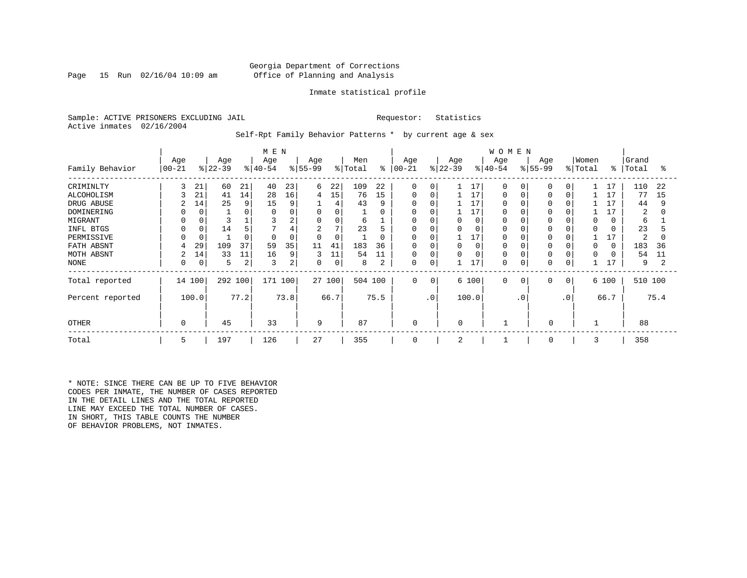Georgia Department of Corrections
Office of Planning and Analysis

Inmate statistical profile

Sample: ACTIVE PRISONERS EXCLUDING JAIL　　　　Requestor: Statistics
Active inmates 02/16/2004

Self-Rpt Family Behavior Patterns * by current age & sex

| | MEN | | | | | | | | | | WOMEN | | | | | | | | | | | |
|---|---|---|---|---|---|---|---|---|---|---|---|---|---|---|---|---|---|---|---|---|---|---|
| Family Behavior | Age 00-21 | % | Age 22-39 | % | Age 40-54 | % | Age 55-99 | % | Men Total | % | Age 00-21 | % | Age 22-39 | % | Age 40-54 | % | Age 55-99 | % | Women Total | % | Grand Total | % |
| CRIMINLTY | 3 | 21 | 60 | 21 | 40 | 23 | 6 | 22 | 109 | 22 | 0 | 0 | 1 | 17 | 0 | 0 | 0 | 0 | 1 | 17 | 110 | 22 |
| ALCOHOLISM | 3 | 21 | 41 | 14 | 28 | 16 | 4 | 15 | 76 | 15 | 0 | 0 | 1 | 17 | 0 | 0 | 0 | 0 | 1 | 17 | 77 | 15 |
| DRUG ABUSE | 2 | 14 | 25 | 9 | 15 | 9 | 1 | 4 | 43 | 9 | 0 | 0 | 1 | 17 | 0 | 0 | 0 | 0 | 1 | 17 | 44 | 9 |
| DOMINERING | 0 | 0 | 1 | 0 | 0 | 0 | 0 | 0 | 1 | 0 | 0 | 0 | 1 | 17 | 0 | 0 | 0 | 0 | 1 | 17 | 2 | 0 |
| MIGRANT | 0 | 0 | 3 | 1 | 3 | 2 | 0 | 0 | 6 | 1 | 0 | 0 | 0 | 0 | 0 | 0 | 0 | 0 | 0 | 0 | 6 | 1 |
| INFL BTGS | 0 | 0 | 14 | 5 | 7 | 4 | 2 | 7 | 23 | 5 | 0 | 0 | 0 | 0 | 0 | 0 | 0 | 0 | 0 | 0 | 23 | 5 |
| PERMISSIVE | 0 | 0 | 1 | 0 | 0 | 0 | 0 | 0 | 1 | 0 | 0 | 0 | 1 | 17 | 0 | 0 | 0 | 0 | 1 | 17 | 2 | 0 |
| FATH ABSNT | 4 | 29 | 109 | 37 | 59 | 35 | 11 | 41 | 183 | 36 | 0 | 0 | 0 | 0 | 0 | 0 | 0 | 0 | 0 | 0 | 183 | 36 |
| MOTH ABSNT | 2 | 14 | 33 | 11 | 16 | 9 | 3 | 11 | 54 | 11 | 0 | 0 | 0 | 0 | 0 | 0 | 0 | 0 | 0 | 0 | 54 | 11 |
| NONE | 0 | 0 | 5 | 2 | 3 | 2 | 0 | 0 | 8 | 2 | 0 | 0 | 1 | 17 | 0 | 0 | 0 | 0 | 1 | 17 | 9 | 2 |
| Total reported | 14 | 100 | 292 | 100 | 171 | 100 | 27 | 100 | 504 | 100 | 0 | 0 | 6 | 100 | 0 | 0 | 0 | 0 | 6 | 100 | 510 | 100 |
| Percent reported | | 100.0 | | 77.2 | | 73.8 | | 66.7 | | 75.5 | | .0 | | 100.0 | | .0 | | .0 | | 66.7 | | 75.4 |
| OTHER | 0 | | 45 | | 33 | | 9 | | 87 | | 0 | | 0 | | 1 | | 0 | | 1 | | 88 | |
| Total | 5 | | 197 | | 126 | | 27 | | 355 | | 0 | | 2 | | 1 | | 0 | | 3 | | 358 | |

* NOTE: SINCE THERE CAN BE UP TO FIVE BEHAVIOR CODES PER INMATE, THE NUMBER OF CASES REPORTED IN THE DETAIL LINES AND THE TOTAL REPORTED LINE MAY EXCEED THE TOTAL NUMBER OF CASES. IN SHORT, THIS TABLE COUNTS THE NUMBER OF BEHAVIOR PROBLEMS, NOT INMATES.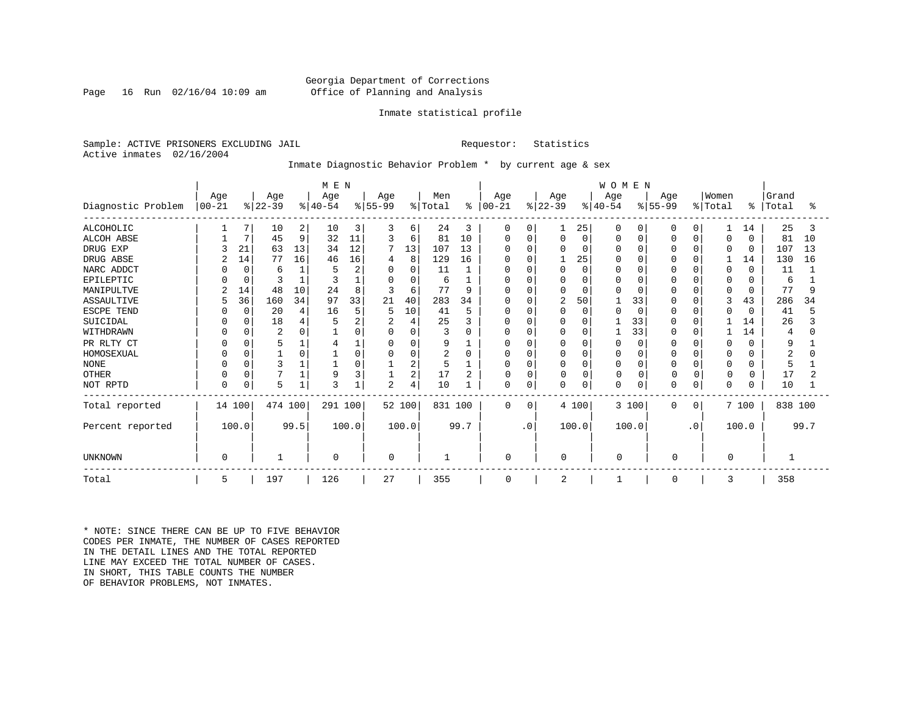Georgia Department of Corrections
Office of Planning and Analysis

Inmate statistical profile

Sample: ACTIVE PRISONERS EXCLUDING JAIL                    Requestor: Statistics
Active inmates 02/16/2004

Inmate Diagnostic Behavior Problem * by current age & sex

| Diagnostic Problem | MEN Age 00-21 | % | Age 22-39 | % | Age 40-54 | % | Age 55-99 | % | Men Total | % | WOMEN Age 00-21 | % | Age 22-39 | % | Age 40-54 | % | Age 55-99 | % | Women Total | % | Grand Total | % |
|---|---|---|---|---|---|---|---|---|---|---|---|---|---|---|---|---|---|---|---|---|---|---|
| ALCOHOLIC | 1 | 7 | 10 | 2 | 10 | 3 | 3 | 6 | 24 | 3 | 0 | 0 | 1 | 25 | 0 | 0 | 0 | 0 | 1 | 14 | 25 | 3 |
| ALCOH ABSE | 1 | 7 | 45 | 9 | 32 | 11 | 3 | 6 | 81 | 10 | 0 | 0 | 0 | 0 | 0 | 0 | 0 | 0 | 0 | 0 | 81 | 10 |
| DRUG EXP | 3 | 21 | 63 | 13 | 34 | 12 | 7 | 13 | 107 | 13 | 0 | 0 | 0 | 0 | 0 | 0 | 0 | 0 | 0 | 0 | 107 | 13 |
| DRUG ABSE | 2 | 14 | 77 | 16 | 46 | 16 | 4 | 8 | 129 | 16 | 0 | 0 | 1 | 25 | 0 | 0 | 0 | 0 | 1 | 14 | 130 | 16 |
| NARC ADDCT | 0 | 0 | 6 | 1 | 5 | 2 | 0 | 0 | 11 | 1 | 0 | 0 | 0 | 0 | 0 | 0 | 0 | 0 | 0 | 0 | 11 | 1 |
| EPILEPTIC | 0 | 0 | 3 | 1 | 3 | 1 | 0 | 0 | 6 | 1 | 0 | 0 | 0 | 0 | 0 | 0 | 0 | 0 | 0 | 0 | 6 | 1 |
| MANIPULTVE | 2 | 14 | 48 | 10 | 24 | 8 | 3 | 6 | 77 | 9 | 0 | 0 | 0 | 0 | 0 | 0 | 0 | 0 | 0 | 0 | 77 | 9 |
| ASSAULTIVE | 5 | 36 | 160 | 34 | 97 | 33 | 21 | 40 | 283 | 34 | 0 | 0 | 2 | 50 | 1 | 33 | 0 | 0 | 3 | 43 | 286 | 34 |
| ESCPE TEND | 0 | 0 | 20 | 4 | 16 | 5 | 5 | 10 | 41 | 5 | 0 | 0 | 0 | 0 | 0 | 0 | 0 | 0 | 0 | 0 | 41 | 5 |
| SUICIDAL | 0 | 0 | 18 | 4 | 5 | 2 | 2 | 4 | 25 | 3 | 0 | 0 | 0 | 0 | 1 | 33 | 0 | 0 | 1 | 14 | 26 | 3 |
| WITHDRAWN | 0 | 0 | 2 | 0 | 1 | 0 | 0 | 0 | 3 | 0 | 0 | 0 | 0 | 0 | 1 | 33 | 0 | 0 | 1 | 14 | 4 | 0 |
| PR RLTY CT | 0 | 0 | 5 | 1 | 4 | 1 | 0 | 0 | 9 | 1 | 0 | 0 | 0 | 0 | 0 | 0 | 0 | 0 | 0 | 0 | 9 | 1 |
| HOMOSEXUAL | 0 | 0 | 1 | 0 | 1 | 0 | 0 | 0 | 2 | 0 | 0 | 0 | 0 | 0 | 0 | 0 | 0 | 0 | 0 | 0 | 2 | 0 |
| NONE | 0 | 0 | 3 | 1 | 1 | 0 | 1 | 2 | 5 | 1 | 0 | 0 | 0 | 0 | 0 | 0 | 0 | 0 | 0 | 0 | 5 | 1 |
| OTHER | 0 | 0 | 7 | 1 | 9 | 3 | 1 | 2 | 17 | 2 | 0 | 0 | 0 | 0 | 0 | 0 | 0 | 0 | 0 | 0 | 17 | 2 |
| NOT RPTD | 0 | 0 | 5 | 1 | 3 | 1 | 2 | 4 | 10 | 1 | 0 | 0 | 0 | 0 | 0 | 0 | 0 | 0 | 0 | 0 | 10 | 1 |
| Total reported | 14 | 100 | 474 | 100 | 291 | 100 | 52 | 100 | 831 | 100 | 0 | 0 | 4 | 100 | 3 | 100 | 0 | 0 | 7 | 100 | 838 | 100 |
| Percent reported | | 100.0 | | 99.5 | | 100.0 | | 100.0 | | 99.7 | | .0 | | 100.0 | | 100.0 | | .0 | | 100.0 | | 99.7 |
| UNKNOWN | 0 | | 1 | | 0 | | 0 | | 1 | | 0 | | 0 | | 0 | | 0 | | 0 | | 1 | |
| Total | 5 | | 197 | | 126 | | 27 | | 355 | | 0 | | 2 | | 1 | | 0 | | 3 | | 358 | |

\* NOTE: SINCE THERE CAN BE UP TO FIVE BEHAVIOR CODES PER INMATE, THE NUMBER OF CASES REPORTED IN THE DETAIL LINES AND THE TOTAL REPORTED LINE MAY EXCEED THE TOTAL NUMBER OF CASES. IN SHORT, THIS TABLE COUNTS THE NUMBER OF BEHAVIOR PROBLEMS, NOT INMATES.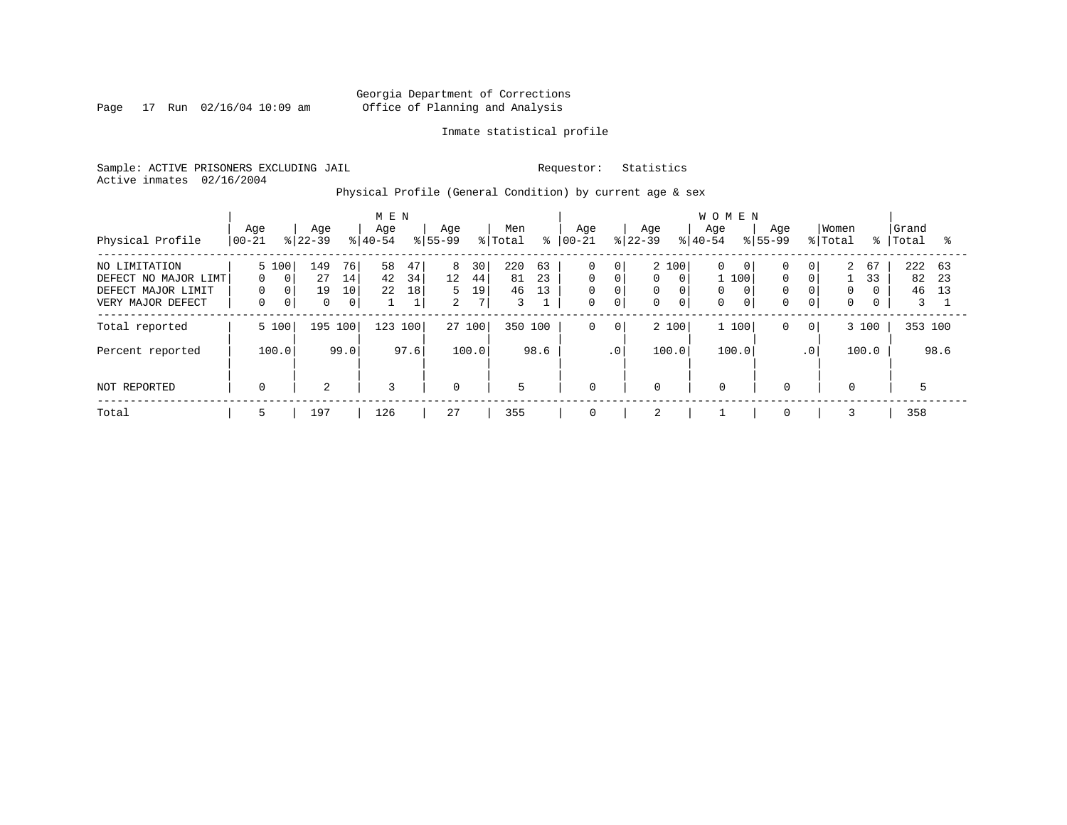Georgia Department of Corrections
Office of Planning and Analysis

Inmate statistical profile

Sample: ACTIVE PRISONERS EXCLUDING JAIL

Requestor: Statistics

Active inmates 02/16/2004

Physical Profile (General Condition) by current age & sex

| Physical Profile | MEN Age 00-21 | % | Age 22-39 | % | Age 40-54 | % | Age 55-99 | % | Men Total | % | WOMEN Age 00-21 | % | Age 22-39 | % | Age 40-54 | % | Age 55-99 | % | Women Total | % | Grand Total | % |
|---|---|---|---|---|---|---|---|---|---|---|---|---|---|---|---|---|---|---|---|---|---|---|
| NO LIMITATION | 5 | 100 | 149 | 76 | 58 | 47 | 8 | 30 | 220 | 63 | 0 | 0 | 2 | 100 | 0 | 0 | 0 | 0 | 2 | 67 | 222 | 63 |
| DEFECT NO MAJOR LIMT | 0 | 0 | 27 | 14 | 42 | 34 | 12 | 44 | 81 | 23 | 0 | 0 | 0 | 0 | 1 | 100 | 0 | 0 | 1 | 33 | 82 | 23 |
| DEFECT MAJOR LIMIT | 0 | 0 | 19 | 10 | 22 | 18 | 5 | 19 | 46 | 13 | 0 | 0 | 0 | 0 | 0 | 0 | 0 | 0 | 0 | 0 | 46 | 13 |
| VERY MAJOR DEFECT | 0 | 0 | 0 | 0 | 1 | 1 | 2 | 7 | 3 | 1 | 0 | 0 | 0 | 0 | 0 | 0 | 0 | 0 | 0 | 0 | 3 | 1 |
| Total reported | 5 | 100 | 195 | 100 | 123 | 100 | 27 | 100 | 350 | 100 | 0 | 0 | 2 | 100 | 1 | 100 | 0 | 0 | 3 | 100 | 353 | 100 |
| Percent reported | | 100.0 | | 99.0 | | 97.6 | | 100.0 | | 98.6 | | .0 | | 100.0 | | 100.0 | | .0 | | 100.0 | | 98.6 |
| NOT REPORTED | 0 | | 2 | | 3 | | 0 | | 5 | | 0 | | 0 | | 0 | | 0 | | 0 | | 5 | |
| Total | 5 | | 197 | | 126 | | 27 | | 355 | | 0 | | 2 | | 1 | | 0 | | 3 | | 358 | |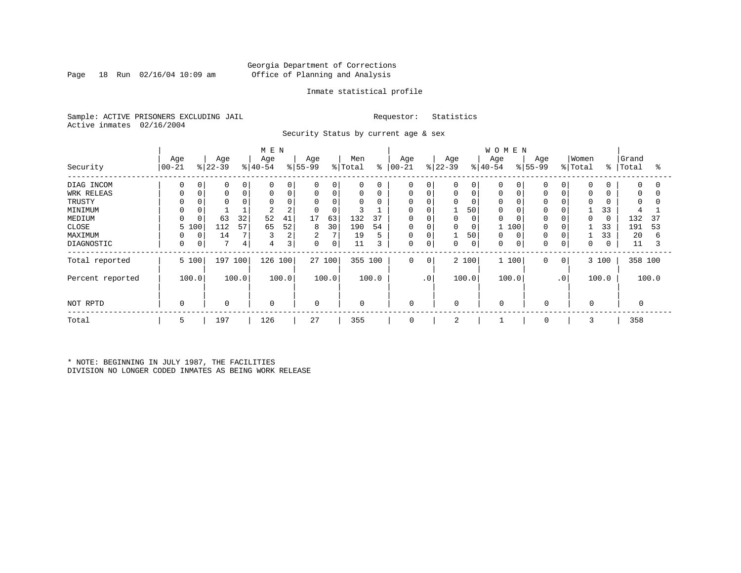Georgia Department of Corrections
Office of Planning and Analysis

Inmate statistical profile

Sample: ACTIVE PRISONERS EXCLUDING JAIL    Requestor: Statistics
Active inmates 02/16/2004

Security Status by current age & sex

| Security | MEN Age 00-21 | % | Age 22-39 | % | Age 40-54 | % | Age 55-99 | % | Men Total | % | WOMEN Age 00-21 | % | Age 22-39 | % | Age 40-54 | % | Age 55-99 | % | Women Total | % | Grand Total | % |
|---|---|---|---|---|---|---|---|---|---|---|---|---|---|---|---|---|---|---|---|---|---|---|
| DIAG INCOM | 0 | 0 | 0 | 0 | 0 | 0 | 0 | 0 | 0 | 0 | 0 | 0 | 0 | 0 | 0 | 0 | 0 | 0 | 0 | 0 | 0 | 0 |
| WRK RELEAS | 0 | 0 | 0 | 0 | 0 | 0 | 0 | 0 | 0 | 0 | 0 | 0 | 0 | 0 | 0 | 0 | 0 | 0 | 0 | 0 | 0 | 0 |
| TRUSTY | 0 | 0 | 0 | 0 | 0 | 0 | 0 | 0 | 0 | 0 | 0 | 0 | 0 | 0 | 0 | 0 | 0 | 0 | 0 | 0 | 0 | 0 |
| MINIMUM | 0 | 0 | 1 | 1 | 2 | 2 | 0 | 0 | 3 | 1 | 0 | 0 | 1 | 50 | 0 | 0 | 0 | 0 | 1 | 33 | 4 | 1 |
| MEDIUM | 0 | 0 | 63 | 32 | 52 | 41 | 17 | 63 | 132 | 37 | 0 | 0 | 0 | 0 | 0 | 0 | 0 | 0 | 0 | 0 | 132 | 37 |
| CLOSE | 5 | 100 | 112 | 57 | 65 | 52 | 8 | 30 | 190 | 54 | 0 | 0 | 0 | 0 | 1 | 100 | 0 | 0 | 1 | 33 | 191 | 53 |
| MAXIMUM | 0 | 0 | 14 | 7 | 3 | 2 | 2 | 7 | 19 | 5 | 0 | 0 | 1 | 50 | 0 | 0 | 0 | 0 | 1 | 33 | 20 | 6 |
| DIAGNOSTIC | 0 | 0 | 7 | 4 | 4 | 3 | 0 | 0 | 11 | 3 | 0 | 0 | 0 | 0 | 0 | 0 | 0 | 0 | 0 | 0 | 11 | 3 |
| Total reported | 5 | 100 | 197 | 100 | 126 | 100 | 27 | 100 | 355 | 100 | 0 | 0 | 2 | 100 | 1 | 100 | 0 | 0 | 3 | 100 | 358 | 100 |
| Percent reported | | 100.0 | | 100.0 | | 100.0 | | 100.0 | | 100.0 | | .0 | | 100.0 | | 100.0 | | .0 | | 100.0 | | 100.0 |
| NOT RPTD | 0 | | 0 | | 0 | | 0 | | 0 | | 0 | | 0 | | 0 | | 0 | | 0 | | 0 | |
| Total | 5 | | 197 | | 126 | | 27 | | 355 | | 0 | | 2 | | 1 | | 0 | | 3 | | 358 | |

* NOTE: BEGINNING IN JULY 1987, THE FACILITIES DIVISION NO LONGER CODED INMATES AS BEING WORK RELEASE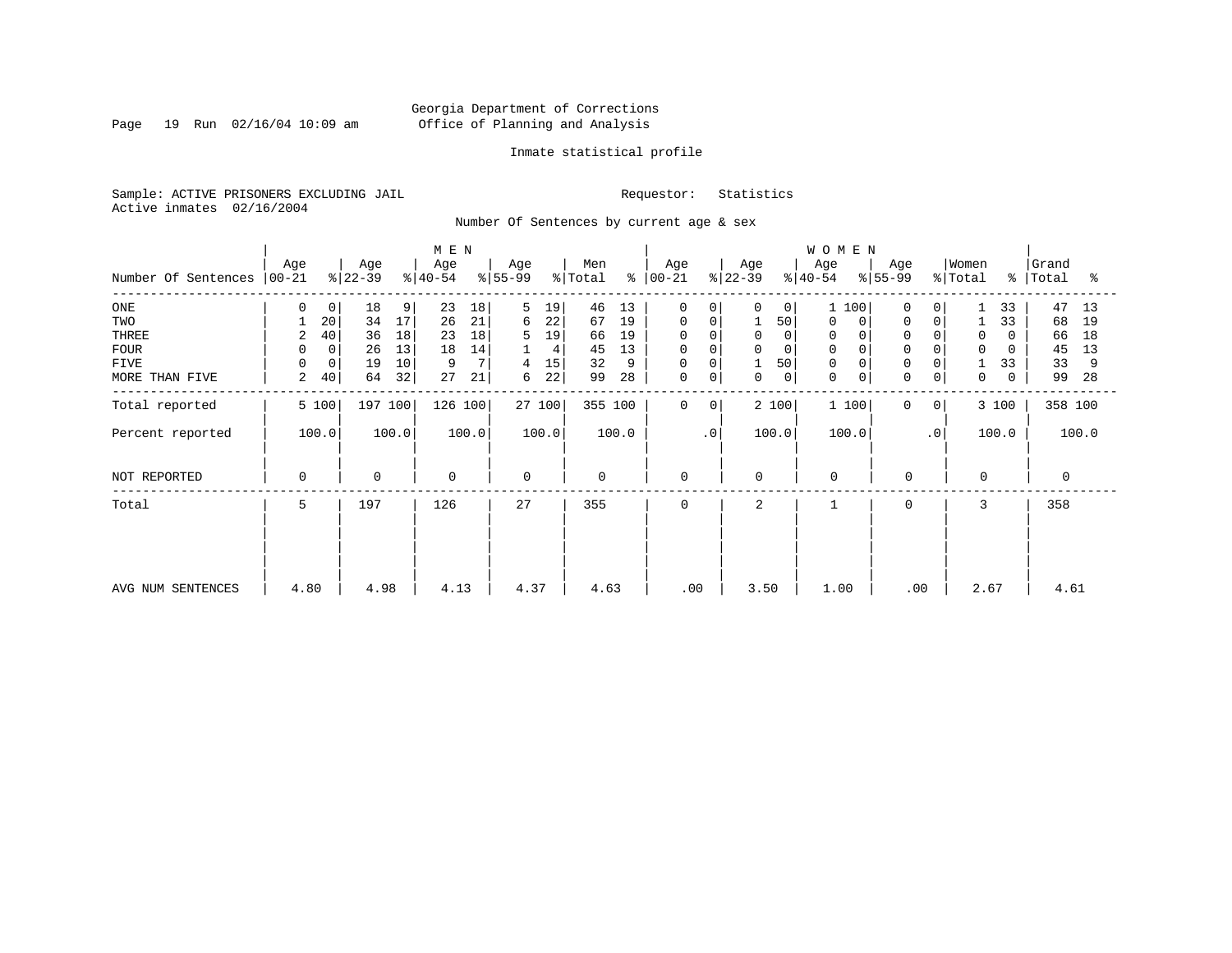Georgia Department of Corrections
Office of Planning and Analysis

Inmate statistical profile

Sample: ACTIVE PRISONERS EXCLUDING JAIL
Active inmates 02/16/2004

Requestor: Statistics

Number Of Sentences by current age & sex

| Number Of Sentences | MEN Age 00-21 | % | Age 22-39 | % | Age 40-54 | % | Age 55-99 | % | Men Total | % | WOMEN Age 00-21 | % | Age 22-39 | % | Age 40-54 | % | Age 55-99 | % | Women Total | % | Grand Total | % |
|---|---|---|---|---|---|---|---|---|---|---|---|---|---|---|---|---|---|---|---|---|---|---|
| ONE | 0 | 0 | 18 | 9 | 23 | 18 | 5 | 19 | 46 | 13 | 0 | 0 | 0 | 0 | 1 | 100 | 0 | 0 | 1 | 33 | 47 | 13 |
| TWO | 1 | 20 | 34 | 17 | 26 | 21 | 6 | 22 | 67 | 19 | 0 | 0 | 1 | 50 | 0 | 0 | 0 | 0 | 1 | 33 | 68 | 19 |
| THREE | 2 | 40 | 36 | 18 | 23 | 18 | 5 | 19 | 66 | 19 | 0 | 0 | 0 | 0 | 0 | 0 | 0 | 0 | 0 | 0 | 66 | 18 |
| FOUR | 0 | 0 | 26 | 13 | 18 | 14 | 1 | 4 | 45 | 13 | 0 | 0 | 0 | 0 | 0 | 0 | 0 | 0 | 0 | 0 | 45 | 13 |
| FIVE | 0 | 0 | 19 | 10 | 9 | 7 | 4 | 15 | 32 | 9 | 0 | 0 | 1 | 50 | 0 | 0 | 0 | 0 | 1 | 33 | 33 | 9 |
| MORE THAN FIVE | 2 | 40 | 64 | 32 | 27 | 21 | 6 | 22 | 99 | 28 | 0 | 0 | 0 | 0 | 0 | 0 | 0 | 0 | 0 | 0 | 99 | 28 |
| Total reported | 5 | 100 | 197 | 100 | 126 | 100 | 27 | 100 | 355 | 100 | 0 | 0 | 2 | 100 | 1 | 100 | 0 | 0 | 3 | 100 | 358 | 100 |
| Percent reported | 100.0 | | 100.0 | | 100.0 | | 100.0 | | 100.0 | | .0 | | 100.0 | | 100.0 | | .0 | | 100.0 | | 100.0 | |
| NOT REPORTED | 0 | | 0 | | 0 | | 0 | | 0 | | 0 | | 0 | | 0 | | 0 | | 0 | | 0 | |
| Total | 5 | | 197 | | 126 | | 27 | | 355 | | 0 | | 2 | | 1 | | 0 | | 3 | | 358 | |
| AVG NUM SENTENCES | 4.80 | | 4.98 | | 4.13 | | 4.37 | | 4.63 | | .00 | | 3.50 | | 1.00 | | .00 | | 2.67 | | 4.61 | |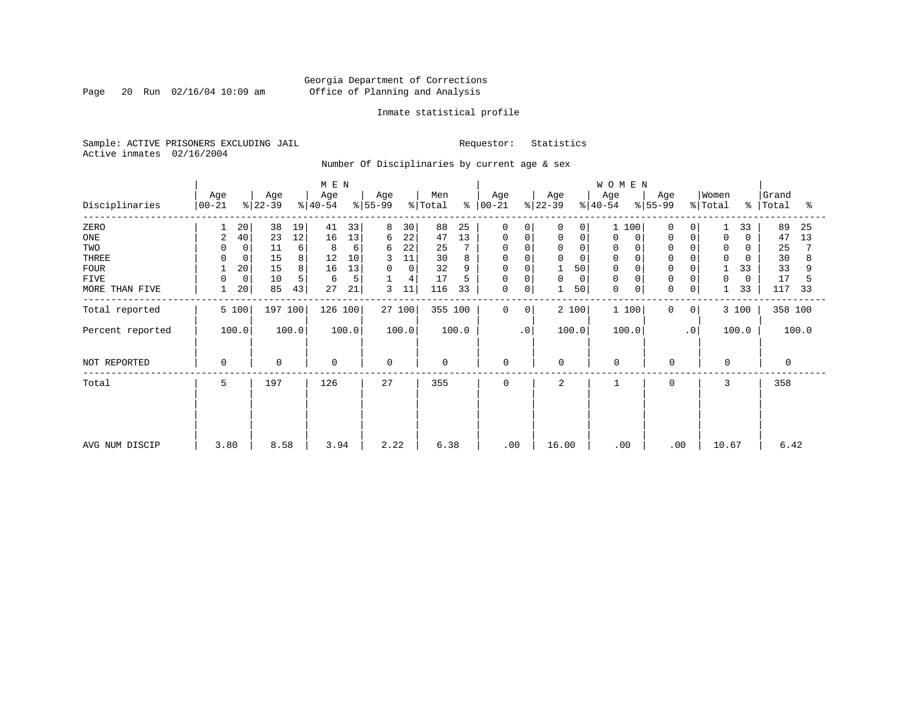Georgia Department of Corrections
Office of Planning and Analysis

Inmate statistical profile

Sample: ACTIVE PRISONERS EXCLUDING JAIL
Active inmates 02/16/2004

Requestor: Statistics

Number Of Disciplinaries by current age & sex

| Disciplinaries | MEN Age 00-21 | % | Age 22-39 | % | Age 40-54 | % | Age 55-99 | % | Men Total | % | WOMEN Age 00-21 | % | Age 22-39 | % | Age 40-54 | % | Age 55-99 | % | Women Total | % | Grand Total | % |
|---|---|---|---|---|---|---|---|---|---|---|---|---|---|---|---|---|---|---|---|---|---|---|
| ZERO | 1 | 20 | 38 | 19 | 41 | 33 | 8 | 30 | 88 | 25 | 0 | 0 | 0 | 0 | 1 | 100 | 0 | 0 | 1 | 33 | 89 | 25 |
| ONE | 2 | 40 | 23 | 12 | 16 | 13 | 6 | 22 | 47 | 13 | 0 | 0 | 0 | 0 | 0 | 0 | 0 | 0 | 0 | 0 | 47 | 13 |
| TWO | 0 | 0 | 11 | 6 | 8 | 6 | 6 | 22 | 25 | 7 | 0 | 0 | 0 | 0 | 0 | 0 | 0 | 0 | 0 | 0 | 25 | 7 |
| THREE | 0 | 0 | 15 | 8 | 12 | 10 | 3 | 11 | 30 | 8 | 0 | 0 | 0 | 0 | 0 | 0 | 0 | 0 | 0 | 0 | 30 | 8 |
| FOUR | 1 | 20 | 15 | 8 | 16 | 13 | 0 | 0 | 32 | 9 | 0 | 0 | 1 | 50 | 0 | 0 | 0 | 0 | 1 | 33 | 33 | 9 |
| FIVE | 0 | 0 | 10 | 5 | 6 | 5 | 1 | 4 | 17 | 5 | 0 | 0 | 0 | 0 | 0 | 0 | 0 | 0 | 0 | 0 | 17 | 5 |
| MORE THAN FIVE | 1 | 20 | 85 | 43 | 27 | 21 | 3 | 11 | 116 | 33 | 0 | 0 | 1 | 50 | 0 | 0 | 0 | 0 | 1 | 33 | 117 | 33 |
| Total reported | 5 | 100 | 197 | 100 | 126 | 100 | 27 | 100 | 355 | 100 | 0 | 0 | 2 | 100 | 1 | 100 | 0 | 0 | 3 | 100 | 358 | 100 |
| Percent reported | 100.0 | | 100.0 | | 100.0 | | 100.0 | | 100.0 | | .0 | | 100.0 | | 100.0 | | .0 | | 100.0 | | 100.0 | |
| NOT REPORTED | 0 | | 0 | | 0 | | 0 | | 0 | | 0 | | 0 | | 0 | | 0 | | 0 | | 0 | |
| Total | 5 | | 197 | | 126 | | 27 | | 355 | | 0 | | 2 | | 1 | | 0 | | 3 | | 358 | |
| AVG NUM DISCIP | 3.80 | | 8.58 | | 3.94 | | 2.22 | | 6.38 | | .00 | | 16.00 | | .00 | | .00 | | 10.67 | | 6.42 | |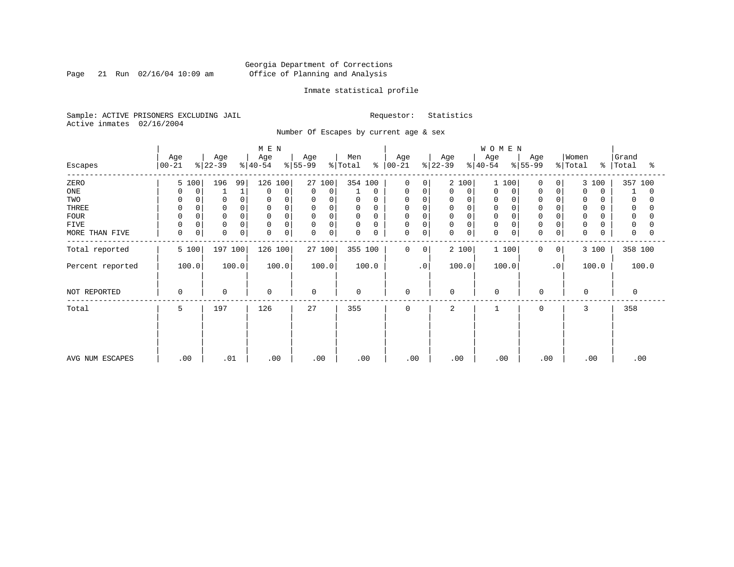Georgia Department of Corrections
Office of Planning and Analysis

Inmate statistical profile

Sample: ACTIVE PRISONERS EXCLUDING JAIL    Requestor: Statistics
Active inmates 02/16/2004

Number Of Escapes by current age & sex

| Escapes | MEN Age 00-21 | % | Age 22-39 | % | Age 40-54 | % | Age 55-99 | % | Men Total | % | WOMEN Age 00-21 | % | Age 22-39 | % | Age 40-54 | % | Age 55-99 | % | Women Total | % | Grand Total | % |
|---|---|---|---|---|---|---|---|---|---|---|---|---|---|---|---|---|---|---|---|---|---|---|
| ZERO | 5 | 100 | 196 | 99 | 126 | 100 | 27 | 100 | 354 | 100 | 0 | 0 | 2 | 100 | 1 | 100 | 0 | 0 | 3 | 100 | 357 | 100 |
| ONE | 0 | 0 | 1 | 1 | 0 | 0 | 0 | 0 | 1 | 0 | 0 | 0 | 0 | 0 | 0 | 0 | 0 | 0 | 0 | 0 | 1 | 0 |
| TWO | 0 | 0 | 0 | 0 | 0 | 0 | 0 | 0 | 0 | 0 | 0 | 0 | 0 | 0 | 0 | 0 | 0 | 0 | 0 | 0 | 0 | 0 |
| THREE | 0 | 0 | 0 | 0 | 0 | 0 | 0 | 0 | 0 | 0 | 0 | 0 | 0 | 0 | 0 | 0 | 0 | 0 | 0 | 0 | 0 | 0 |
| FOUR | 0 | 0 | 0 | 0 | 0 | 0 | 0 | 0 | 0 | 0 | 0 | 0 | 0 | 0 | 0 | 0 | 0 | 0 | 0 | 0 | 0 | 0 |
| FIVE | 0 | 0 | 0 | 0 | 0 | 0 | 0 | 0 | 0 | 0 | 0 | 0 | 0 | 0 | 0 | 0 | 0 | 0 | 0 | 0 | 0 | 0 |
| MORE THAN FIVE | 0 | 0 | 0 | 0 | 0 | 0 | 0 | 0 | 0 | 0 | 0 | 0 | 0 | 0 | 0 | 0 | 0 | 0 | 0 | 0 | 0 | 0 |
| Total reported | 5 | 100 | 197 | 100 | 126 | 100 | 27 | 100 | 355 | 100 | 0 | 0 | 2 | 100 | 1 | 100 | 0 | 0 | 3 | 100 | 358 | 100 |
| Percent reported | 100.0 | | 100.0 | | 100.0 | | 100.0 | | 100.0 | | .0 | | 100.0 | | 100.0 | | .0 | | 100.0 | | 100.0 | |
| NOT REPORTED | 0 | | 0 | | 0 | | 0 | | 0 | | 0 | | 0 | | 0 | | 0 | | 0 | | 0 | |
| Total | 5 | | 197 | | 126 | | 27 | | 355 | | 0 | | 2 | | 1 | | 0 | | 3 | | 358 | |
| AVG NUM ESCAPES | .00 | | .01 | | .00 | | .00 | | .00 | | .00 | | .00 | | .00 | | .00 | | .00 | | .00 | |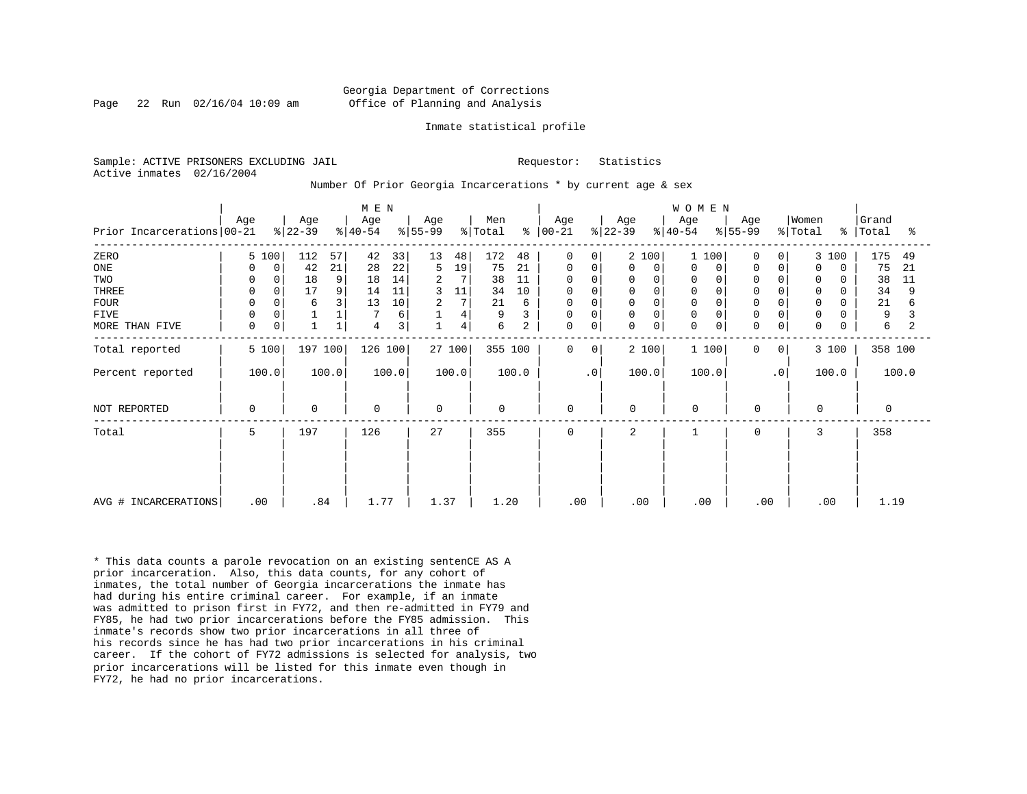Georgia Department of Corrections
Office of Planning and Analysis

Inmate statistical profile

Sample: ACTIVE PRISONERS EXCLUDING JAIL                Requestor: Statistics
Active inmates 02/16/2004

Number Of Prior Georgia Incarcerations * by current age & sex

| | MEN | | | | | | | | | | WOMEN | | | | | | | | | | | |
|---|---|---|---|---|---|---|---|---|---|---|---|---|---|---|---|---|---|---|---|---|---|---|
| Prior Incarcerations | Age 00-21 | % | Age 22-39 | % | Age 40-54 | % | Age 55-99 | % | Men Total | % | Age 00-21 | % | Age 22-39 | % | Age 40-54 | % | Age 55-99 | % | Women Total | % | Grand Total | % |
| ZERO | 5 | 100 | 112 | 57 | 42 | 33 | 13 | 48 | 172 | 48 | 0 | 0 | 2 | 100 | 1 | 100 | 0 | 0 | 3 | 100 | 175 | 49 |
| ONE | 0 | 0 | 42 | 21 | 28 | 22 | 5 | 19 | 75 | 21 | 0 | 0 | 0 | 0 | 0 | 0 | 0 | 0 | 0 | 0 | 75 | 21 |
| TWO | 0 | 0 | 18 | 9 | 18 | 14 | 2 | 7 | 38 | 11 | 0 | 0 | 0 | 0 | 0 | 0 | 0 | 0 | 0 | 0 | 38 | 11 |
| THREE | 0 | 0 | 17 | 9 | 14 | 11 | 3 | 11 | 34 | 10 | 0 | 0 | 0 | 0 | 0 | 0 | 0 | 0 | 0 | 0 | 34 | 9 |
| FOUR | 0 | 0 | 6 | 3 | 13 | 10 | 2 | 7 | 21 | 6 | 0 | 0 | 0 | 0 | 0 | 0 | 0 | 0 | 0 | 0 | 21 | 6 |
| FIVE | 0 | 0 | 1 | 1 | 7 | 6 | 1 | 4 | 9 | 3 | 0 | 0 | 0 | 0 | 0 | 0 | 0 | 0 | 0 | 0 | 9 | 3 |
| MORE THAN FIVE | 0 | 0 | 1 | 1 | 4 | 3 | 1 | 4 | 6 | 2 | 0 | 0 | 0 | 0 | 0 | 0 | 0 | 0 | 0 | 0 | 6 | 2 |
| Total reported | 5 | 100 | 197 | 100 | 126 | 100 | 27 | 100 | 355 | 100 | 0 | 0 | 2 | 100 | 1 | 100 | 0 | 0 | 3 | 100 | 358 | 100 |
| Percent reported | 100.0 | | 100.0 | | 100.0 | | 100.0 | | 100.0 | | .0 | | 100.0 | | 100.0 | | .0 | | 100.0 | | 100.0 | |
| NOT REPORTED | 0 | | 0 | | 0 | | 0 | | 0 | | 0 | | 0 | | 0 | | 0 | | 0 | | 0 | |
| Total | 5 | | 197 | | 126 | | 27 | | 355 | | 0 | | 2 | | 1 | | 0 | | 3 | | 358 | |
| AVG # INCARCERATIONS | .00 | | .84 | | 1.77 | | 1.37 | | 1.20 | | .00 | | .00 | | .00 | | .00 | | .00 | | 1.19 | |

* This data counts a parole revocation on an existing sentenCE AS A prior incarceration. Also, this data counts, for any cohort of inmates, the total number of Georgia incarcerations the inmate has had during his entire criminal career. For example, if an inmate was admitted to prison first in FY72, and then re-admitted in FY79 and FY85, he had two prior incarcerations before the FY85 admission. This inmate's records show two prior incarcerations in all three of his records since he has had two prior incarcerations in his criminal career. If the cohort of FY72 admissions is selected for analysis, two prior incarcerations will be listed for this inmate even though in FY72, he had no prior incarcerations.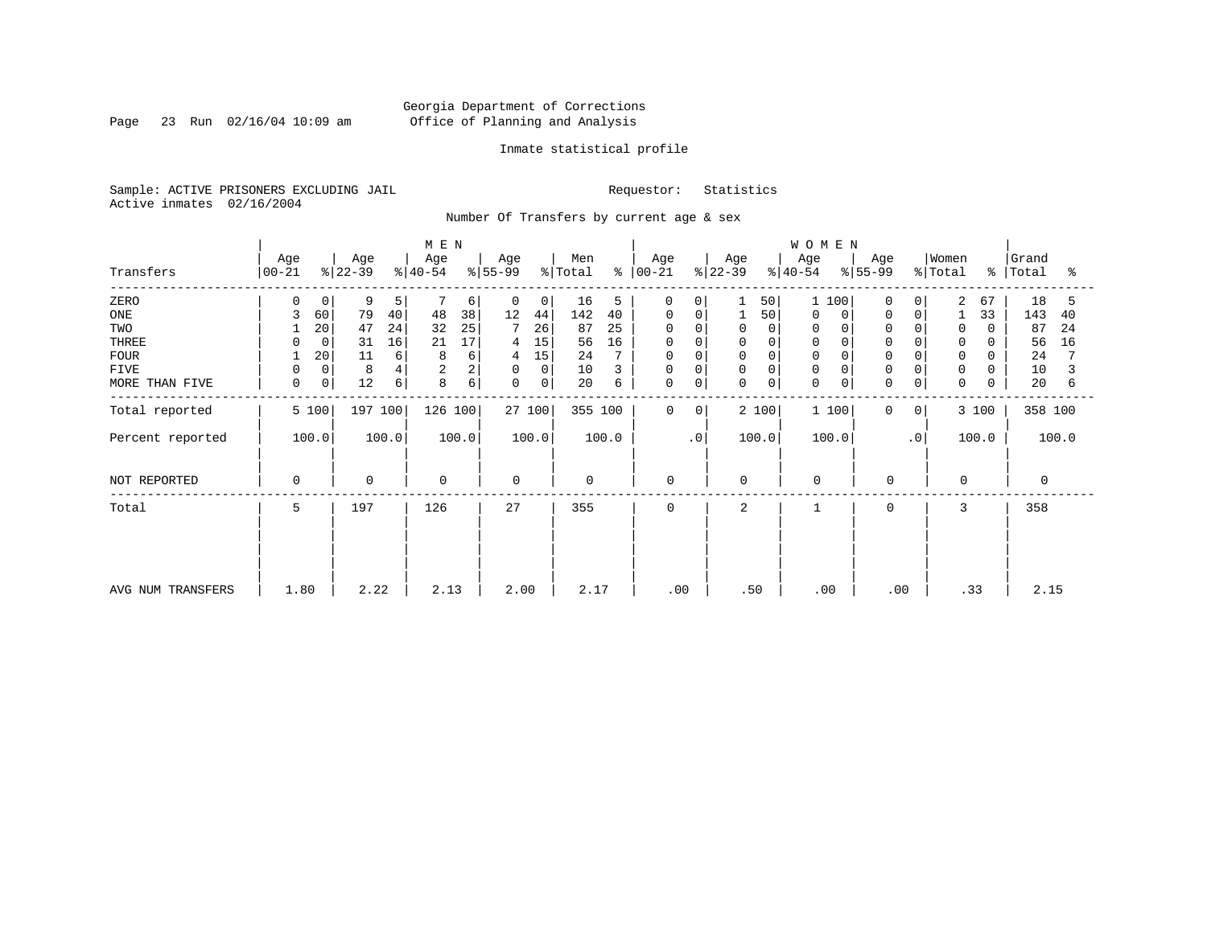Georgia Department of Corrections
Office of Planning and Analysis

Inmate statistical profile

Sample: ACTIVE PRISONERS EXCLUDING JAIL

Requestor: Statistics

Active inmates 02/16/2004

Number Of Transfers by current age & sex

| | MEN | | | | | | | | | | WOMEN | | | | | | | | | | Grand | |
|---|---|---|---|---|---|---|---|---|---|---|---|---|---|---|---|---|---|---|---|---|---|---|
| Transfers | Age 00-21 | % | Age 22-39 | % | Age 40-54 | % | Age 55-99 | % | Men Total | % | Age 00-21 | % | Age 22-39 | % | Age 40-54 | % | Age 55-99 | % | Women Total | % | Total | % |
| ZERO | 0 | 0 | 9 | 5 | 7 | 6 | 0 | 0 | 16 | 5 | 0 | 0 | 1 | 50 | 1 | 100 | 0 | 0 | 2 | 67 | 18 | 5 |
| ONE | 3 | 60 | 79 | 40 | 48 | 38 | 12 | 44 | 142 | 40 | 0 | 0 | 1 | 50 | 0 | 0 | 0 | 0 | 1 | 33 | 143 | 40 |
| TWO | 1 | 20 | 47 | 24 | 32 | 25 | 7 | 26 | 87 | 25 | 0 | 0 | 0 | 0 | 0 | 0 | 0 | 0 | 0 | 0 | 87 | 24 |
| THREE | 0 | 0 | 31 | 16 | 21 | 17 | 4 | 15 | 56 | 16 | 0 | 0 | 0 | 0 | 0 | 0 | 0 | 0 | 0 | 0 | 56 | 16 |
| FOUR | 1 | 20 | 11 | 6 | 8 | 6 | 4 | 15 | 24 | 7 | 0 | 0 | 0 | 0 | 0 | 0 | 0 | 0 | 0 | 0 | 24 | 7 |
| FIVE | 0 | 0 | 8 | 4 | 2 | 2 | 0 | 0 | 10 | 3 | 0 | 0 | 0 | 0 | 0 | 0 | 0 | 0 | 0 | 0 | 10 | 3 |
| MORE THAN FIVE | 0 | 0 | 12 | 6 | 8 | 6 | 0 | 0 | 20 | 6 | 0 | 0 | 0 | 0 | 0 | 0 | 0 | 0 | 0 | 0 | 20 | 6 |
| Total reported | 5 | 100 | 197 | 100 | 126 | 100 | 27 | 100 | 355 | 100 | 0 | 0 | 2 | 100 | 1 | 100 | 0 | 0 | 3 | 100 | 358 | 100 |
| Percent reported | 100.0 | | 100.0 | | 100.0 | | 100.0 | | 100.0 | | .0 | | 100.0 | | 100.0 | | .0 | | 100.0 | | 100.0 | |
| NOT REPORTED | 0 | | 0 | | 0 | | 0 | | 0 | | 0 | | 0 | | 0 | | 0 | | 0 | | 0 | |
| Total | 5 | | 197 | | 126 | | 27 | | 355 | | 0 | | 2 | | 1 | | 0 | | 3 | | 358 | |
| AVG NUM TRANSFERS | 1.80 | | 2.22 | | 2.13 | | 2.00 | | 2.17 | | .00 | | .50 | | .00 | | .00 | | .33 | | 2.15 | |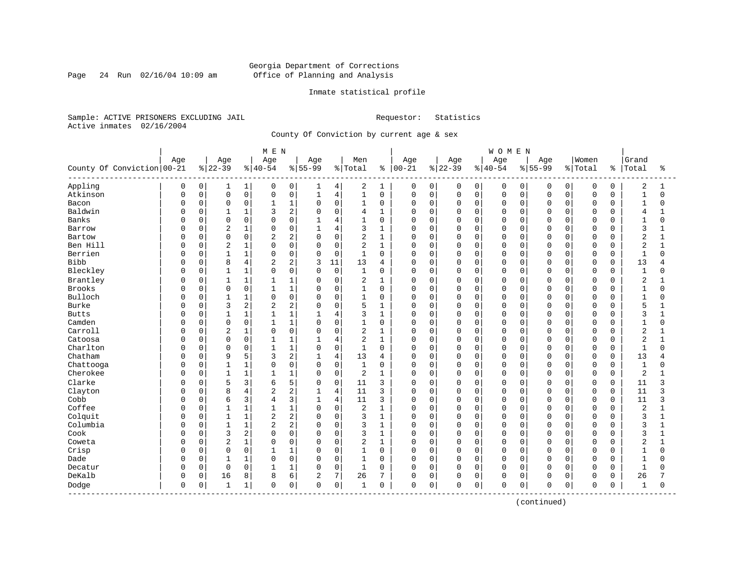Georgia Department of Corrections
Office of Planning and Analysis

Inmate statistical profile

Sample: ACTIVE PRISONERS EXCLUDING JAIL                    Requestor: Statistics
Active inmates 02/16/2004

County Of Conviction by current age & sex

| County Of Conviction | MEN Age 00-21 | % | Age 22-39 | % | Age 40-54 | % | Age 55-99 | % | Men Total | % | WOMEN Age 00-21 | % | Age 22-39 | % | Age 40-54 | % | Age 55-99 | % | Women Total | % | Grand Total | % |
|---|---|---|---|---|---|---|---|---|---|---|---|---|---|---|---|---|---|---|---|---|---|---|
| Appling | 0 | 0 | 1 | 1 | 0 | 0 | 1 | 4 | 2 | 1 | 0 | 0 | 0 | 0 | 0 | 0 | 0 | 0 | 0 | 0 | 2 | 1 |
| Atkinson | 0 | 0 | 0 | 0 | 0 | 0 | 1 | 4 | 1 | 0 | 0 | 0 | 0 | 0 | 0 | 0 | 0 | 0 | 0 | 0 | 1 | 0 |
| Bacon | 0 | 0 | 0 | 0 | 1 | 1 | 0 | 0 | 1 | 0 | 0 | 0 | 0 | 0 | 0 | 0 | 0 | 0 | 0 | 0 | 1 | 0 |
| Baldwin | 0 | 0 | 1 | 1 | 3 | 2 | 0 | 0 | 4 | 1 | 0 | 0 | 0 | 0 | 0 | 0 | 0 | 0 | 0 | 0 | 4 | 1 |
| Banks | 0 | 0 | 0 | 0 | 0 | 0 | 1 | 4 | 1 | 0 | 0 | 0 | 0 | 0 | 0 | 0 | 0 | 0 | 0 | 0 | 1 | 0 |
| Barrow | 0 | 0 | 2 | 1 | 0 | 0 | 1 | 4 | 3 | 1 | 0 | 0 | 0 | 0 | 0 | 0 | 0 | 0 | 0 | 0 | 3 | 1 |
| Bartow | 0 | 0 | 0 | 0 | 2 | 2 | 0 | 0 | 2 | 1 | 0 | 0 | 0 | 0 | 0 | 0 | 0 | 0 | 0 | 0 | 2 | 1 |
| Ben Hill | 0 | 0 | 2 | 1 | 0 | 0 | 0 | 0 | 2 | 1 | 0 | 0 | 0 | 0 | 0 | 0 | 0 | 0 | 0 | 0 | 2 | 1 |
| Berrien | 0 | 0 | 1 | 1 | 0 | 0 | 0 | 0 | 1 | 0 | 0 | 0 | 0 | 0 | 0 | 0 | 0 | 0 | 0 | 0 | 1 | 0 |
| Bibb | 0 | 0 | 8 | 4 | 2 | 2 | 3 | 11 | 13 | 4 | 0 | 0 | 0 | 0 | 0 | 0 | 0 | 0 | 0 | 0 | 13 | 4 |
| Bleckley | 0 | 0 | 1 | 1 | 0 | 0 | 0 | 0 | 1 | 0 | 0 | 0 | 0 | 0 | 0 | 0 | 0 | 0 | 0 | 0 | 1 | 0 |
| Brantley | 0 | 0 | 1 | 1 | 1 | 1 | 0 | 0 | 2 | 1 | 0 | 0 | 0 | 0 | 0 | 0 | 0 | 0 | 0 | 0 | 2 | 1 |
| Brooks | 0 | 0 | 0 | 0 | 1 | 1 | 0 | 0 | 1 | 0 | 0 | 0 | 0 | 0 | 0 | 0 | 0 | 0 | 0 | 0 | 1 | 0 |
| Bulloch | 0 | 0 | 1 | 1 | 0 | 0 | 0 | 0 | 1 | 0 | 0 | 0 | 0 | 0 | 0 | 0 | 0 | 0 | 0 | 0 | 1 | 0 |
| Burke | 0 | 0 | 3 | 2 | 2 | 2 | 0 | 0 | 5 | 1 | 0 | 0 | 0 | 0 | 0 | 0 | 0 | 0 | 0 | 0 | 5 | 1 |
| Butts | 0 | 0 | 1 | 1 | 1 | 1 | 1 | 4 | 3 | 1 | 0 | 0 | 0 | 0 | 0 | 0 | 0 | 0 | 0 | 0 | 3 | 1 |
| Camden | 0 | 0 | 0 | 0 | 1 | 1 | 0 | 0 | 1 | 0 | 0 | 0 | 0 | 0 | 0 | 0 | 0 | 0 | 0 | 0 | 1 | 0 |
| Carroll | 0 | 0 | 2 | 1 | 0 | 0 | 0 | 0 | 2 | 1 | 0 | 0 | 0 | 0 | 0 | 0 | 0 | 0 | 0 | 0 | 2 | 1 |
| Catoosa | 0 | 0 | 0 | 0 | 1 | 1 | 1 | 4 | 2 | 1 | 0 | 0 | 0 | 0 | 0 | 0 | 0 | 0 | 0 | 0 | 2 | 1 |
| Charlton | 0 | 0 | 0 | 0 | 1 | 1 | 0 | 0 | 1 | 0 | 0 | 0 | 0 | 0 | 0 | 0 | 0 | 0 | 0 | 0 | 1 | 0 |
| Chatham | 0 | 0 | 9 | 5 | 3 | 2 | 1 | 4 | 13 | 4 | 0 | 0 | 0 | 0 | 0 | 0 | 0 | 0 | 0 | 0 | 13 | 4 |
| Chattooga | 0 | 0 | 1 | 1 | 0 | 0 | 0 | 0 | 1 | 0 | 0 | 0 | 0 | 0 | 0 | 0 | 0 | 0 | 0 | 0 | 1 | 0 |
| Cherokee | 0 | 0 | 1 | 1 | 1 | 1 | 0 | 0 | 2 | 1 | 0 | 0 | 0 | 0 | 0 | 0 | 0 | 0 | 0 | 0 | 2 | 1 |
| Clarke | 0 | 0 | 5 | 3 | 6 | 5 | 0 | 0 | 11 | 3 | 0 | 0 | 0 | 0 | 0 | 0 | 0 | 0 | 0 | 0 | 11 | 3 |
| Clayton | 0 | 0 | 8 | 4 | 2 | 2 | 1 | 4 | 11 | 3 | 0 | 0 | 0 | 0 | 0 | 0 | 0 | 0 | 0 | 0 | 11 | 3 |
| Cobb | 0 | 0 | 6 | 3 | 4 | 3 | 1 | 4 | 11 | 3 | 0 | 0 | 0 | 0 | 0 | 0 | 0 | 0 | 0 | 0 | 11 | 3 |
| Coffee | 0 | 0 | 1 | 1 | 1 | 1 | 0 | 0 | 2 | 1 | 0 | 0 | 0 | 0 | 0 | 0 | 0 | 0 | 0 | 0 | 2 | 1 |
| Colquit | 0 | 0 | 1 | 1 | 2 | 2 | 0 | 0 | 3 | 1 | 0 | 0 | 0 | 0 | 0 | 0 | 0 | 0 | 0 | 0 | 3 | 1 |
| Columbia | 0 | 0 | 1 | 1 | 2 | 2 | 0 | 0 | 3 | 1 | 0 | 0 | 0 | 0 | 0 | 0 | 0 | 0 | 0 | 0 | 3 | 1 |
| Cook | 0 | 0 | 3 | 2 | 0 | 0 | 0 | 0 | 3 | 1 | 0 | 0 | 0 | 0 | 0 | 0 | 0 | 0 | 0 | 0 | 3 | 1 |
| Coweta | 0 | 0 | 2 | 1 | 0 | 0 | 0 | 0 | 2 | 1 | 0 | 0 | 0 | 0 | 0 | 0 | 0 | 0 | 0 | 0 | 2 | 1 |
| Crisp | 0 | 0 | 0 | 0 | 1 | 1 | 0 | 0 | 1 | 0 | 0 | 0 | 0 | 0 | 0 | 0 | 0 | 0 | 0 | 0 | 1 | 0 |
| Dade | 0 | 0 | 1 | 1 | 0 | 0 | 0 | 0 | 1 | 0 | 0 | 0 | 0 | 0 | 0 | 0 | 0 | 0 | 0 | 0 | 1 | 0 |
| Decatur | 0 | 0 | 0 | 0 | 1 | 1 | 0 | 0 | 1 | 0 | 0 | 0 | 0 | 0 | 0 | 0 | 0 | 0 | 0 | 0 | 1 | 0 |
| DeKalb | 0 | 0 | 16 | 8 | 8 | 6 | 2 | 7 | 26 | 7 | 0 | 0 | 0 | 0 | 0 | 0 | 0 | 0 | 0 | 0 | 26 | 7 |
| Dodge | 0 | 0 | 1 | 1 | 0 | 0 | 0 | 0 | 1 | 0 | 0 | 0 | 0 | 0 | 0 | 0 | 0 | 0 | 0 | 0 | 1 | 0 |

(continued)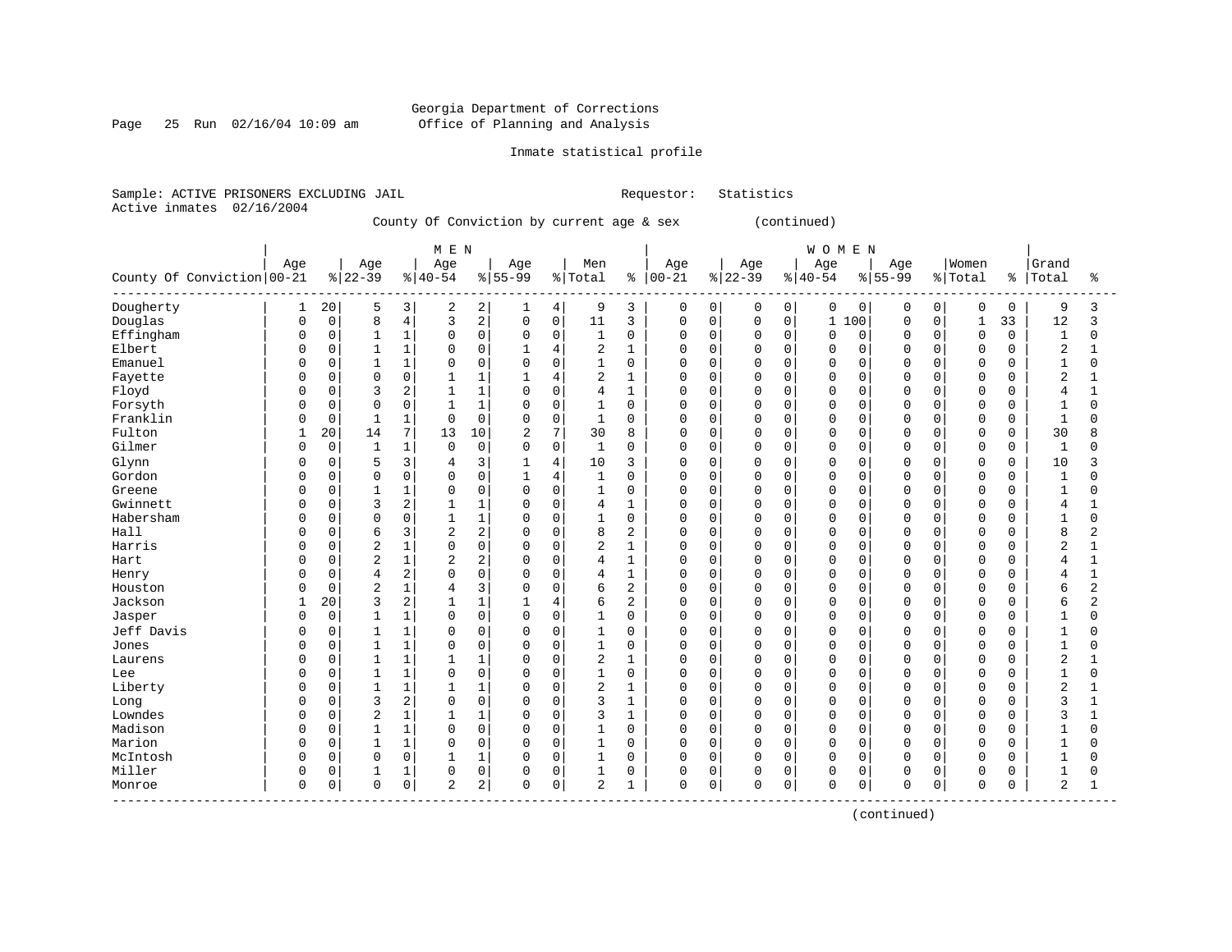Georgia Department of Corrections
Office of Planning and Analysis

Inmate statistical profile

Sample: ACTIVE PRISONERS EXCLUDING JAIL    Requestor: Statistics
Active inmates 02/16/2004

County Of Conviction by current age & sex (continued)

| County Of Conviction | MEN Age 00-21 | % | Age 22-39 | % | Age 40-54 | % | Age 55-99 | % | Men Total | % | WOMEN Age 00-21 | % | Age 22-39 | % | Age 40-54 | % | Age 55-99 | % | Women Total | % | Grand Total | % |
|---|---|---|---|---|---|---|---|---|---|---|---|---|---|---|---|---|---|---|---|---|---|---|
| Dougherty | 1 | 20 | 5 | 3 | 2 | 2 | 1 | 4 | 9 | 3 | 0 | 0 | 0 | 0 | 0 | 0 | 0 | 0 | 0 | 0 | 9 | 3 |
| Douglas | 0 | 0 | 8 | 4 | 3 | 2 | 0 | 0 | 11 | 3 | 0 | 0 | 0 | 0 | 1 | 100 | 0 | 0 | 1 | 33 | 12 | 3 |
| Effingham | 0 | 0 | 1 | 1 | 0 | 0 | 0 | 0 | 1 | 0 | 0 | 0 | 0 | 0 | 0 | 0 | 0 | 0 | 0 | 0 | 1 | 0 |
| Elbert | 0 | 0 | 1 | 1 | 0 | 0 | 1 | 4 | 2 | 1 | 0 | 0 | 0 | 0 | 0 | 0 | 0 | 0 | 0 | 0 | 2 | 1 |
| Emanuel | 0 | 0 | 1 | 1 | 0 | 0 | 0 | 0 | 1 | 0 | 0 | 0 | 0 | 0 | 0 | 0 | 0 | 0 | 0 | 0 | 1 | 0 |
| Fayette | 0 | 0 | 0 | 0 | 1 | 1 | 1 | 4 | 2 | 1 | 0 | 0 | 0 | 0 | 0 | 0 | 0 | 0 | 0 | 0 | 2 | 1 |
| Floyd | 0 | 0 | 3 | 2 | 1 | 1 | 0 | 0 | 4 | 1 | 0 | 0 | 0 | 0 | 0 | 0 | 0 | 0 | 0 | 0 | 4 | 1 |
| Forsyth | 0 | 0 | 0 | 0 | 1 | 1 | 0 | 0 | 1 | 0 | 0 | 0 | 0 | 0 | 0 | 0 | 0 | 0 | 0 | 0 | 1 | 0 |
| Franklin | 0 | 0 | 1 | 1 | 0 | 0 | 0 | 0 | 1 | 0 | 0 | 0 | 0 | 0 | 0 | 0 | 0 | 0 | 0 | 0 | 1 | 0 |
| Fulton | 1 | 20 | 14 | 7 | 13 | 10 | 2 | 7 | 30 | 8 | 0 | 0 | 0 | 0 | 0 | 0 | 0 | 0 | 0 | 0 | 30 | 8 |
| Gilmer | 0 | 0 | 1 | 1 | 0 | 0 | 0 | 0 | 1 | 0 | 0 | 0 | 0 | 0 | 0 | 0 | 0 | 0 | 0 | 0 | 1 | 0 |
| Glynn | 0 | 0 | 5 | 3 | 4 | 3 | 1 | 4 | 10 | 3 | 0 | 0 | 0 | 0 | 0 | 0 | 0 | 0 | 0 | 0 | 10 | 3 |
| Gordon | 0 | 0 | 0 | 0 | 0 | 0 | 1 | 4 | 1 | 0 | 0 | 0 | 0 | 0 | 0 | 0 | 0 | 0 | 0 | 0 | 1 | 0 |
| Greene | 0 | 0 | 1 | 1 | 0 | 0 | 0 | 0 | 1 | 0 | 0 | 0 | 0 | 0 | 0 | 0 | 0 | 0 | 0 | 0 | 1 | 0 |
| Gwinnett | 0 | 0 | 3 | 2 | 1 | 1 | 0 | 0 | 4 | 1 | 0 | 0 | 0 | 0 | 0 | 0 | 0 | 0 | 0 | 0 | 4 | 1 |
| Habersham | 0 | 0 | 0 | 0 | 1 | 1 | 0 | 0 | 1 | 0 | 0 | 0 | 0 | 0 | 0 | 0 | 0 | 0 | 0 | 0 | 1 | 0 |
| Hall | 0 | 0 | 6 | 3 | 2 | 2 | 0 | 0 | 8 | 2 | 0 | 0 | 0 | 0 | 0 | 0 | 0 | 0 | 0 | 0 | 8 | 2 |
| Harris | 0 | 0 | 2 | 1 | 0 | 0 | 0 | 0 | 2 | 1 | 0 | 0 | 0 | 0 | 0 | 0 | 0 | 0 | 0 | 0 | 2 | 1 |
| Hart | 0 | 0 | 2 | 1 | 2 | 2 | 0 | 0 | 4 | 1 | 0 | 0 | 0 | 0 | 0 | 0 | 0 | 0 | 0 | 0 | 4 | 1 |
| Henry | 0 | 0 | 4 | 2 | 0 | 0 | 0 | 0 | 4 | 1 | 0 | 0 | 0 | 0 | 0 | 0 | 0 | 0 | 0 | 0 | 4 | 1 |
| Houston | 0 | 0 | 2 | 1 | 4 | 3 | 0 | 0 | 6 | 2 | 0 | 0 | 0 | 0 | 0 | 0 | 0 | 0 | 0 | 0 | 6 | 2 |
| Jackson | 1 | 20 | 3 | 2 | 1 | 1 | 1 | 4 | 6 | 2 | 0 | 0 | 0 | 0 | 0 | 0 | 0 | 0 | 0 | 0 | 6 | 2 |
| Jasper | 0 | 0 | 1 | 1 | 0 | 0 | 0 | 0 | 1 | 0 | 0 | 0 | 0 | 0 | 0 | 0 | 0 | 0 | 0 | 0 | 1 | 0 |
| Jeff Davis | 0 | 0 | 1 | 1 | 0 | 0 | 0 | 0 | 1 | 0 | 0 | 0 | 0 | 0 | 0 | 0 | 0 | 0 | 0 | 0 | 1 | 0 |
| Jones | 0 | 0 | 1 | 1 | 0 | 0 | 0 | 0 | 1 | 0 | 0 | 0 | 0 | 0 | 0 | 0 | 0 | 0 | 0 | 0 | 1 | 0 |
| Laurens | 0 | 0 | 1 | 1 | 1 | 1 | 0 | 0 | 2 | 1 | 0 | 0 | 0 | 0 | 0 | 0 | 0 | 0 | 0 | 0 | 2 | 1 |
| Lee | 0 | 0 | 1 | 1 | 0 | 0 | 0 | 0 | 1 | 0 | 0 | 0 | 0 | 0 | 0 | 0 | 0 | 0 | 0 | 0 | 1 | 0 |
| Liberty | 0 | 0 | 1 | 1 | 1 | 1 | 0 | 0 | 2 | 1 | 0 | 0 | 0 | 0 | 0 | 0 | 0 | 0 | 0 | 0 | 2 | 1 |
| Long | 0 | 0 | 3 | 2 | 0 | 0 | 0 | 0 | 3 | 1 | 0 | 0 | 0 | 0 | 0 | 0 | 0 | 0 | 0 | 0 | 3 | 1 |
| Lowndes | 0 | 0 | 2 | 1 | 1 | 1 | 0 | 0 | 3 | 1 | 0 | 0 | 0 | 0 | 0 | 0 | 0 | 0 | 0 | 0 | 3 | 1 |
| Madison | 0 | 0 | 1 | 1 | 0 | 0 | 0 | 0 | 1 | 0 | 0 | 0 | 0 | 0 | 0 | 0 | 0 | 0 | 0 | 0 | 1 | 0 |
| Marion | 0 | 0 | 1 | 1 | 0 | 0 | 0 | 0 | 1 | 0 | 0 | 0 | 0 | 0 | 0 | 0 | 0 | 0 | 0 | 0 | 1 | 0 |
| McIntosh | 0 | 0 | 0 | 0 | 1 | 1 | 0 | 0 | 1 | 0 | 0 | 0 | 0 | 0 | 0 | 0 | 0 | 0 | 0 | 0 | 1 | 0 |
| Miller | 0 | 0 | 1 | 1 | 0 | 0 | 0 | 0 | 1 | 0 | 0 | 0 | 0 | 0 | 0 | 0 | 0 | 0 | 0 | 0 | 1 | 0 |
| Monroe | 0 | 0 | 0 | 0 | 2 | 2 | 0 | 0 | 2 | 1 | 0 | 0 | 0 | 0 | 0 | 0 | 0 | 0 | 0 | 0 | 2 | 1 |

(continued)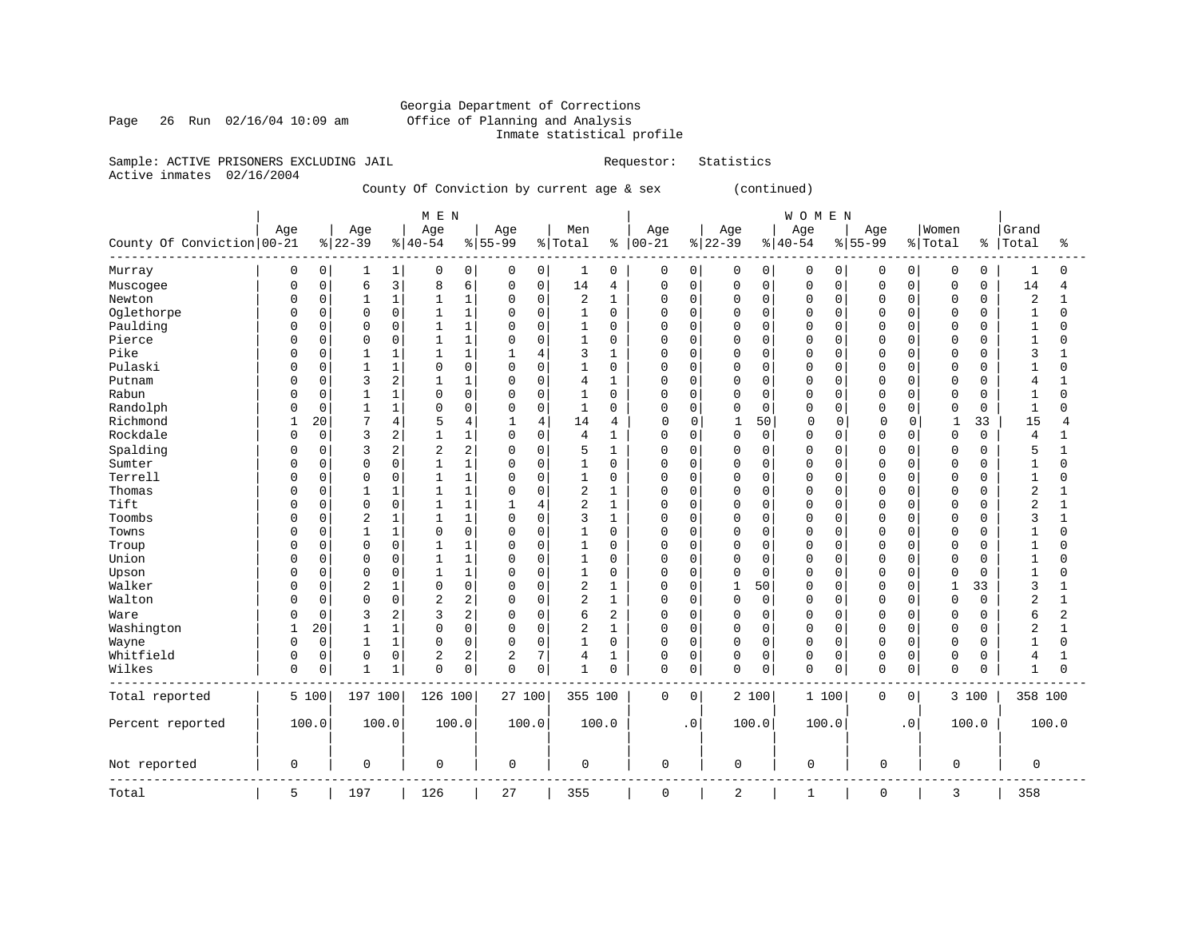Georgia Department of Corrections
Office of Planning and Analysis
Inmate statistical profile

Page 26 Run 02/16/04 10:09 am

Sample: ACTIVE PRISONERS EXCLUDING JAIL

Requestor: Statistics

Active inmates 02/16/2004

County Of Conviction by current age & sex (continued)

| County Of Conviction | MEN Age 00-21 | % | Age 22-39 | % | Age 40-54 | % | Age 55-99 | % | Men Total | % | WOMEN Age 00-21 | % | Age 22-39 | % | Age 40-54 | % | Age 55-99 | % | Women Total | % | Grand Total | % |
|---|---|---|---|---|---|---|---|---|---|---|---|---|---|---|---|---|---|---|---|---|---|---|
| Murray | 0 | 0 | 1 | 1 | 0 | 0 | 0 | 0 | 1 | 0 | 0 | 0 | 0 | 0 | 0 | 0 | 0 | 0 | 0 | 0 | 1 | 0 |
| Muscogee | 0 | 0 | 6 | 3 | 8 | 6 | 0 | 0 | 14 | 4 | 0 | 0 | 0 | 0 | 0 | 0 | 0 | 0 | 0 | 0 | 14 | 4 |
| Newton | 0 | 0 | 1 | 1 | 1 | 1 | 0 | 0 | 2 | 1 | 0 | 0 | 0 | 0 | 0 | 0 | 0 | 0 | 0 | 0 | 2 | 1 |
| Oglethorpe | 0 | 0 | 0 | 0 | 1 | 1 | 0 | 0 | 1 | 0 | 0 | 0 | 0 | 0 | 0 | 0 | 0 | 0 | 0 | 0 | 1 | 0 |
| Paulding | 0 | 0 | 0 | 0 | 1 | 1 | 0 | 0 | 1 | 0 | 0 | 0 | 0 | 0 | 0 | 0 | 0 | 0 | 0 | 0 | 1 | 0 |
| Pierce | 0 | 0 | 0 | 0 | 1 | 1 | 0 | 0 | 1 | 0 | 0 | 0 | 0 | 0 | 0 | 0 | 0 | 0 | 0 | 0 | 1 | 0 |
| Pike | 0 | 0 | 1 | 1 | 1 | 1 | 1 | 4 | 3 | 1 | 0 | 0 | 0 | 0 | 0 | 0 | 0 | 0 | 0 | 0 | 3 | 1 |
| Pulaski | 0 | 0 | 1 | 1 | 0 | 0 | 0 | 0 | 1 | 0 | 0 | 0 | 0 | 0 | 0 | 0 | 0 | 0 | 0 | 0 | 1 | 0 |
| Putnam | 0 | 0 | 3 | 2 | 1 | 1 | 0 | 0 | 4 | 1 | 0 | 0 | 0 | 0 | 0 | 0 | 0 | 0 | 0 | 0 | 4 | 1 |
| Rabun | 0 | 0 | 1 | 1 | 0 | 0 | 0 | 0 | 1 | 0 | 0 | 0 | 0 | 0 | 0 | 0 | 0 | 0 | 0 | 0 | 1 | 0 |
| Randolph | 0 | 0 | 1 | 1 | 0 | 0 | 0 | 0 | 1 | 0 | 0 | 0 | 0 | 0 | 0 | 0 | 0 | 0 | 0 | 0 | 1 | 0 |
| Richmond | 1 | 20 | 7 | 4 | 5 | 4 | 1 | 4 | 14 | 4 | 0 | 0 | 1 | 50 | 0 | 0 | 0 | 0 | 1 | 33 | 15 | 4 |
| Rockdale | 0 | 0 | 3 | 2 | 1 | 1 | 0 | 0 | 4 | 1 | 0 | 0 | 0 | 0 | 0 | 0 | 0 | 0 | 0 | 0 | 4 | 1 |
| Spalding | 0 | 0 | 3 | 2 | 2 | 2 | 0 | 0 | 5 | 1 | 0 | 0 | 0 | 0 | 0 | 0 | 0 | 0 | 0 | 0 | 5 | 1 |
| Sumter | 0 | 0 | 0 | 0 | 1 | 1 | 0 | 0 | 1 | 0 | 0 | 0 | 0 | 0 | 0 | 0 | 0 | 0 | 0 | 0 | 1 | 0 |
| Terrell | 0 | 0 | 0 | 0 | 1 | 1 | 0 | 0 | 1 | 0 | 0 | 0 | 0 | 0 | 0 | 0 | 0 | 0 | 0 | 0 | 1 | 0 |
| Thomas | 0 | 0 | 1 | 1 | 1 | 1 | 0 | 0 | 2 | 1 | 0 | 0 | 0 | 0 | 0 | 0 | 0 | 0 | 0 | 0 | 2 | 1 |
| Tift | 0 | 0 | 0 | 0 | 1 | 1 | 1 | 4 | 2 | 1 | 0 | 0 | 0 | 0 | 0 | 0 | 0 | 0 | 0 | 0 | 2 | 1 |
| Toombs | 0 | 0 | 2 | 1 | 1 | 1 | 0 | 0 | 3 | 1 | 0 | 0 | 0 | 0 | 0 | 0 | 0 | 0 | 0 | 0 | 3 | 1 |
| Towns | 0 | 0 | 1 | 1 | 0 | 0 | 0 | 0 | 1 | 0 | 0 | 0 | 0 | 0 | 0 | 0 | 0 | 0 | 0 | 0 | 1 | 0 |
| Troup | 0 | 0 | 0 | 0 | 1 | 1 | 0 | 0 | 1 | 0 | 0 | 0 | 0 | 0 | 0 | 0 | 0 | 0 | 0 | 0 | 1 | 0 |
| Union | 0 | 0 | 0 | 0 | 1 | 1 | 0 | 0 | 1 | 0 | 0 | 0 | 0 | 0 | 0 | 0 | 0 | 0 | 0 | 0 | 1 | 0 |
| Upson | 0 | 0 | 0 | 0 | 1 | 1 | 0 | 0 | 1 | 0 | 0 | 0 | 0 | 0 | 0 | 0 | 0 | 0 | 0 | 0 | 1 | 0 |
| Walker | 0 | 0 | 2 | 1 | 0 | 0 | 0 | 0 | 2 | 1 | 0 | 0 | 1 | 50 | 0 | 0 | 0 | 0 | 1 | 33 | 3 | 1 |
| Walton | 0 | 0 | 0 | 0 | 2 | 2 | 0 | 0 | 2 | 1 | 0 | 0 | 0 | 0 | 0 | 0 | 0 | 0 | 0 | 0 | 2 | 1 |
| Ware | 0 | 0 | 3 | 2 | 3 | 2 | 0 | 0 | 6 | 2 | 0 | 0 | 0 | 0 | 0 | 0 | 0 | 0 | 0 | 0 | 6 | 2 |
| Washington | 1 | 20 | 1 | 1 | 0 | 0 | 0 | 0 | 2 | 1 | 0 | 0 | 0 | 0 | 0 | 0 | 0 | 0 | 0 | 0 | 2 | 1 |
| Wayne | 0 | 0 | 1 | 1 | 0 | 0 | 0 | 0 | 1 | 0 | 0 | 0 | 0 | 0 | 0 | 0 | 0 | 0 | 0 | 0 | 1 | 0 |
| Whitfield | 0 | 0 | 0 | 0 | 2 | 2 | 2 | 7 | 4 | 1 | 0 | 0 | 0 | 0 | 0 | 0 | 0 | 0 | 0 | 0 | 4 | 1 |
| Wilkes | 0 | 0 | 1 | 1 | 0 | 0 | 0 | 0 | 1 | 0 | 0 | 0 | 0 | 0 | 0 | 0 | 0 | 0 | 0 | 0 | 1 | 0 |
| Total reported | 5 | 100 | 197 | 100 | 126 | 100 | 27 | 100 | 355 | 100 | 0 | 0 | 2 | 100 | 1 | 100 | 0 | 0 | 3 | 100 | 358 | 100 |
| Percent reported | 100.0 | | 100.0 | | 100.0 | | 100.0 | | 100.0 | | .0 | | 100.0 | | 100.0 | | .0 | | 100.0 | | 100.0 | |
| Not reported | 0 | | 0 | | 0 | | 0 | | 0 | | 0 | | 0 | | 0 | | 0 | | 0 | | 0 | |
| Total | 5 | | 197 | | 126 | | 27 | | 355 | | 0 | | 2 | | 1 | | 0 | | 3 | | 358 | |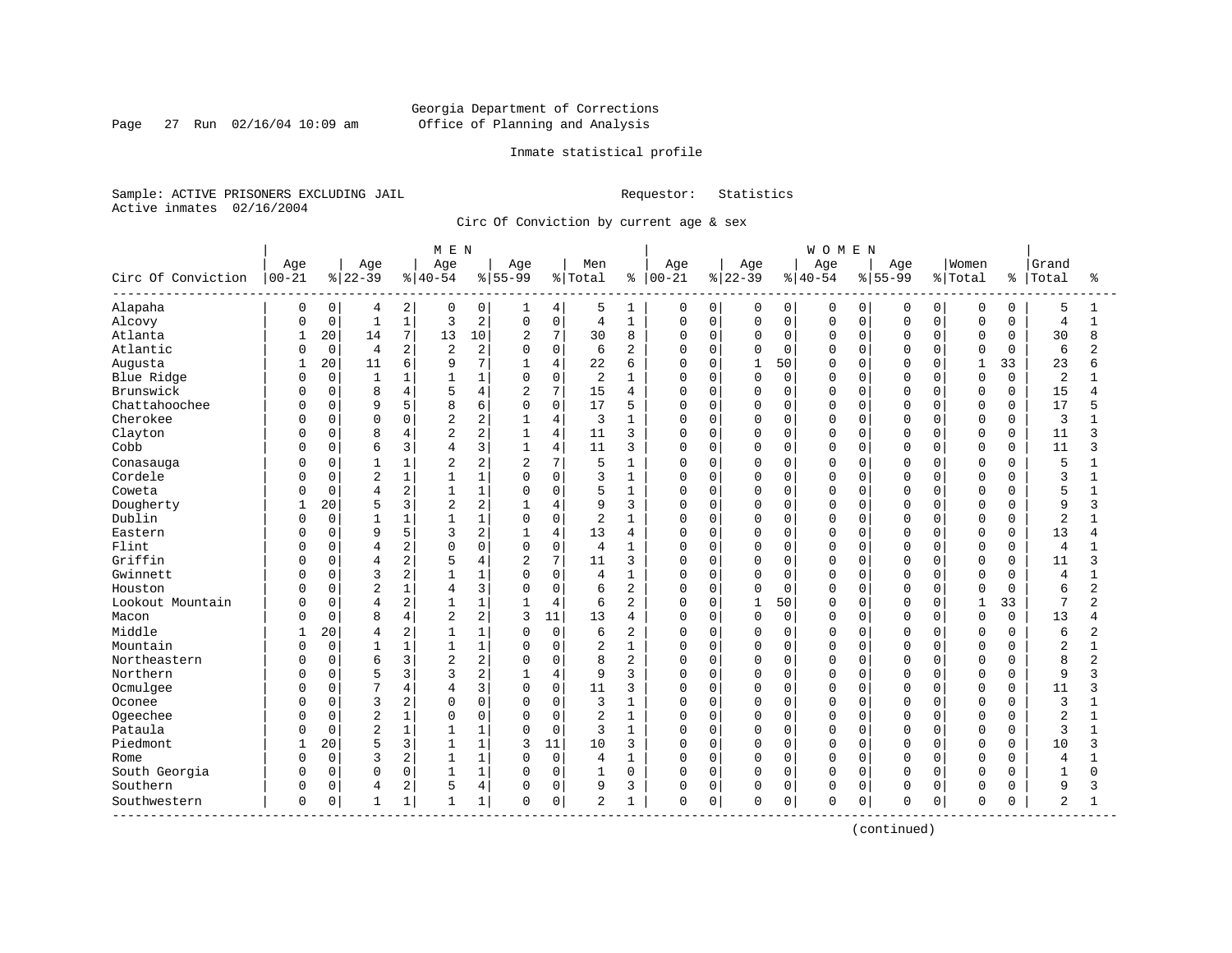Georgia Department of Corrections
Office of Planning and Analysis

Inmate statistical profile

Sample: ACTIVE PRISONERS EXCLUDING JAIL
Active inmates 02/16/2004

Requestor: Statistics

Circ Of Conviction by current age & sex

| Circ Of Conviction | MEN Age 00-21 | % | Age 22-39 | % | Age 40-54 | % | Age 55-99 | % | Men Total | % | WOMEN Age 00-21 | % | Age 22-39 | % | Age 40-54 | % | Age 55-99 | % | Women Total | % | Grand Total | % |
|---|---|---|---|---|---|---|---|---|---|---|---|---|---|---|---|---|---|---|---|---|---|---|
| Alapaha | 0 | 0 | 4 | 2 | 0 | 0 | 1 | 4 | 5 | 1 | 0 | 0 | 0 | 0 | 0 | 0 | 0 | 0 | 0 | 0 | 5 | 1 |
| Alcovy | 0 | 0 | 1 | 1 | 3 | 2 | 0 | 0 | 4 | 1 | 0 | 0 | 0 | 0 | 0 | 0 | 0 | 0 | 0 | 0 | 4 | 1 |
| Atlanta | 1 | 20 | 14 | 7 | 13 | 10 | 2 | 7 | 30 | 8 | 0 | 0 | 0 | 0 | 0 | 0 | 0 | 0 | 0 | 0 | 30 | 8 |
| Atlantic | 0 | 0 | 4 | 2 | 2 | 2 | 0 | 0 | 6 | 2 | 0 | 0 | 0 | 0 | 0 | 0 | 0 | 0 | 0 | 0 | 6 | 2 |
| Augusta | 1 | 20 | 11 | 6 | 9 | 7 | 1 | 4 | 22 | 6 | 0 | 0 | 1 | 50 | 0 | 0 | 0 | 0 | 1 | 33 | 23 | 6 |
| Blue Ridge | 0 | 0 | 1 | 1 | 1 | 1 | 0 | 0 | 2 | 1 | 0 | 0 | 0 | 0 | 0 | 0 | 0 | 0 | 0 | 0 | 2 | 1 |
| Brunswick | 0 | 0 | 8 | 4 | 5 | 4 | 2 | 7 | 15 | 4 | 0 | 0 | 0 | 0 | 0 | 0 | 0 | 0 | 0 | 0 | 15 | 4 |
| Chattahoochee | 0 | 0 | 9 | 5 | 8 | 6 | 0 | 0 | 17 | 5 | 0 | 0 | 0 | 0 | 0 | 0 | 0 | 0 | 0 | 0 | 17 | 5 |
| Cherokee | 0 | 0 | 0 | 0 | 2 | 2 | 1 | 4 | 3 | 1 | 0 | 0 | 0 | 0 | 0 | 0 | 0 | 0 | 0 | 0 | 3 | 1 |
| Clayton | 0 | 0 | 8 | 4 | 2 | 2 | 1 | 4 | 11 | 3 | 0 | 0 | 0 | 0 | 0 | 0 | 0 | 0 | 0 | 0 | 11 | 3 |
| Cobb | 0 | 0 | 6 | 3 | 4 | 3 | 1 | 4 | 11 | 3 | 0 | 0 | 0 | 0 | 0 | 0 | 0 | 0 | 0 | 0 | 11 | 3 |
| Conasauga | 0 | 0 | 1 | 1 | 2 | 2 | 2 | 7 | 5 | 1 | 0 | 0 | 0 | 0 | 0 | 0 | 0 | 0 | 0 | 0 | 5 | 1 |
| Cordele | 0 | 0 | 2 | 1 | 1 | 1 | 0 | 0 | 3 | 1 | 0 | 0 | 0 | 0 | 0 | 0 | 0 | 0 | 0 | 0 | 3 | 1 |
| Coweta | 0 | 0 | 4 | 2 | 1 | 1 | 0 | 0 | 5 | 1 | 0 | 0 | 0 | 0 | 0 | 0 | 0 | 0 | 0 | 0 | 5 | 1 |
| Dougherty | 1 | 20 | 5 | 3 | 2 | 2 | 1 | 4 | 9 | 3 | 0 | 0 | 0 | 0 | 0 | 0 | 0 | 0 | 0 | 0 | 9 | 3 |
| Dublin | 0 | 0 | 1 | 1 | 1 | 1 | 0 | 0 | 2 | 1 | 0 | 0 | 0 | 0 | 0 | 0 | 0 | 0 | 0 | 0 | 2 | 1 |
| Eastern | 0 | 0 | 9 | 5 | 3 | 2 | 1 | 4 | 13 | 4 | 0 | 0 | 0 | 0 | 0 | 0 | 0 | 0 | 0 | 0 | 13 | 4 |
| Flint | 0 | 0 | 4 | 2 | 0 | 0 | 0 | 0 | 4 | 1 | 0 | 0 | 0 | 0 | 0 | 0 | 0 | 0 | 0 | 0 | 4 | 1 |
| Griffin | 0 | 0 | 4 | 2 | 5 | 4 | 2 | 7 | 11 | 3 | 0 | 0 | 0 | 0 | 0 | 0 | 0 | 0 | 0 | 0 | 11 | 3 |
| Gwinnett | 0 | 0 | 3 | 2 | 1 | 1 | 0 | 0 | 4 | 1 | 0 | 0 | 0 | 0 | 0 | 0 | 0 | 0 | 0 | 0 | 4 | 1 |
| Houston | 0 | 0 | 2 | 1 | 4 | 3 | 0 | 0 | 6 | 2 | 0 | 0 | 0 | 0 | 0 | 0 | 0 | 0 | 0 | 0 | 6 | 2 |
| Lookout Mountain | 0 | 0 | 4 | 2 | 1 | 1 | 1 | 4 | 6 | 2 | 0 | 0 | 1 | 50 | 0 | 0 | 0 | 0 | 1 | 33 | 7 | 2 |
| Macon | 0 | 0 | 8 | 4 | 2 | 2 | 3 | 11 | 13 | 4 | 0 | 0 | 0 | 0 | 0 | 0 | 0 | 0 | 0 | 0 | 13 | 4 |
| Middle | 1 | 20 | 4 | 2 | 1 | 1 | 0 | 0 | 6 | 2 | 0 | 0 | 0 | 0 | 0 | 0 | 0 | 0 | 0 | 0 | 6 | 2 |
| Mountain | 0 | 0 | 1 | 1 | 1 | 1 | 0 | 0 | 2 | 1 | 0 | 0 | 0 | 0 | 0 | 0 | 0 | 0 | 0 | 0 | 2 | 1 |
| Northeastern | 0 | 0 | 6 | 3 | 2 | 2 | 0 | 0 | 8 | 2 | 0 | 0 | 0 | 0 | 0 | 0 | 0 | 0 | 0 | 0 | 8 | 2 |
| Northern | 0 | 0 | 5 | 3 | 3 | 2 | 1 | 4 | 9 | 3 | 0 | 0 | 0 | 0 | 0 | 0 | 0 | 0 | 0 | 0 | 9 | 3 |
| Ocmulgee | 0 | 0 | 7 | 4 | 4 | 3 | 0 | 0 | 11 | 3 | 0 | 0 | 0 | 0 | 0 | 0 | 0 | 0 | 0 | 0 | 11 | 3 |
| Oconee | 0 | 0 | 3 | 2 | 0 | 0 | 0 | 0 | 3 | 1 | 0 | 0 | 0 | 0 | 0 | 0 | 0 | 0 | 0 | 0 | 3 | 1 |
| Ogeechee | 0 | 0 | 2 | 1 | 0 | 0 | 0 | 0 | 2 | 1 | 0 | 0 | 0 | 0 | 0 | 0 | 0 | 0 | 0 | 0 | 2 | 1 |
| Pataula | 0 | 0 | 2 | 1 | 1 | 1 | 0 | 0 | 3 | 1 | 0 | 0 | 0 | 0 | 0 | 0 | 0 | 0 | 0 | 0 | 3 | 1 |
| Piedmont | 1 | 20 | 5 | 3 | 1 | 1 | 3 | 11 | 10 | 3 | 0 | 0 | 0 | 0 | 0 | 0 | 0 | 0 | 0 | 0 | 10 | 3 |
| Rome | 0 | 0 | 3 | 2 | 1 | 1 | 0 | 0 | 4 | 1 | 0 | 0 | 0 | 0 | 0 | 0 | 0 | 0 | 0 | 0 | 4 | 1 |
| South Georgia | 0 | 0 | 0 | 0 | 1 | 1 | 0 | 0 | 1 | 0 | 0 | 0 | 0 | 0 | 0 | 0 | 0 | 0 | 0 | 0 | 1 | 0 |
| Southern | 0 | 0 | 4 | 2 | 5 | 4 | 0 | 0 | 9 | 3 | 0 | 0 | 0 | 0 | 0 | 0 | 0 | 0 | 0 | 0 | 9 | 3 |
| Southwestern | 0 | 0 | 1 | 1 | 1 | 1 | 0 | 0 | 2 | 1 | 0 | 0 | 0 | 0 | 0 | 0 | 0 | 0 | 0 | 0 | 2 | 1 |

(continued)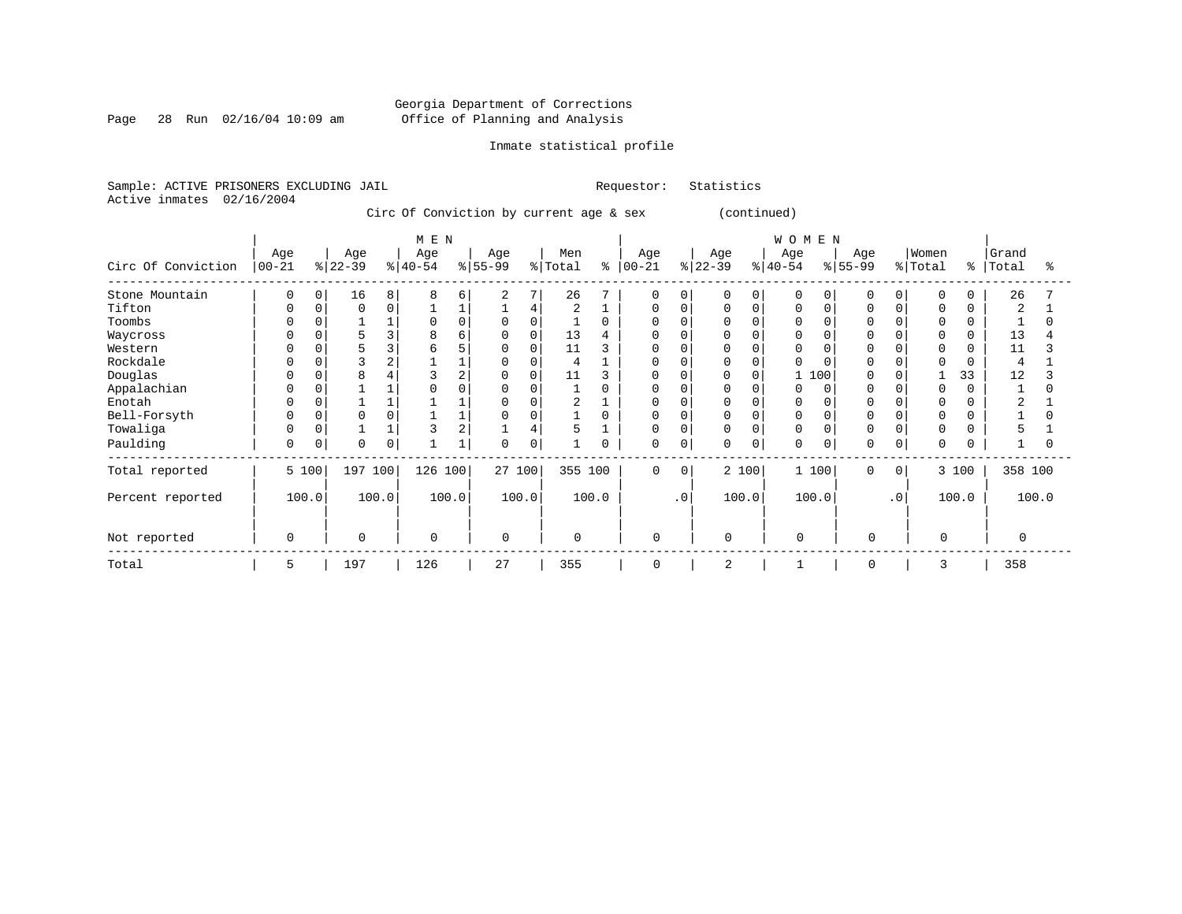Georgia Department of Corrections
Office of Planning and Analysis

Inmate statistical profile

Sample: ACTIVE PRISONERS EXCLUDING JAIL    Requestor: Statistics
Active inmates 02/16/2004

Circ Of Conviction by current age & sex (continued)

| Circ Of Conviction | MEN Age 00-21 | % | Age 22-39 | % | Age 40-54 | % | Age 55-99 | % | Men Total | % | WOMEN Age 00-21 | % | Age 22-39 | % | Age 40-54 | % | Age 55-99 | % | Women Total | % | Grand Total | % |
|---|---|---|---|---|---|---|---|---|---|---|---|---|---|---|---|---|---|---|---|---|---|---|
| Stone Mountain | 0 | 0 | 16 | 8 | 8 | 6 | 2 | 7 | 26 | 7 | 0 | 0 | 0 | 0 | 0 | 0 | 0 | 0 | 0 | 0 | 26 | 7 |
| Tifton | 0 | 0 | 0 | 0 | 1 | 1 | 1 | 4 | 2 | 1 | 0 | 0 | 0 | 0 | 0 | 0 | 0 | 0 | 0 | 0 | 2 | 1 |
| Toombs | 0 | 0 | 1 | 1 | 0 | 0 | 0 | 0 | 1 | 0 | 0 | 0 | 0 | 0 | 0 | 0 | 0 | 0 | 0 | 0 | 1 | 0 |
| Waycross | 0 | 0 | 5 | 3 | 8 | 6 | 0 | 0 | 13 | 4 | 0 | 0 | 0 | 0 | 0 | 0 | 0 | 0 | 0 | 0 | 13 | 4 |
| Western | 0 | 0 | 5 | 3 | 6 | 5 | 0 | 0 | 11 | 3 | 0 | 0 | 0 | 0 | 0 | 0 | 0 | 0 | 0 | 0 | 11 | 3 |
| Rockdale | 0 | 0 | 3 | 2 | 1 | 1 | 0 | 0 | 4 | 1 | 0 | 0 | 0 | 0 | 0 | 0 | 0 | 0 | 0 | 0 | 4 | 1 |
| Douglas | 0 | 0 | 8 | 4 | 3 | 2 | 0 | 0 | 11 | 3 | 0 | 0 | 0 | 0 | 1 | 100 | 0 | 0 | 1 | 33 | 12 | 3 |
| Appalachian | 0 | 0 | 1 | 1 | 0 | 0 | 0 | 0 | 1 | 0 | 0 | 0 | 0 | 0 | 0 | 0 | 0 | 0 | 0 | 0 | 1 | 0 |
| Enotah | 0 | 0 | 1 | 1 | 1 | 1 | 0 | 0 | 2 | 1 | 0 | 0 | 0 | 0 | 0 | 0 | 0 | 0 | 0 | 0 | 2 | 1 |
| Bell-Forsyth | 0 | 0 | 0 | 0 | 1 | 1 | 0 | 0 | 1 | 0 | 0 | 0 | 0 | 0 | 0 | 0 | 0 | 0 | 0 | 0 | 1 | 0 |
| Towaliga | 0 | 0 | 1 | 1 | 3 | 2 | 1 | 4 | 5 | 1 | 0 | 0 | 0 | 0 | 0 | 0 | 0 | 0 | 0 | 0 | 5 | 1 |
| Paulding | 0 | 0 | 0 | 0 | 1 | 1 | 0 | 0 | 1 | 0 | 0 | 0 | 0 | 0 | 0 | 0 | 0 | 0 | 0 | 0 | 1 | 0 |
| Total reported | 5 | 100 | 197 | 100 | 126 | 100 | 27 | 100 | 355 | 100 | 0 | 0 | 2 | 100 | 1 | 100 | 0 | 0 | 3 | 100 | 358 | 100 |
| Percent reported | 100.0 | | 100.0 | | 100.0 | | 100.0 | | 100.0 | | .0 | | 100.0 | | 100.0 | | .0 | | 100.0 | | 100.0 | |
| Not reported | 0 | | 0 | | 0 | | 0 | | 0 | | 0 | | 0 | | 0 | | 0 | | 0 | | 0 | |
| Total | 5 | | 197 | | 126 | | 27 | | 355 | | 0 | | 2 | | 1 | | 0 | | 3 | | 358 | |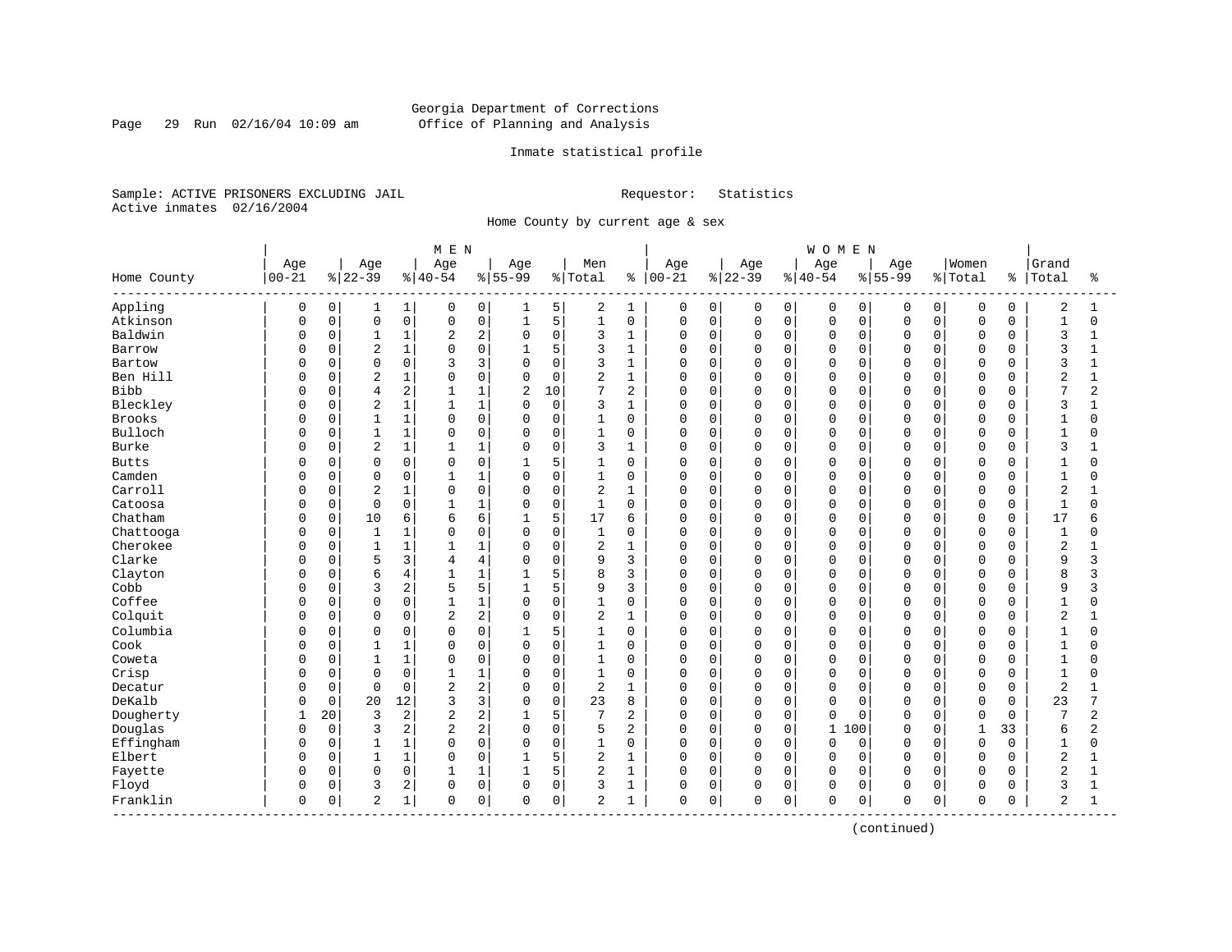Georgia Department of Corrections
Office of Planning and Analysis

Inmate statistical profile

Sample: ACTIVE PRISONERS EXCLUDING JAIL    Requestor: Statistics
Active inmates 02/16/2004

Home County by current age & sex

| Home County | MEN Age 00-21 | % | Age 22-39 | % | Age 40-54 | % | Age 55-99 | % | Men Total | % | WOMEN Age 00-21 | % | Age 22-39 | % | Age 40-54 | % | Age 55-99 | % | Women Total | % | Grand Total | % |
|---|---|---|---|---|---|---|---|---|---|---|---|---|---|---|---|---|---|---|---|---|---|---|
| Appling | 0 | 0 | 1 | 1 | 0 | 0 | 1 | 5 | 2 | 1 | 0 | 0 | 0 | 0 | 0 | 0 | 0 | 0 | 0 | 0 | 2 | 1 |
| Atkinson | 0 | 0 | 0 | 0 | 0 | 0 | 1 | 5 | 1 | 0 | 0 | 0 | 0 | 0 | 0 | 0 | 0 | 0 | 0 | 0 | 1 | 0 |
| Baldwin | 0 | 0 | 1 | 1 | 2 | 2 | 0 | 0 | 3 | 1 | 0 | 0 | 0 | 0 | 0 | 0 | 0 | 0 | 0 | 0 | 3 | 1 |
| Barrow | 0 | 0 | 2 | 1 | 0 | 0 | 1 | 5 | 3 | 1 | 0 | 0 | 0 | 0 | 0 | 0 | 0 | 0 | 0 | 0 | 3 | 1 |
| Bartow | 0 | 0 | 0 | 0 | 3 | 3 | 0 | 0 | 3 | 1 | 0 | 0 | 0 | 0 | 0 | 0 | 0 | 0 | 0 | 0 | 3 | 1 |
| Ben Hill | 0 | 0 | 2 | 1 | 0 | 0 | 0 | 0 | 2 | 1 | 0 | 0 | 0 | 0 | 0 | 0 | 0 | 0 | 0 | 0 | 2 | 1 |
| Bibb | 0 | 0 | 4 | 2 | 1 | 1 | 2 | 10 | 7 | 2 | 0 | 0 | 0 | 0 | 0 | 0 | 0 | 0 | 0 | 0 | 7 | 2 |
| Bleckley | 0 | 0 | 2 | 1 | 1 | 1 | 0 | 0 | 3 | 1 | 0 | 0 | 0 | 0 | 0 | 0 | 0 | 0 | 0 | 0 | 3 | 1 |
| Brooks | 0 | 0 | 1 | 1 | 0 | 0 | 0 | 0 | 1 | 0 | 0 | 0 | 0 | 0 | 0 | 0 | 0 | 0 | 0 | 0 | 1 | 0 |
| Bulloch | 0 | 0 | 1 | 1 | 0 | 0 | 0 | 0 | 1 | 0 | 0 | 0 | 0 | 0 | 0 | 0 | 0 | 0 | 0 | 0 | 1 | 0 |
| Burke | 0 | 0 | 2 | 1 | 1 | 1 | 0 | 0 | 3 | 1 | 0 | 0 | 0 | 0 | 0 | 0 | 0 | 0 | 0 | 0 | 3 | 1 |
| Butts | 0 | 0 | 0 | 0 | 0 | 0 | 1 | 5 | 1 | 0 | 0 | 0 | 0 | 0 | 0 | 0 | 0 | 0 | 0 | 0 | 1 | 0 |
| Camden | 0 | 0 | 0 | 0 | 1 | 1 | 0 | 0 | 1 | 0 | 0 | 0 | 0 | 0 | 0 | 0 | 0 | 0 | 0 | 0 | 1 | 0 |
| Carroll | 0 | 0 | 2 | 1 | 0 | 0 | 0 | 0 | 2 | 1 | 0 | 0 | 0 | 0 | 0 | 0 | 0 | 0 | 0 | 0 | 2 | 1 |
| Catoosa | 0 | 0 | 0 | 0 | 1 | 1 | 0 | 0 | 1 | 0 | 0 | 0 | 0 | 0 | 0 | 0 | 0 | 0 | 0 | 0 | 1 | 0 |
| Chatham | 0 | 0 | 10 | 6 | 6 | 6 | 1 | 5 | 17 | 6 | 0 | 0 | 0 | 0 | 0 | 0 | 0 | 0 | 0 | 0 | 17 | 6 |
| Chattooga | 0 | 0 | 1 | 1 | 0 | 0 | 0 | 0 | 1 | 0 | 0 | 0 | 0 | 0 | 0 | 0 | 0 | 0 | 0 | 0 | 1 | 0 |
| Cherokee | 0 | 0 | 1 | 1 | 1 | 1 | 0 | 0 | 2 | 1 | 0 | 0 | 0 | 0 | 0 | 0 | 0 | 0 | 0 | 0 | 2 | 1 |
| Clarke | 0 | 0 | 5 | 3 | 4 | 4 | 0 | 0 | 9 | 3 | 0 | 0 | 0 | 0 | 0 | 0 | 0 | 0 | 0 | 0 | 9 | 3 |
| Clayton | 0 | 0 | 6 | 4 | 1 | 1 | 1 | 5 | 8 | 3 | 0 | 0 | 0 | 0 | 0 | 0 | 0 | 0 | 0 | 0 | 8 | 3 |
| Cobb | 0 | 0 | 3 | 2 | 5 | 5 | 1 | 5 | 9 | 3 | 0 | 0 | 0 | 0 | 0 | 0 | 0 | 0 | 0 | 0 | 9 | 3 |
| Coffee | 0 | 0 | 0 | 0 | 1 | 1 | 0 | 0 | 1 | 0 | 0 | 0 | 0 | 0 | 0 | 0 | 0 | 0 | 0 | 0 | 1 | 0 |
| Colquit | 0 | 0 | 0 | 0 | 2 | 2 | 0 | 0 | 2 | 1 | 0 | 0 | 0 | 0 | 0 | 0 | 0 | 0 | 0 | 0 | 2 | 1 |
| Columbia | 0 | 0 | 0 | 0 | 0 | 0 | 1 | 5 | 1 | 0 | 0 | 0 | 0 | 0 | 0 | 0 | 0 | 0 | 0 | 0 | 1 | 0 |
| Cook | 0 | 0 | 1 | 1 | 0 | 0 | 0 | 0 | 1 | 0 | 0 | 0 | 0 | 0 | 0 | 0 | 0 | 0 | 0 | 0 | 1 | 0 |
| Coweta | 0 | 0 | 1 | 1 | 0 | 0 | 0 | 0 | 1 | 0 | 0 | 0 | 0 | 0 | 0 | 0 | 0 | 0 | 0 | 0 | 1 | 0 |
| Crisp | 0 | 0 | 0 | 0 | 1 | 1 | 0 | 0 | 1 | 0 | 0 | 0 | 0 | 0 | 0 | 0 | 0 | 0 | 0 | 0 | 1 | 0 |
| Decatur | 0 | 0 | 0 | 0 | 2 | 2 | 0 | 0 | 2 | 1 | 0 | 0 | 0 | 0 | 0 | 0 | 0 | 0 | 0 | 0 | 2 | 1 |
| DeKalb | 0 | 0 | 20 | 12 | 3 | 3 | 0 | 0 | 23 | 8 | 0 | 0 | 0 | 0 | 0 | 0 | 0 | 0 | 0 | 0 | 23 | 7 |
| Dougherty | 1 | 20 | 3 | 2 | 2 | 2 | 1 | 5 | 7 | 2 | 0 | 0 | 0 | 0 | 0 | 0 | 0 | 0 | 0 | 0 | 7 | 2 |
| Douglas | 0 | 0 | 3 | 2 | 2 | 2 | 0 | 0 | 5 | 2 | 0 | 0 | 0 | 0 | 1 | 100 | 0 | 0 | 1 | 33 | 6 | 2 |
| Effingham | 0 | 0 | 1 | 1 | 0 | 0 | 0 | 0 | 1 | 0 | 0 | 0 | 0 | 0 | 0 | 0 | 0 | 0 | 0 | 0 | 1 | 0 |
| Elbert | 0 | 0 | 1 | 1 | 0 | 0 | 1 | 5 | 2 | 1 | 0 | 0 | 0 | 0 | 0 | 0 | 0 | 0 | 0 | 0 | 2 | 1 |
| Fayette | 0 | 0 | 0 | 0 | 1 | 1 | 1 | 5 | 2 | 1 | 0 | 0 | 0 | 0 | 0 | 0 | 0 | 0 | 0 | 0 | 2 | 1 |
| Floyd | 0 | 0 | 3 | 2 | 0 | 0 | 0 | 0 | 3 | 1 | 0 | 0 | 0 | 0 | 0 | 0 | 0 | 0 | 0 | 0 | 3 | 1 |
| Franklin | 0 | 0 | 2 | 1 | 0 | 0 | 0 | 0 | 2 | 1 | 0 | 0 | 0 | 0 | 0 | 0 | 0 | 0 | 0 | 0 | 2 | 1 |

(continued)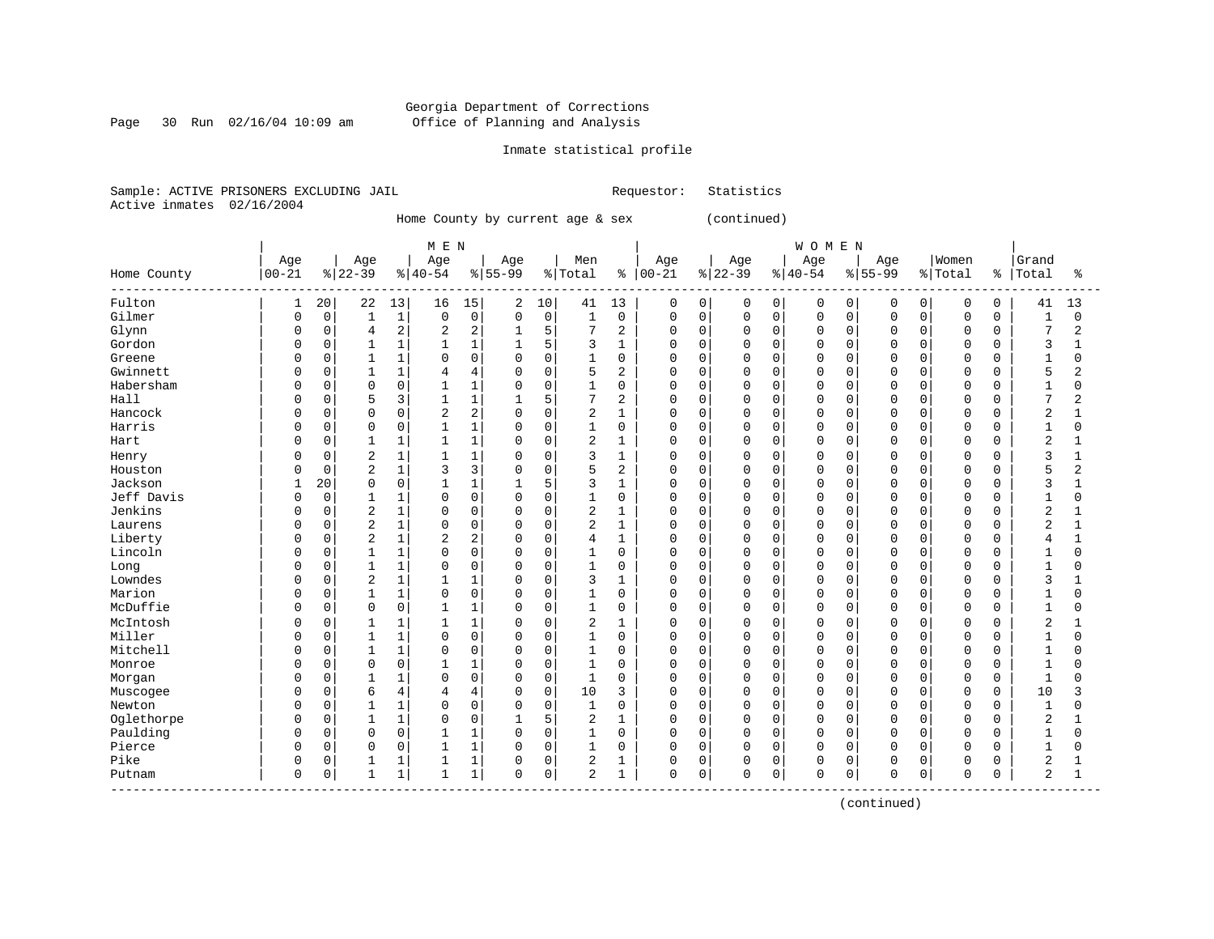Georgia Department of Corrections
Office of Planning and Analysis

Inmate statistical profile

Sample: ACTIVE PRISONERS EXCLUDING JAIL    Requestor: Statistics
Active inmates 02/16/2004

Home County by current age & sex (continued)

| Home County | MEN Age 00-21 | % | Age 22-39 | % | Age 40-54 | % | Age 55-99 | % | Men Total | % | WOMEN Age 00-21 | % | Age 22-39 | % | Age 40-54 | % | Age 55-99 | % | Women Total | % | Grand Total | % |
|---|---|---|---|---|---|---|---|---|---|---|---|---|---|---|---|---|---|---|---|---|---|---|
| Fulton | 1 | 20 | 22 | 13 | 16 | 15 | 2 | 10 | 41 | 13 | 0 | 0 | 0 | 0 | 0 | 0 | 0 | 0 | 0 | 0 | 41 | 13 |
| Gilmer | 0 | 0 | 1 | 1 | 0 | 0 | 0 | 0 | 1 | 0 | 0 | 0 | 0 | 0 | 0 | 0 | 0 | 0 | 0 | 0 | 1 | 0 |
| Glynn | 0 | 0 | 4 | 2 | 2 | 2 | 1 | 5 | 7 | 2 | 0 | 0 | 0 | 0 | 0 | 0 | 0 | 0 | 0 | 0 | 7 | 2 |
| Gordon | 0 | 0 | 1 | 1 | 1 | 1 | 1 | 5 | 3 | 1 | 0 | 0 | 0 | 0 | 0 | 0 | 0 | 0 | 0 | 0 | 3 | 1 |
| Greene | 0 | 0 | 1 | 1 | 0 | 0 | 0 | 0 | 1 | 0 | 0 | 0 | 0 | 0 | 0 | 0 | 0 | 0 | 0 | 0 | 1 | 0 |
| Gwinnett | 0 | 0 | 1 | 1 | 4 | 4 | 0 | 0 | 5 | 2 | 0 | 0 | 0 | 0 | 0 | 0 | 0 | 0 | 0 | 0 | 5 | 2 |
| Habersham | 0 | 0 | 0 | 0 | 1 | 1 | 0 | 0 | 1 | 0 | 0 | 0 | 0 | 0 | 0 | 0 | 0 | 0 | 0 | 0 | 1 | 0 |
| Hall | 0 | 0 | 5 | 3 | 1 | 1 | 1 | 5 | 7 | 2 | 0 | 0 | 0 | 0 | 0 | 0 | 0 | 0 | 0 | 0 | 7 | 2 |
| Hancock | 0 | 0 | 0 | 0 | 2 | 2 | 0 | 0 | 2 | 1 | 0 | 0 | 0 | 0 | 0 | 0 | 0 | 0 | 0 | 0 | 2 | 1 |
| Harris | 0 | 0 | 0 | 0 | 1 | 1 | 0 | 0 | 1 | 0 | 0 | 0 | 0 | 0 | 0 | 0 | 0 | 0 | 0 | 0 | 1 | 0 |
| Hart | 0 | 0 | 1 | 1 | 1 | 1 | 0 | 0 | 2 | 1 | 0 | 0 | 0 | 0 | 0 | 0 | 0 | 0 | 0 | 0 | 2 | 1 |
| Henry | 0 | 0 | 2 | 1 | 1 | 1 | 0 | 0 | 3 | 1 | 0 | 0 | 0 | 0 | 0 | 0 | 0 | 0 | 0 | 0 | 3 | 1 |
| Houston | 0 | 0 | 2 | 1 | 3 | 3 | 0 | 0 | 5 | 2 | 0 | 0 | 0 | 0 | 0 | 0 | 0 | 0 | 0 | 0 | 5 | 2 |
| Jackson | 1 | 20 | 0 | 0 | 1 | 1 | 1 | 5 | 3 | 1 | 0 | 0 | 0 | 0 | 0 | 0 | 0 | 0 | 0 | 0 | 3 | 1 |
| Jeff Davis | 0 | 0 | 1 | 1 | 0 | 0 | 0 | 0 | 1 | 0 | 0 | 0 | 0 | 0 | 0 | 0 | 0 | 0 | 0 | 0 | 1 | 0 |
| Jenkins | 0 | 0 | 2 | 1 | 0 | 0 | 0 | 0 | 2 | 1 | 0 | 0 | 0 | 0 | 0 | 0 | 0 | 0 | 0 | 0 | 2 | 1 |
| Laurens | 0 | 0 | 2 | 1 | 0 | 0 | 0 | 0 | 2 | 1 | 0 | 0 | 0 | 0 | 0 | 0 | 0 | 0 | 0 | 0 | 2 | 1 |
| Liberty | 0 | 0 | 2 | 1 | 2 | 2 | 0 | 0 | 4 | 1 | 0 | 0 | 0 | 0 | 0 | 0 | 0 | 0 | 0 | 0 | 4 | 1 |
| Lincoln | 0 | 0 | 1 | 1 | 0 | 0 | 0 | 0 | 1 | 0 | 0 | 0 | 0 | 0 | 0 | 0 | 0 | 0 | 0 | 0 | 1 | 0 |
| Long | 0 | 0 | 1 | 1 | 0 | 0 | 0 | 0 | 1 | 0 | 0 | 0 | 0 | 0 | 0 | 0 | 0 | 0 | 0 | 0 | 1 | 0 |
| Lowndes | 0 | 0 | 2 | 1 | 1 | 1 | 0 | 0 | 3 | 1 | 0 | 0 | 0 | 0 | 0 | 0 | 0 | 0 | 0 | 0 | 3 | 1 |
| Marion | 0 | 0 | 1 | 1 | 0 | 0 | 0 | 0 | 1 | 0 | 0 | 0 | 0 | 0 | 0 | 0 | 0 | 0 | 0 | 0 | 1 | 0 |
| McDuffie | 0 | 0 | 0 | 0 | 1 | 1 | 0 | 0 | 1 | 0 | 0 | 0 | 0 | 0 | 0 | 0 | 0 | 0 | 0 | 0 | 1 | 0 |
| McIntosh | 0 | 0 | 1 | 1 | 1 | 1 | 0 | 0 | 2 | 1 | 0 | 0 | 0 | 0 | 0 | 0 | 0 | 0 | 0 | 0 | 2 | 1 |
| Miller | 0 | 0 | 1 | 1 | 0 | 0 | 0 | 0 | 1 | 0 | 0 | 0 | 0 | 0 | 0 | 0 | 0 | 0 | 0 | 0 | 1 | 0 |
| Mitchell | 0 | 0 | 1 | 1 | 0 | 0 | 0 | 0 | 1 | 0 | 0 | 0 | 0 | 0 | 0 | 0 | 0 | 0 | 0 | 0 | 1 | 0 |
| Monroe | 0 | 0 | 0 | 0 | 1 | 1 | 0 | 0 | 1 | 0 | 0 | 0 | 0 | 0 | 0 | 0 | 0 | 0 | 0 | 0 | 1 | 0 |
| Morgan | 0 | 0 | 1 | 1 | 0 | 0 | 0 | 0 | 1 | 0 | 0 | 0 | 0 | 0 | 0 | 0 | 0 | 0 | 0 | 0 | 1 | 0 |
| Muscogee | 0 | 0 | 6 | 4 | 4 | 4 | 0 | 0 | 10 | 3 | 0 | 0 | 0 | 0 | 0 | 0 | 0 | 0 | 0 | 0 | 10 | 3 |
| Newton | 0 | 0 | 1 | 1 | 0 | 0 | 0 | 0 | 1 | 0 | 0 | 0 | 0 | 0 | 0 | 0 | 0 | 0 | 0 | 0 | 1 | 0 |
| Oglethorpe | 0 | 0 | 1 | 1 | 0 | 0 | 1 | 5 | 2 | 1 | 0 | 0 | 0 | 0 | 0 | 0 | 0 | 0 | 0 | 0 | 2 | 1 |
| Paulding | 0 | 0 | 0 | 0 | 1 | 1 | 0 | 0 | 1 | 0 | 0 | 0 | 0 | 0 | 0 | 0 | 0 | 0 | 0 | 0 | 1 | 0 |
| Pierce | 0 | 0 | 0 | 0 | 1 | 1 | 0 | 0 | 1 | 0 | 0 | 0 | 0 | 0 | 0 | 0 | 0 | 0 | 0 | 0 | 1 | 0 |
| Pike | 0 | 0 | 1 | 1 | 1 | 1 | 0 | 0 | 2 | 1 | 0 | 0 | 0 | 0 | 0 | 0 | 0 | 0 | 0 | 0 | 2 | 1 |
| Putnam | 0 | 0 | 1 | 1 | 1 | 1 | 0 | 0 | 2 | 1 | 0 | 0 | 0 | 0 | 0 | 0 | 0 | 0 | 0 | 0 | 2 | 1 |

(continued)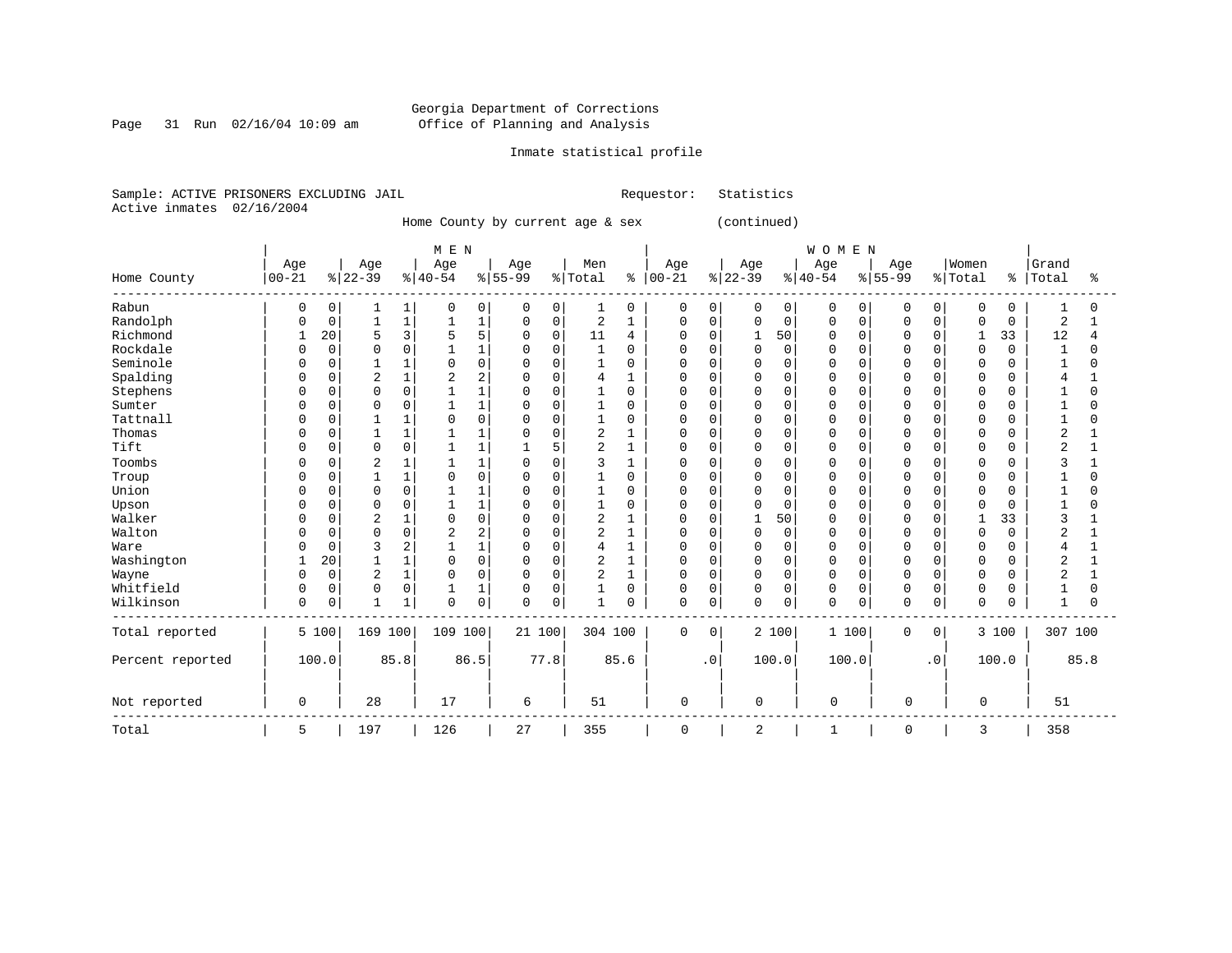Georgia Department of Corrections
Office of Planning and Analysis

Inmate statistical profile

Sample: ACTIVE PRISONERS EXCLUDING JAIL                    Requestor: Statistics
Active inmates 02/16/2004

Home County by current age & sex (continued)

| Home County | MEN Age 00-21 | % | Age 22-39 | % | Age 40-54 | % | Age 55-99 | % | Men Total | % | WOMEN Age 00-21 | % | Age 22-39 | % | Age 40-54 | % | Age 55-99 | % | Women Total | % | Grand Total | % |
|---|---|---|---|---|---|---|---|---|---|---|---|---|---|---|---|---|---|---|---|---|---|---|
| Rabun | 0 | 0 | 1 | 1 | 0 | 0 | 0 | 0 | 1 | 0 | 0 | 0 | 0 | 0 | 0 | 0 | 0 | 0 | 0 | 0 | 1 | 0 |
| Randolph | 0 | 0 | 1 | 1 | 1 | 1 | 0 | 0 | 2 | 1 | 0 | 0 | 0 | 0 | 0 | 0 | 0 | 0 | 0 | 0 | 2 | 1 |
| Richmond | 1 | 20 | 5 | 3 | 5 | 5 | 0 | 0 | 11 | 4 | 0 | 0 | 1 | 50 | 0 | 0 | 0 | 0 | 1 | 33 | 12 | 4 |
| Rockdale | 0 | 0 | 0 | 0 | 1 | 1 | 0 | 0 | 1 | 0 | 0 | 0 | 0 | 0 | 0 | 0 | 0 | 0 | 0 | 0 | 1 | 0 |
| Seminole | 0 | 0 | 1 | 1 | 0 | 0 | 0 | 0 | 1 | 0 | 0 | 0 | 0 | 0 | 0 | 0 | 0 | 0 | 0 | 0 | 1 | 0 |
| Spalding | 0 | 0 | 2 | 1 | 2 | 2 | 0 | 0 | 4 | 1 | 0 | 0 | 0 | 0 | 0 | 0 | 0 | 0 | 0 | 0 | 4 | 1 |
| Stephens | 0 | 0 | 0 | 0 | 1 | 1 | 0 | 0 | 1 | 0 | 0 | 0 | 0 | 0 | 0 | 0 | 0 | 0 | 0 | 0 | 1 | 0 |
| Sumter | 0 | 0 | 0 | 0 | 1 | 1 | 0 | 0 | 1 | 0 | 0 | 0 | 0 | 0 | 0 | 0 | 0 | 0 | 0 | 0 | 1 | 0 |
| Tattnall | 0 | 0 | 1 | 1 | 0 | 0 | 0 | 0 | 1 | 0 | 0 | 0 | 0 | 0 | 0 | 0 | 0 | 0 | 0 | 0 | 1 | 0 |
| Thomas | 0 | 0 | 1 | 1 | 1 | 1 | 0 | 0 | 2 | 1 | 0 | 0 | 0 | 0 | 0 | 0 | 0 | 0 | 0 | 0 | 2 | 1 |
| Tift | 0 | 0 | 0 | 0 | 1 | 1 | 1 | 5 | 2 | 1 | 0 | 0 | 0 | 0 | 0 | 0 | 0 | 0 | 0 | 0 | 2 | 1 |
| Toombs | 0 | 0 | 2 | 1 | 1 | 1 | 0 | 0 | 3 | 1 | 0 | 0 | 0 | 0 | 0 | 0 | 0 | 0 | 0 | 0 | 3 | 1 |
| Troup | 0 | 0 | 1 | 1 | 0 | 0 | 0 | 0 | 1 | 0 | 0 | 0 | 0 | 0 | 0 | 0 | 0 | 0 | 0 | 0 | 1 | 0 |
| Union | 0 | 0 | 0 | 0 | 1 | 1 | 0 | 0 | 1 | 0 | 0 | 0 | 0 | 0 | 0 | 0 | 0 | 0 | 0 | 0 | 1 | 0 |
| Upson | 0 | 0 | 0 | 0 | 1 | 1 | 0 | 0 | 1 | 0 | 0 | 0 | 0 | 0 | 0 | 0 | 0 | 0 | 0 | 0 | 1 | 0 |
| Walker | 0 | 0 | 2 | 1 | 0 | 0 | 0 | 0 | 2 | 1 | 0 | 0 | 1 | 50 | 0 | 0 | 0 | 0 | 1 | 33 | 3 | 1 |
| Walton | 0 | 0 | 0 | 0 | 2 | 2 | 0 | 0 | 2 | 1 | 0 | 0 | 0 | 0 | 0 | 0 | 0 | 0 | 0 | 0 | 2 | 1 |
| Ware | 0 | 0 | 3 | 2 | 1 | 1 | 0 | 0 | 4 | 1 | 0 | 0 | 0 | 0 | 0 | 0 | 0 | 0 | 0 | 0 | 4 | 1 |
| Washington | 1 | 20 | 1 | 1 | 0 | 0 | 0 | 0 | 2 | 1 | 0 | 0 | 0 | 0 | 0 | 0 | 0 | 0 | 0 | 0 | 2 | 1 |
| Wayne | 0 | 0 | 2 | 1 | 0 | 0 | 0 | 0 | 2 | 1 | 0 | 0 | 0 | 0 | 0 | 0 | 0 | 0 | 0 | 0 | 2 | 1 |
| Whitfield | 0 | 0 | 0 | 0 | 1 | 1 | 0 | 0 | 1 | 0 | 0 | 0 | 0 | 0 | 0 | 0 | 0 | 0 | 0 | 0 | 1 | 0 |
| Wilkinson | 0 | 0 | 1 | 1 | 0 | 0 | 0 | 0 | 1 | 0 | 0 | 0 | 0 | 0 | 0 | 0 | 0 | 0 | 0 | 0 | 1 | 0 |
| Total reported | 5 | 100 | 169 | 100 | 109 | 100 | 21 | 100 | 304 | 100 | 0 | 0 | 2 | 100 | 1 | 100 | 0 | 0 | 3 | 100 | 307 | 100 |
| Percent reported | | 100.0 | | 85.8 | | 86.5 | | 77.8 | | 85.6 | | .0 | | 100.0 | | 100.0 | | .0 | | 100.0 | | 85.8 |
| Not reported | 0 | | 28 | | 17 | | 6 | | 51 | | 0 | | 0 | | 0 | | 0 | | 0 | | 51 | |
| Total | 5 | | 197 | | 126 | | 27 | | 355 | | 0 | | 2 | | 1 | | 0 | | 3 | | 358 | |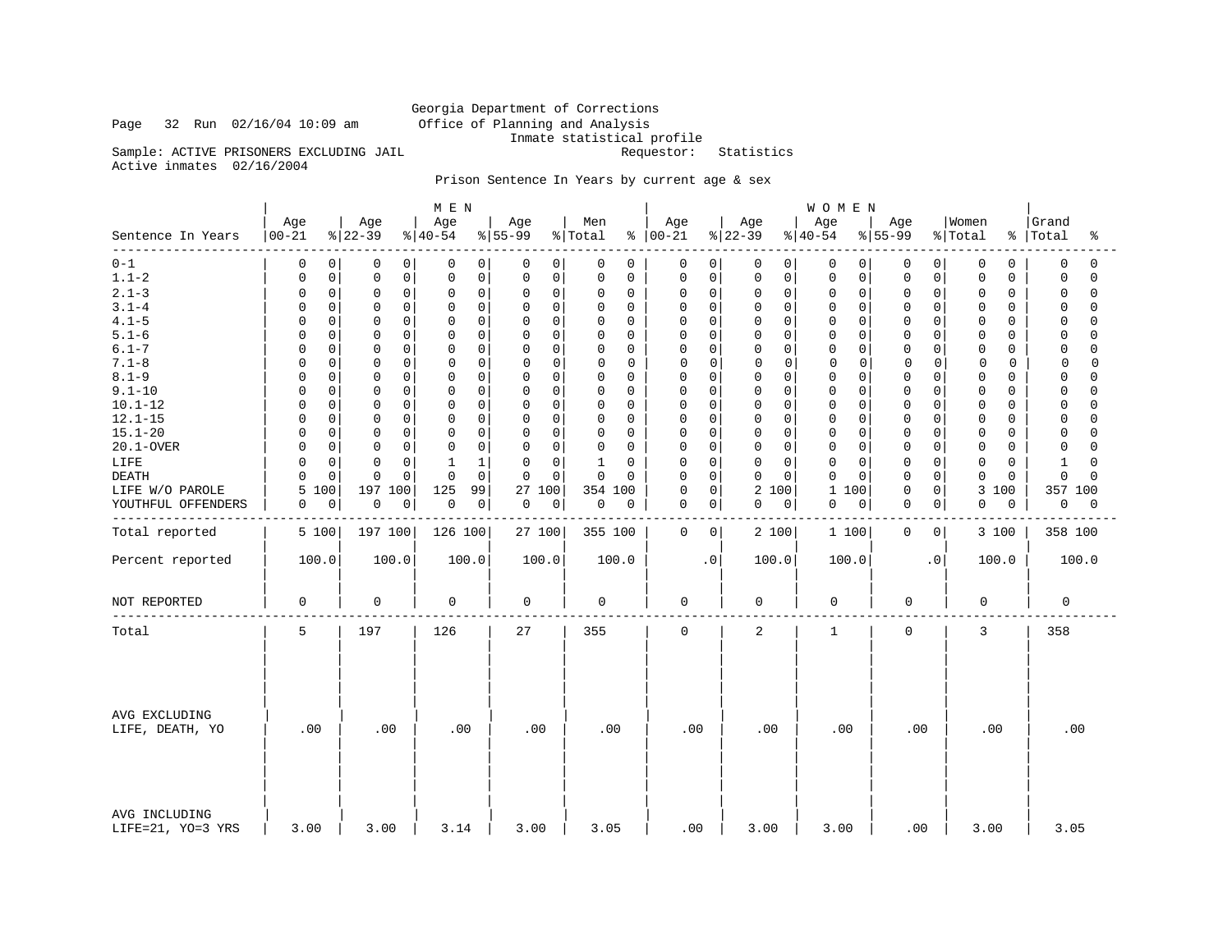Georgia Department of Corrections
Office of Planning and Analysis
Inmate statistical profile

Page 32 Run 02/16/04 10:09 am

Sample: ACTIVE PRISONERS EXCLUDING JAIL    Requestor: Statistics

Active inmates 02/16/2004

Prison Sentence In Years by current age & sex

| Sentence In Years | MEN Age 00-21 | % | Age 22-39 | % | Age 40-54 | % | Age 55-99 | % | Men Total | % | WOMEN Age 00-21 | % | Age 22-39 | % | Age 40-54 | % | Age 55-99 | % | Women Total | % | Grand Total | % |
|---|---|---|---|---|---|---|---|---|---|---|---|---|---|---|---|---|---|---|---|---|---|---|
| 0-1 | 0 | 0 | 0 | 0 | 0 | 0 | 0 | 0 | 0 | 0 | 0 | 0 | 0 | 0 | 0 | 0 | 0 | 0 | 0 | 0 | 0 | 0 |
| 1.1-2 | 0 | 0 | 0 | 0 | 0 | 0 | 0 | 0 | 0 | 0 | 0 | 0 | 0 | 0 | 0 | 0 | 0 | 0 | 0 | 0 | 0 | 0 |
| 2.1-3 | 0 | 0 | 0 | 0 | 0 | 0 | 0 | 0 | 0 | 0 | 0 | 0 | 0 | 0 | 0 | 0 | 0 | 0 | 0 | 0 | 0 | 0 |
| 3.1-4 | 0 | 0 | 0 | 0 | 0 | 0 | 0 | 0 | 0 | 0 | 0 | 0 | 0 | 0 | 0 | 0 | 0 | 0 | 0 | 0 | 0 | 0 |
| 4.1-5 | 0 | 0 | 0 | 0 | 0 | 0 | 0 | 0 | 0 | 0 | 0 | 0 | 0 | 0 | 0 | 0 | 0 | 0 | 0 | 0 | 0 | 0 |
| 5.1-6 | 0 | 0 | 0 | 0 | 0 | 0 | 0 | 0 | 0 | 0 | 0 | 0 | 0 | 0 | 0 | 0 | 0 | 0 | 0 | 0 | 0 | 0 |
| 6.1-7 | 0 | 0 | 0 | 0 | 0 | 0 | 0 | 0 | 0 | 0 | 0 | 0 | 0 | 0 | 0 | 0 | 0 | 0 | 0 | 0 | 0 | 0 |
| 7.1-8 | 0 | 0 | 0 | 0 | 0 | 0 | 0 | 0 | 0 | 0 | 0 | 0 | 0 | 0 | 0 | 0 | 0 | 0 | 0 | 0 | 0 | 0 |
| 8.1-9 | 0 | 0 | 0 | 0 | 0 | 0 | 0 | 0 | 0 | 0 | 0 | 0 | 0 | 0 | 0 | 0 | 0 | 0 | 0 | 0 | 0 | 0 |
| 9.1-10 | 0 | 0 | 0 | 0 | 0 | 0 | 0 | 0 | 0 | 0 | 0 | 0 | 0 | 0 | 0 | 0 | 0 | 0 | 0 | 0 | 0 | 0 |
| 10.1-12 | 0 | 0 | 0 | 0 | 0 | 0 | 0 | 0 | 0 | 0 | 0 | 0 | 0 | 0 | 0 | 0 | 0 | 0 | 0 | 0 | 0 | 0 |
| 12.1-15 | 0 | 0 | 0 | 0 | 0 | 0 | 0 | 0 | 0 | 0 | 0 | 0 | 0 | 0 | 0 | 0 | 0 | 0 | 0 | 0 | 0 | 0 |
| 15.1-20 | 0 | 0 | 0 | 0 | 0 | 0 | 0 | 0 | 0 | 0 | 0 | 0 | 0 | 0 | 0 | 0 | 0 | 0 | 0 | 0 | 0 | 0 |
| 20.1-OVER | 0 | 0 | 0 | 0 | 0 | 0 | 0 | 0 | 0 | 0 | 0 | 0 | 0 | 0 | 0 | 0 | 0 | 0 | 0 | 0 | 0 | 0 |
| LIFE | 0 | 0 | 0 | 0 | 1 | 1 | 0 | 0 | 1 | 0 | 0 | 0 | 0 | 0 | 0 | 0 | 0 | 0 | 0 | 0 | 1 | 0 |
| DEATH | 0 | 0 | 0 | 0 | 0 | 0 | 0 | 0 | 0 | 0 | 0 | 0 | 0 | 0 | 0 | 0 | 0 | 0 | 0 | 0 | 0 | 0 |
| LIFE W/O PAROLE | 5 | 100 | 197 | 100 | 125 | 99 | 27 | 100 | 354 | 100 | 0 | 0 | 2 | 100 | 1 | 100 | 0 | 0 | 3 | 100 | 357 | 100 |
| YOUTHFUL OFFENDERS | 0 | 0 | 0 | 0 | 0 | 0 | 0 | 0 | 0 | 0 | 0 | 0 | 0 | 0 | 0 | 0 | 0 | 0 | 0 | 0 | 0 | 0 |
| Total reported | 5 | 100 | 197 | 100 | 126 | 100 | 27 | 100 | 355 | 100 | 0 | 0 | 2 | 100 | 1 | 100 | 0 | 0 | 3 | 100 | 358 | 100 |
| Percent reported | 100.0 | | 100.0 | | 100.0 | | 100.0 | | 100.0 | | .0 | | 100.0 | | 100.0 | | .0 | | 100.0 | | 100.0 | |
| NOT REPORTED | 0 | | 0 | | 0 | | 0 | | 0 | | 0 | | 0 | | 0 | | 0 | | 0 | | 0 | |
| Total | 5 | | 197 | | 126 | | 27 | | 355 | | 0 | | 2 | | 1 | | 0 | | 3 | | 358 | |
| AVG EXCLUDING LIFE, DEATH, YO | .00 | | .00 | | .00 | | .00 | | .00 | | .00 | | .00 | | .00 | | .00 | | .00 | | .00 | |
| AVG INCLUDING LIFE=21, YO=3 YRS | 3.00 | | 3.00 | | 3.14 | | 3.00 | | 3.05 | | .00 | | 3.00 | | 3.00 | | .00 | | 3.00 | | 3.05 | |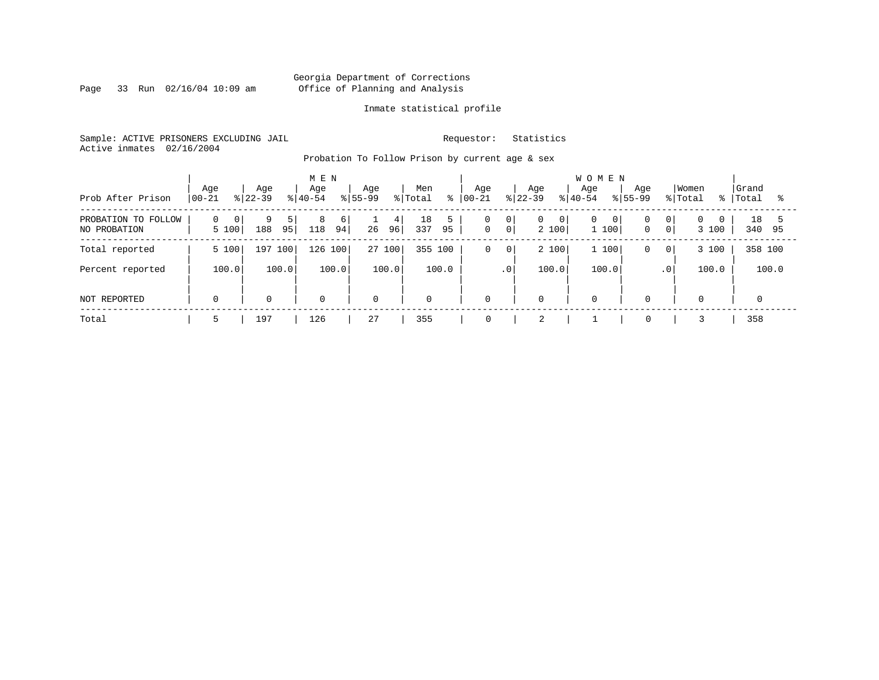Georgia Department of Corrections
Office of Planning and Analysis

Inmate statistical profile

Sample: ACTIVE PRISONERS EXCLUDING JAIL

Requestor: Statistics

Active inmates 02/16/2004

Probation To Follow Prison by current age & sex

| Prob After Prison | MEN Age 00-21 | % | Age 22-39 | % | Age 40-54 | % | Age 55-99 | % | Men Total | % | WOMEN Age 00-21 | % | Age 22-39 | % | Age 40-54 | % | Age 55-99 | % | Women Total | % | Grand Total | % |
|---|---|---|---|---|---|---|---|---|---|---|---|---|---|---|---|---|---|---|---|---|---|---|
| PROBATION TO FOLLOW | 0 | 0 | 9 | 5 | 8 | 6 | 1 | 4 | 18 | 5 | 0 | 0 | 0 | 0 | 0 | 0 | 0 | 0 | 0 | 0 | 18 | 5 |
| NO PROBATION | 5 | 100 | 188 | 95 | 118 | 94 | 26 | 96 | 337 | 95 | 0 | 0 | 2 | 100 | 1 | 100 | 0 | 0 | 3 | 100 | 340 | 95 |
| Total reported | 5 | 100 | 197 | 100 | 126 | 100 | 27 | 100 | 355 | 100 | 0 | 0 | 2 | 100 | 1 | 100 | 0 | 0 | 3 | 100 | 358 | 100 |
| Percent reported | | 100.0 | | 100.0 | | 100.0 | | 100.0 | | 100.0 | | .0 | | 100.0 | | 100.0 | | .0 | | 100.0 | | 100.0 |
| NOT REPORTED | 0 | | 0 | | 0 | | 0 | | 0 | | 0 | | 0 | | 0 | | 0 | | 0 | | 0 | |
| Total | 5 | | 197 | | 126 | | 27 | | 355 | | 0 | | 2 | | 1 | | 0 | | 3 | | 358 | |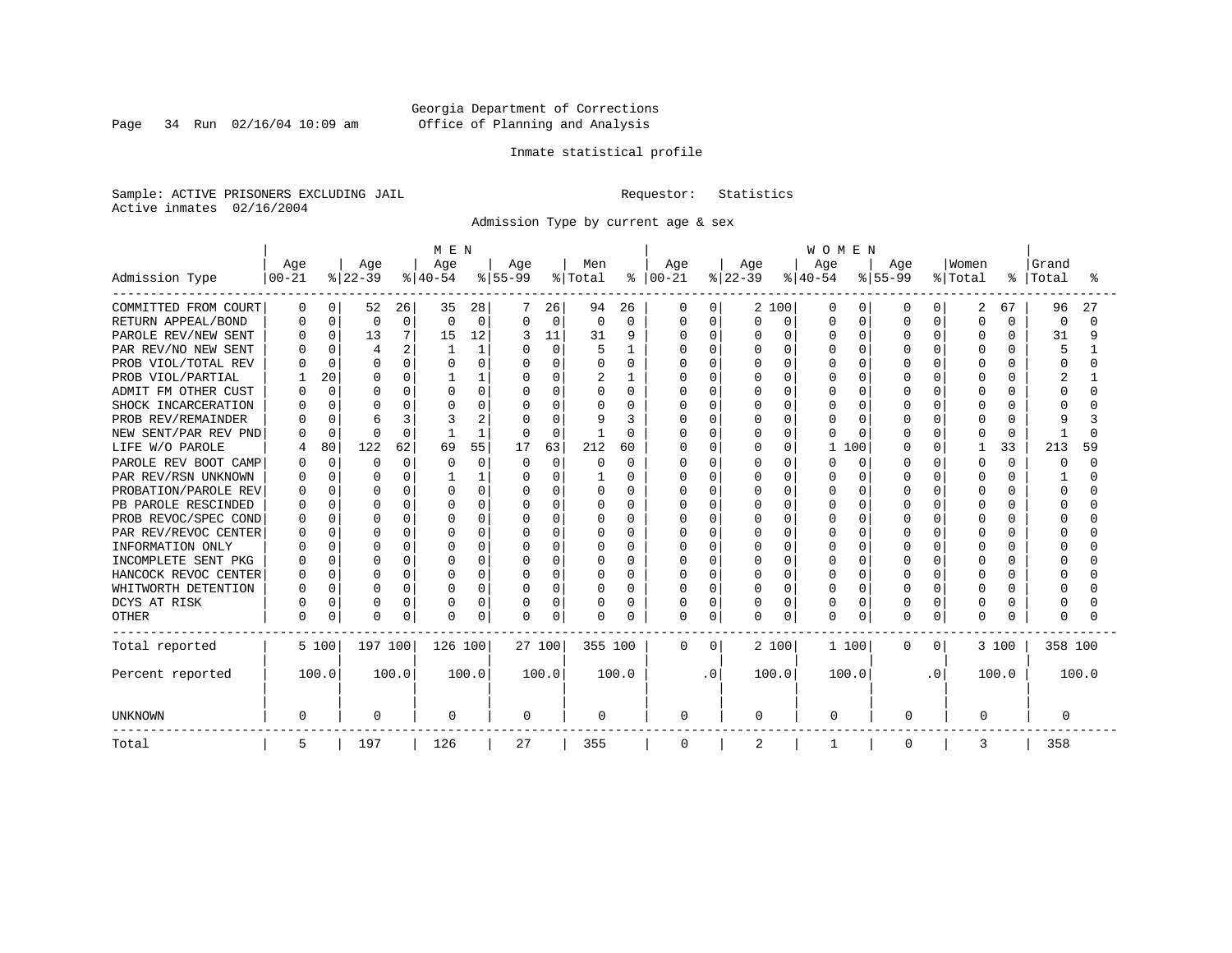Georgia Department of Corrections
Office of Planning and Analysis

Page 34 Run 02/16/04 10:09 am

Inmate statistical profile

Sample: ACTIVE PRISONERS EXCLUDING JAIL

Requestor: Statistics

Active inmates 02/16/2004

Admission Type by current age & sex

| Admission Type | MEN Age 00-21 | % | Age 22-39 | % | Age 40-54 | % | Age 55-99 | % | Men Total | % | WOMEN Age 00-21 | % | Age 22-39 | % | Age 40-54 | % | Age 55-99 | % | Women Total | % | Grand Total | % |
|---|---|---|---|---|---|---|---|---|---|---|---|---|---|---|---|---|---|---|---|---|---|---|
| COMMITTED FROM COURT | 0 | 0 | 52 | 26 | 35 | 28 | 7 | 26 | 94 | 26 | 0 | 0 | 2 | 100 | 0 | 0 | 0 | 0 | 2 | 67 | 96 | 27 |
| RETURN APPEAL/BOND | 0 | 0 | 0 | 0 | 0 | 0 | 0 | 0 | 0 | 0 | 0 | 0 | 0 | 0 | 0 | 0 | 0 | 0 | 0 | 0 | 0 | 0 |
| PAROLE REV/NEW SENT | 0 | 0 | 13 | 7 | 15 | 12 | 3 | 11 | 31 | 9 | 0 | 0 | 0 | 0 | 0 | 0 | 0 | 0 | 0 | 0 | 31 | 9 |
| PAR REV/NO NEW SENT | 0 | 0 | 4 | 2 | 1 | 1 | 0 | 0 | 5 | 1 | 0 | 0 | 0 | 0 | 0 | 0 | 0 | 0 | 0 | 0 | 5 | 1 |
| PROB VIOL/TOTAL REV | 0 | 0 | 0 | 0 | 0 | 0 | 0 | 0 | 0 | 0 | 0 | 0 | 0 | 0 | 0 | 0 | 0 | 0 | 0 | 0 | 0 | 0 |
| PROB VIOL/PARTIAL | 1 | 20 | 0 | 0 | 1 | 1 | 0 | 0 | 2 | 1 | 0 | 0 | 0 | 0 | 0 | 0 | 0 | 0 | 0 | 0 | 2 | 1 |
| ADMIT FM OTHER CUST | 0 | 0 | 0 | 0 | 0 | 0 | 0 | 0 | 0 | 0 | 0 | 0 | 0 | 0 | 0 | 0 | 0 | 0 | 0 | 0 | 0 | 0 |
| SHOCK INCARCERATION | 0 | 0 | 0 | 0 | 0 | 0 | 0 | 0 | 0 | 0 | 0 | 0 | 0 | 0 | 0 | 0 | 0 | 0 | 0 | 0 | 0 | 0 |
| PROB REV/REMAINDER | 0 | 0 | 6 | 3 | 3 | 2 | 0 | 0 | 9 | 3 | 0 | 0 | 0 | 0 | 0 | 0 | 0 | 0 | 0 | 0 | 9 | 3 |
| NEW SENT/PAR REV PND | 0 | 0 | 0 | 0 | 1 | 1 | 0 | 0 | 1 | 0 | 0 | 0 | 0 | 0 | 0 | 0 | 0 | 0 | 0 | 0 | 1 | 0 |
| LIFE W/O PAROLE | 4 | 80 | 122 | 62 | 69 | 55 | 17 | 63 | 212 | 60 | 0 | 0 | 0 | 0 | 1 | 100 | 0 | 0 | 1 | 33 | 213 | 59 |
| PAROLE REV BOOT CAMP | 0 | 0 | 0 | 0 | 0 | 0 | 0 | 0 | 0 | 0 | 0 | 0 | 0 | 0 | 0 | 0 | 0 | 0 | 0 | 0 | 0 | 0 |
| PAR REV/RSN UNKNOWN | 0 | 0 | 0 | 0 | 1 | 1 | 0 | 0 | 1 | 0 | 0 | 0 | 0 | 0 | 0 | 0 | 0 | 0 | 0 | 0 | 1 | 0 |
| PROBATION/PAROLE REV | 0 | 0 | 0 | 0 | 0 | 0 | 0 | 0 | 0 | 0 | 0 | 0 | 0 | 0 | 0 | 0 | 0 | 0 | 0 | 0 | 0 | 0 |
| PB PAROLE RESCINDED | 0 | 0 | 0 | 0 | 0 | 0 | 0 | 0 | 0 | 0 | 0 | 0 | 0 | 0 | 0 | 0 | 0 | 0 | 0 | 0 | 0 | 0 |
| PROB REVOC/SPEC COND | 0 | 0 | 0 | 0 | 0 | 0 | 0 | 0 | 0 | 0 | 0 | 0 | 0 | 0 | 0 | 0 | 0 | 0 | 0 | 0 | 0 | 0 |
| PAR REV/REVOC CENTER | 0 | 0 | 0 | 0 | 0 | 0 | 0 | 0 | 0 | 0 | 0 | 0 | 0 | 0 | 0 | 0 | 0 | 0 | 0 | 0 | 0 | 0 |
| INFORMATION ONLY | 0 | 0 | 0 | 0 | 0 | 0 | 0 | 0 | 0 | 0 | 0 | 0 | 0 | 0 | 0 | 0 | 0 | 0 | 0 | 0 | 0 | 0 |
| INCOMPLETE SENT PKG | 0 | 0 | 0 | 0 | 0 | 0 | 0 | 0 | 0 | 0 | 0 | 0 | 0 | 0 | 0 | 0 | 0 | 0 | 0 | 0 | 0 | 0 |
| HANCOCK REVOC CENTER | 0 | 0 | 0 | 0 | 0 | 0 | 0 | 0 | 0 | 0 | 0 | 0 | 0 | 0 | 0 | 0 | 0 | 0 | 0 | 0 | 0 | 0 |
| WHITWORTH DETENTION | 0 | 0 | 0 | 0 | 0 | 0 | 0 | 0 | 0 | 0 | 0 | 0 | 0 | 0 | 0 | 0 | 0 | 0 | 0 | 0 | 0 | 0 |
| DCYS AT RISK | 0 | 0 | 0 | 0 | 0 | 0 | 0 | 0 | 0 | 0 | 0 | 0 | 0 | 0 | 0 | 0 | 0 | 0 | 0 | 0 | 0 | 0 |
| OTHER | 0 | 0 | 0 | 0 | 0 | 0 | 0 | 0 | 0 | 0 | 0 | 0 | 0 | 0 | 0 | 0 | 0 | 0 | 0 | 0 | 0 | 0 |
| Total reported | 5 | 100 | 197 | 100 | 126 | 100 | 27 | 100 | 355 | 100 | 0 | 0 | 2 | 100 | 1 | 100 | 0 | 0 | 3 | 100 | 358 | 100 |
| Percent reported | 100.0 | | 100.0 | | 100.0 | | 100.0 | | 100.0 | | .0 | | 100.0 | | 100.0 | | .0 | | 100.0 | | 100.0 | |
| UNKNOWN | 0 | | 0 | | 0 | | 0 | | 0 | | 0 | | 0 | | 0 | | 0 | | 0 | | 0 | |
| Total | 5 | | 197 | | 126 | | 27 | | 355 | | 0 | | 2 | | 1 | | 0 | | 3 | | 358 | |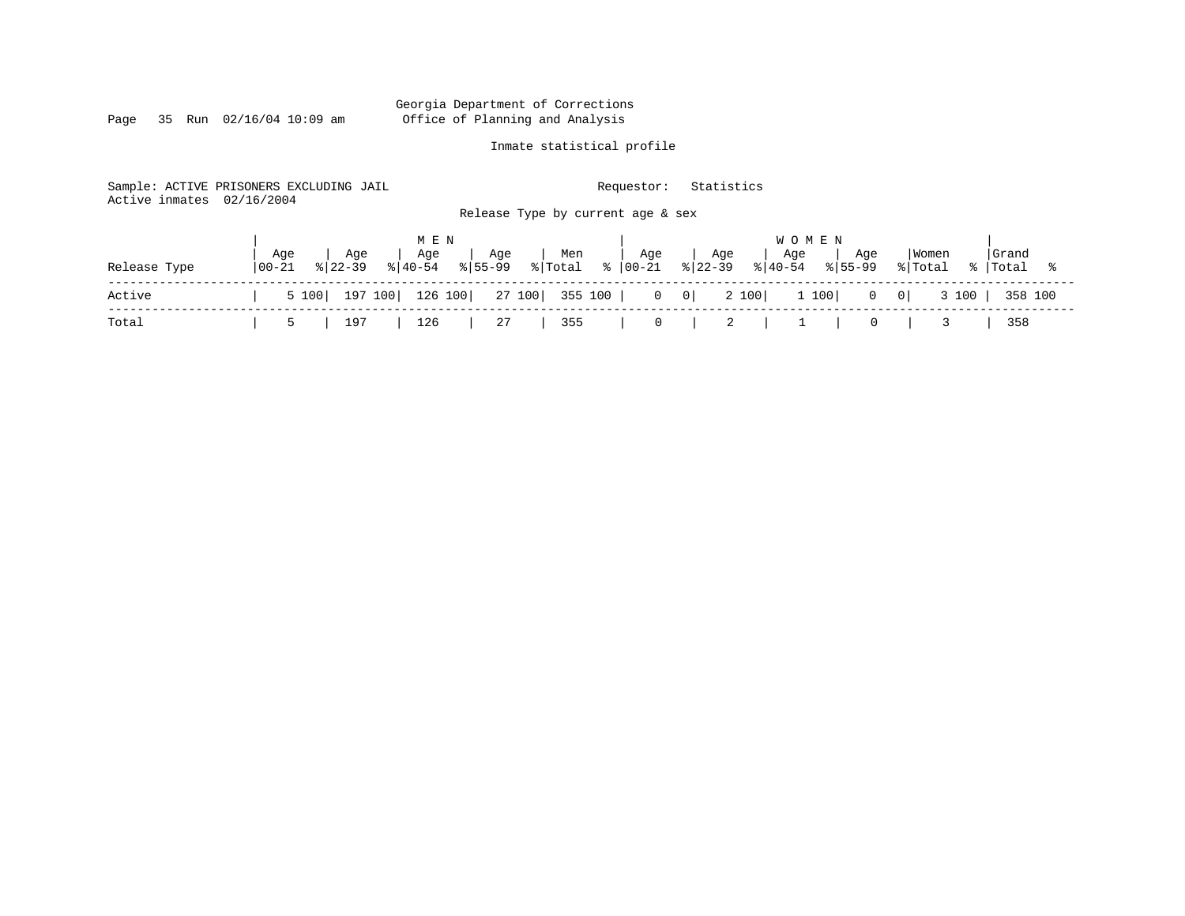Georgia Department of Corrections
Office of Planning and Analysis

Inmate statistical profile

Sample: ACTIVE PRISONERS EXCLUDING JAIL
Active inmates 02/16/2004

Requestor: Statistics

Release Type by current age & sex

| Release Type | MEN Age 00-21 | % | Age 22-39 | % | Age 40-54 | % | Age 55-99 | % | Men Total | % | WOMEN Age 00-21 | % | Age 22-39 | % | Age 40-54 | % | Age 55-99 | % | Women Total | % | Grand Total | % |
|---|---|---|---|---|---|---|---|---|---|---|---|---|---|---|---|---|---|---|---|---|---|---|
| Active | 5 | 100 | 197 | 100 | 126 | 100 | 27 | 100 | 355 | 100 | 0 | 0 | 2 | 100 | 1 | 100 | 0 | 0 | 3 | 100 | 358 | 100 |
| Total | 5 | | 197 | | 126 | | 27 | | 355 | | 0 | | 2 | | 1 | | 0 | | 3 | | 358 | |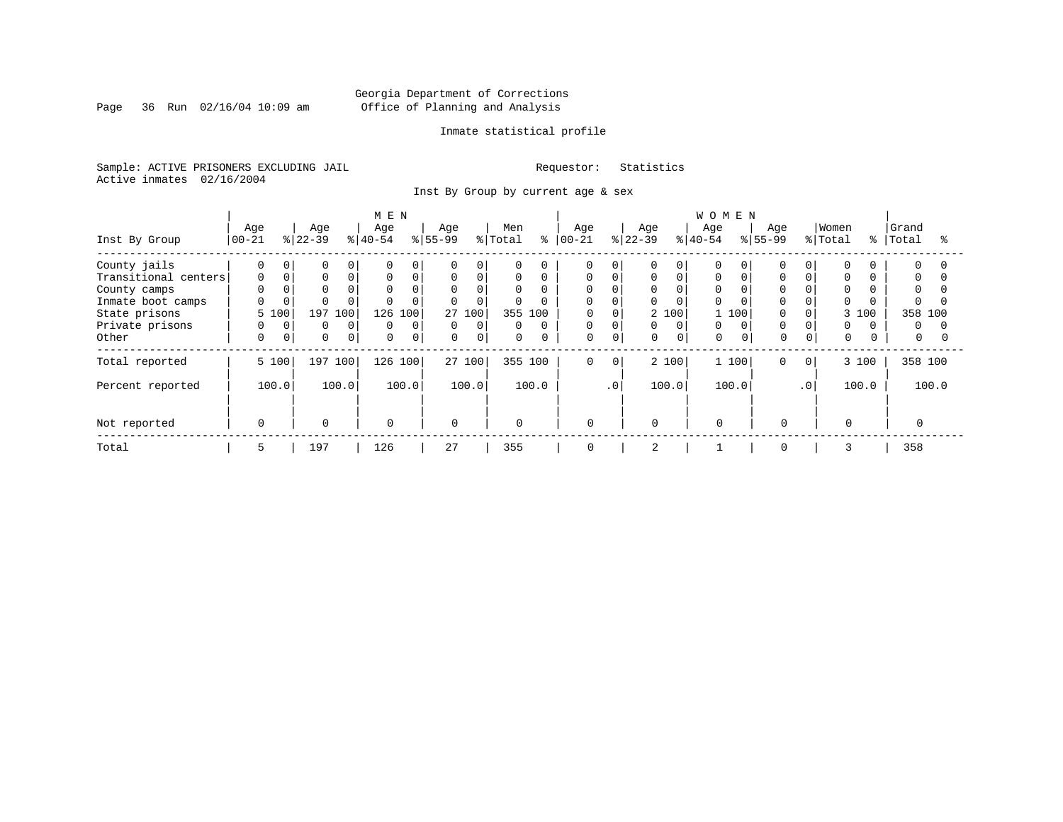Georgia Department of Corrections
Office of Planning and Analysis

Inmate statistical profile

Sample: ACTIVE PRISONERS EXCLUDING JAIL
Active inmates 02/16/2004

Requestor: Statistics

Inst By Group by current age & sex

| Inst By Group | MEN Age 00-21 | % | Age 22-39 | % | Age 40-54 | % | Age 55-99 | % | Men Total | % | WOMEN Age 00-21 | % | Age 22-39 | % | Age 40-54 | % | Age 55-99 | % | Women Total | % | Grand Total | % |
|---|---|---|---|---|---|---|---|---|---|---|---|---|---|---|---|---|---|---|---|---|---|---|
| County jails | 0 | 0 | 0 | 0 | 0 | 0 | 0 | 0 | 0 | 0 | 0 | 0 | 0 | 0 | 0 | 0 | 0 | 0 | 0 | 0 | 0 | 0 |
| Transitional centers | 0 | 0 | 0 | 0 | 0 | 0 | 0 | 0 | 0 | 0 | 0 | 0 | 0 | 0 | 0 | 0 | 0 | 0 | 0 | 0 | 0 | 0 |
| County camps | 0 | 0 | 0 | 0 | 0 | 0 | 0 | 0 | 0 | 0 | 0 | 0 | 0 | 0 | 0 | 0 | 0 | 0 | 0 | 0 | 0 | 0 |
| Inmate boot camps | 0 | 0 | 0 | 0 | 0 | 0 | 0 | 0 | 0 | 0 | 0 | 0 | 0 | 0 | 0 | 0 | 0 | 0 | 0 | 0 | 0 | 0 |
| State prisons | 5 | 100 | 197 | 100 | 126 | 100 | 27 | 100 | 355 | 100 | 0 | 0 | 2 | 100 | 1 | 100 | 0 | 0 | 3 | 100 | 358 | 100 |
| Private prisons | 0 | 0 | 0 | 0 | 0 | 0 | 0 | 0 | 0 | 0 | 0 | 0 | 0 | 0 | 0 | 0 | 0 | 0 | 0 | 0 | 0 | 0 |
| Other | 0 | 0 | 0 | 0 | 0 | 0 | 0 | 0 | 0 | 0 | 0 | 0 | 0 | 0 | 0 | 0 | 0 | 0 | 0 | 0 | 0 | 0 |
| Total reported | 5 | 100 | 197 | 100 | 126 | 100 | 27 | 100 | 355 | 100 | 0 | 0 | 2 | 100 | 1 | 100 | 0 | 0 | 3 | 100 | 358 | 100 |
| Percent reported | 100.0 | | 100.0 | | 100.0 | | 100.0 | | 100.0 | | .0 | | 100.0 | | 100.0 | | .0 | | 100.0 | | 100.0 | |
| Not reported | 0 | | 0 | | 0 | | 0 | | 0 | | 0 | | 0 | | 0 | | 0 | | 0 | | 0 | |
| Total | 5 | | 197 | | 126 | | 27 | | 355 | | 0 | | 2 | | 1 | | 0 | | 3 | | 358 | |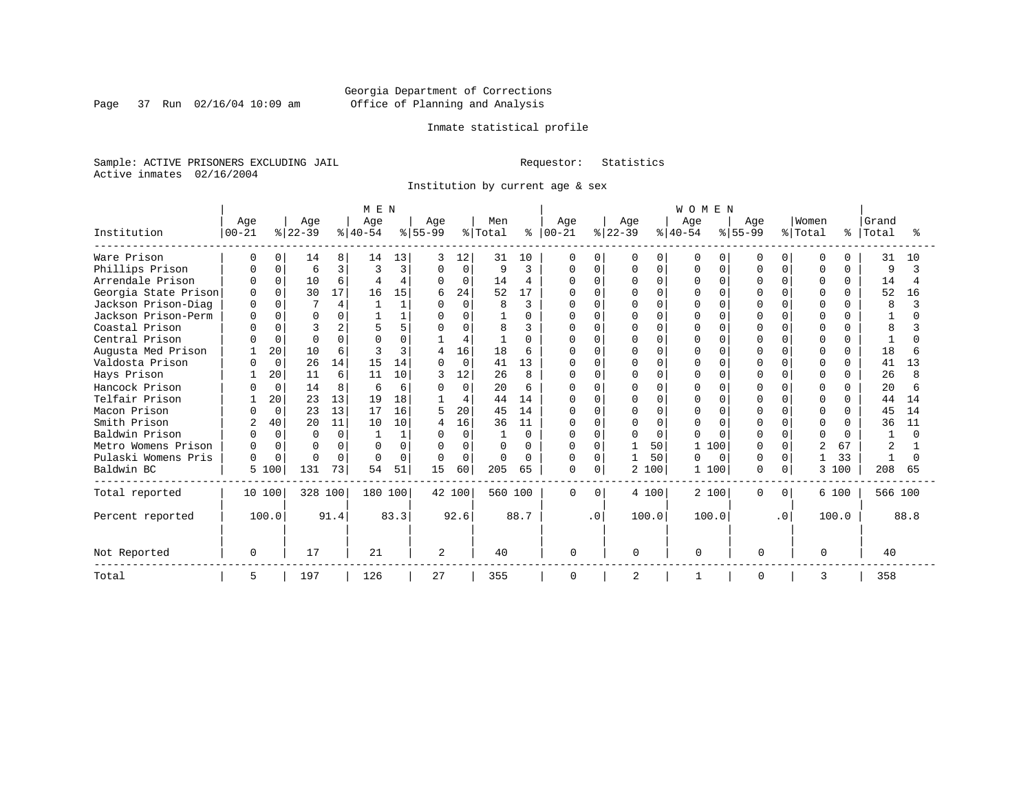Georgia Department of Corrections
Office of Planning and Analysis

Inmate statistical profile

Sample: ACTIVE PRISONERS EXCLUDING JAIL  Requestor: Statistics
Active inmates 02/16/2004

Institution by current age & sex

| Institution | MEN Age 00-21 | % | Age 22-39 | % | Age 40-54 | % | Age 55-99 | % | Men Total | % | WOMEN Age 00-21 | % | Age 22-39 | % | Age 40-54 | % | Age 55-99 | % | Women Total | % | Grand Total | % |
|---|---|---|---|---|---|---|---|---|---|---|---|---|---|---|---|---|---|---|---|---|---|---|
| Ware Prison | 0 | 0 | 14 | 8 | 14 | 13 | 3 | 12 | 31 | 10 | 0 | 0 | 0 | 0 | 0 | 0 | 0 | 0 | 0 | 0 | 31 | 10 |
| Phillips Prison | 0 | 0 | 6 | 3 | 3 | 3 | 0 | 0 | 9 | 3 | 0 | 0 | 0 | 0 | 0 | 0 | 0 | 0 | 0 | 0 | 9 | 3 |
| Arrendale Prison | 0 | 0 | 10 | 6 | 4 | 4 | 0 | 0 | 14 | 4 | 0 | 0 | 0 | 0 | 0 | 0 | 0 | 0 | 0 | 0 | 14 | 4 |
| Georgia State Prison | 0 | 0 | 30 | 17 | 16 | 15 | 6 | 24 | 52 | 17 | 0 | 0 | 0 | 0 | 0 | 0 | 0 | 0 | 0 | 0 | 52 | 16 |
| Jackson Prison-Diag | 0 | 0 | 7 | 4 | 1 | 1 | 0 | 0 | 8 | 3 | 0 | 0 | 0 | 0 | 0 | 0 | 0 | 0 | 0 | 0 | 8 | 3 |
| Jackson Prison-Perm | 0 | 0 | 0 | 0 | 1 | 1 | 0 | 0 | 1 | 0 | 0 | 0 | 0 | 0 | 0 | 0 | 0 | 0 | 0 | 0 | 1 | 0 |
| Coastal Prison | 0 | 0 | 3 | 2 | 5 | 5 | 0 | 0 | 8 | 3 | 0 | 0 | 0 | 0 | 0 | 0 | 0 | 0 | 0 | 0 | 8 | 3 |
| Central Prison | 0 | 0 | 0 | 0 | 0 | 0 | 1 | 4 | 1 | 0 | 0 | 0 | 0 | 0 | 0 | 0 | 0 | 0 | 0 | 0 | 1 | 0 |
| Augusta Med Prison | 1 | 20 | 10 | 6 | 3 | 3 | 4 | 16 | 18 | 6 | 0 | 0 | 0 | 0 | 0 | 0 | 0 | 0 | 0 | 0 | 18 | 6 |
| Valdosta Prison | 0 | 0 | 26 | 14 | 15 | 14 | 0 | 0 | 41 | 13 | 0 | 0 | 0 | 0 | 0 | 0 | 0 | 0 | 0 | 0 | 41 | 13 |
| Hays Prison | 1 | 20 | 11 | 6 | 11 | 10 | 3 | 12 | 26 | 8 | 0 | 0 | 0 | 0 | 0 | 0 | 0 | 0 | 0 | 0 | 26 | 8 |
| Hancock Prison | 0 | 0 | 14 | 8 | 6 | 6 | 0 | 0 | 20 | 6 | 0 | 0 | 0 | 0 | 0 | 0 | 0 | 0 | 0 | 0 | 20 | 6 |
| Telfair Prison | 1 | 20 | 23 | 13 | 19 | 18 | 1 | 4 | 44 | 14 | 0 | 0 | 0 | 0 | 0 | 0 | 0 | 0 | 0 | 0 | 44 | 14 |
| Macon Prison | 0 | 0 | 23 | 13 | 17 | 16 | 5 | 20 | 45 | 14 | 0 | 0 | 0 | 0 | 0 | 0 | 0 | 0 | 0 | 0 | 45 | 14 |
| Smith Prison | 2 | 40 | 20 | 11 | 10 | 10 | 4 | 16 | 36 | 11 | 0 | 0 | 0 | 0 | 0 | 0 | 0 | 0 | 0 | 0 | 36 | 11 |
| Baldwin Prison | 0 | 0 | 0 | 0 | 1 | 1 | 0 | 0 | 1 | 0 | 0 | 0 | 0 | 0 | 0 | 0 | 0 | 0 | 0 | 0 | 1 | 0 |
| Metro Womens Prison | 0 | 0 | 0 | 0 | 0 | 0 | 0 | 0 | 0 | 0 | 0 | 0 | 1 | 50 | 1 | 100 | 0 | 0 | 2 | 67 | 2 | 1 |
| Pulaski Womens Pris | 0 | 0 | 0 | 0 | 0 | 0 | 0 | 0 | 0 | 0 | 0 | 0 | 1 | 50 | 0 | 0 | 0 | 0 | 1 | 33 | 1 | 0 |
| Baldwin BC | 5 | 100 | 131 | 73 | 54 | 51 | 15 | 60 | 205 | 65 | 0 | 0 | 2 | 100 | 1 | 100 | 0 | 0 | 3 | 100 | 208 | 65 |
| Total reported | 10 | 100 | 328 | 100 | 180 | 100 | 42 | 100 | 560 | 100 | 0 | 0 | 4 | 100 | 2 | 100 | 0 | 0 | 6 | 100 | 566 | 100 |
| Percent reported | | 100.0 | | 91.4 | | 83.3 | | 92.6 | | 88.7 | | .0 | | 100.0 | | 100.0 | | .0 | | 100.0 | | 88.8 |
| Not Reported | 0 | | 17 | | 21 | | 2 | | 40 | | 0 | | 0 | | 0 | | 0 | | 0 | | 40 | |
| Total | 5 | | 197 | | 126 | | 27 | | 355 | | 0 | | 2 | | 1 | | 0 | | 3 | | 358 | |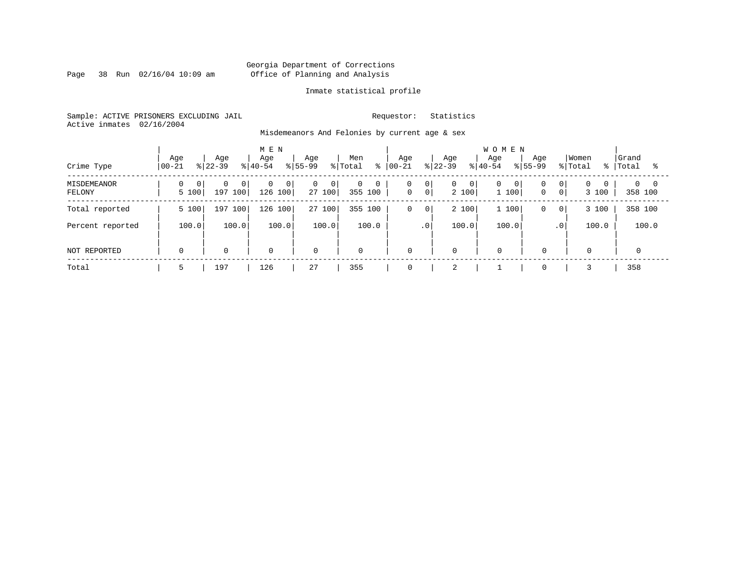Georgia Department of Corrections
Office of Planning and Analysis

Inmate statistical profile

Sample: ACTIVE PRISONERS EXCLUDING JAIL　　　Requestor: Statistics
Active inmates 02/16/2004

Misdemeanors And Felonies by current age & sex

| Crime Type | MEN Age 00-21 | % | Age 22-39 | % | Age 40-54 | % | Age 55-99 | % | Men Total | % | WOMEN Age 00-21 | % | Age 22-39 | % | Age 40-54 | % | Age 55-99 | % | Women Total | % | Grand Total | % |
|---|---|---|---|---|---|---|---|---|---|---|---|---|---|---|---|---|---|---|---|---|---|---|
| MISDEMEANOR | 0 | 0 | 0 | 0 | 0 | 0 | 0 | 0 | 0 | 0 | 0 | 0 | 0 | 0 | 0 | 0 | 0 | 0 | 0 | 0 | 0 | 0 |
| FELONY | 5 | 100 | 197 | 100 | 126 | 100 | 27 | 100 | 355 | 100 | 0 | 0 | 2 | 100 | 1 | 100 | 0 | 0 | 3 | 100 | 358 | 100 |
| Total reported | 5 | 100 | 197 | 100 | 126 | 100 | 27 | 100 | 355 | 100 | 0 | 0 | 2 | 100 | 1 | 100 | 0 | 0 | 3 | 100 | 358 | 100 |
| Percent reported | | 100.0 | | 100.0 | | 100.0 | | 100.0 | | 100.0 | | .0 | | 100.0 | | 100.0 | | .0 | | 100.0 | | 100.0 |
| NOT REPORTED | 0 | | 0 | | 0 | | 0 | | 0 | | 0 | | 0 | | 0 | | 0 | | 0 | | 0 | |
| Total | 5 | | 197 | | 126 | | 27 | | 355 | | 0 | | 2 | | 1 | | 0 | | 3 | | 358 | |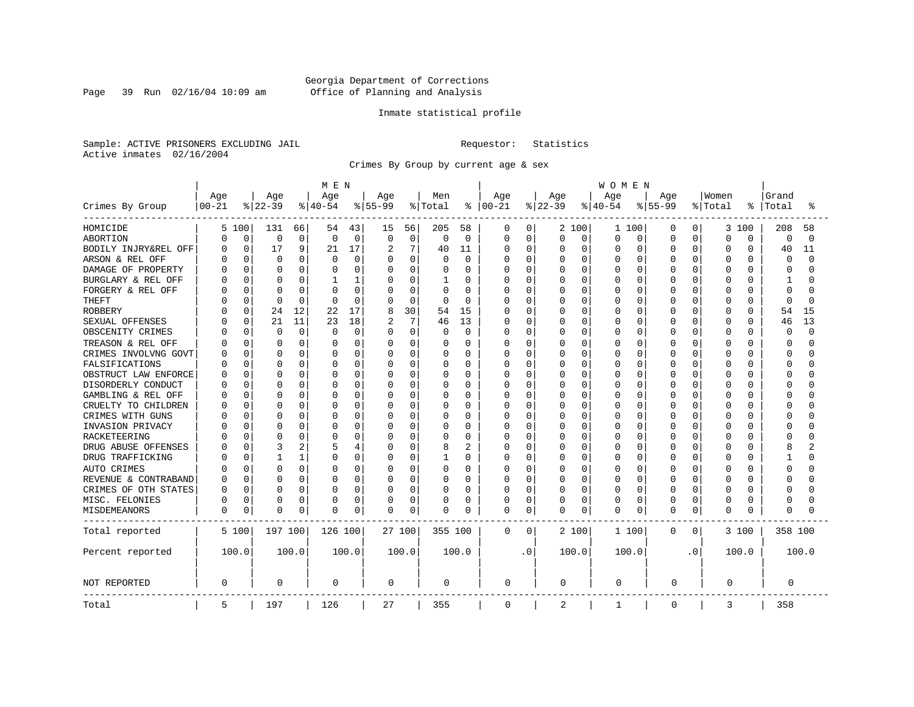Georgia Department of Corrections
Office of Planning and Analysis

Inmate statistical profile

Sample: ACTIVE PRISONERS EXCLUDING JAIL Requestor: Statistics
Active inmates 02/16/2004

Crimes By Group by current age & sex

| Crimes By Group | MEN Age 00-21 | % | Age 22-39 | % | Age 40-54 | % | Age 55-99 | % | Men Total | % | WOMEN Age 00-21 | % | Age 22-39 | % | Age 40-54 | % | Age 55-99 | % | Women Total | % | Grand Total | % |
|---|---|---|---|---|---|---|---|---|---|---|---|---|---|---|---|---|---|---|---|---|---|---|
| HOMICIDE | 5 | 100 | 131 | 66 | 54 | 43 | 15 | 56 | 205 | 58 | 0 | 0 | 2 | 100 | 1 | 100 | 0 | 0 | 3 | 100 | 208 | 58 |
| ABORTION | 0 | 0 | 0 | 0 | 0 | 0 | 0 | 0 | 0 | 0 | 0 | 0 | 0 | 0 | 0 | 0 | 0 | 0 | 0 | 0 | 0 | 0 |
| BODILY INJRY&REL OFF | 0 | 0 | 17 | 9 | 21 | 17 | 2 | 7 | 40 | 11 | 0 | 0 | 0 | 0 | 0 | 0 | 0 | 0 | 0 | 0 | 40 | 11 |
| ARSON & REL OFF | 0 | 0 | 0 | 0 | 0 | 0 | 0 | 0 | 0 | 0 | 0 | 0 | 0 | 0 | 0 | 0 | 0 | 0 | 0 | 0 | 0 | 0 |
| DAMAGE OF PROPERTY | 0 | 0 | 0 | 0 | 0 | 0 | 0 | 0 | 0 | 0 | 0 | 0 | 0 | 0 | 0 | 0 | 0 | 0 | 0 | 0 | 0 | 0 |
| BURGLARY & REL OFF | 0 | 0 | 0 | 0 | 1 | 1 | 0 | 0 | 1 | 0 | 0 | 0 | 0 | 0 | 0 | 0 | 0 | 0 | 0 | 0 | 1 | 0 |
| FORGERY & REL OFF | 0 | 0 | 0 | 0 | 0 | 0 | 0 | 0 | 0 | 0 | 0 | 0 | 0 | 0 | 0 | 0 | 0 | 0 | 0 | 0 | 0 | 0 |
| THEFT | 0 | 0 | 0 | 0 | 0 | 0 | 0 | 0 | 0 | 0 | 0 | 0 | 0 | 0 | 0 | 0 | 0 | 0 | 0 | 0 | 0 | 0 |
| ROBBERY | 0 | 0 | 24 | 12 | 22 | 17 | 8 | 30 | 54 | 15 | 0 | 0 | 0 | 0 | 0 | 0 | 0 | 0 | 0 | 0 | 54 | 15 |
| SEXUAL OFFENSES | 0 | 0 | 21 | 11 | 23 | 18 | 2 | 7 | 46 | 13 | 0 | 0 | 0 | 0 | 0 | 0 | 0 | 0 | 0 | 0 | 46 | 13 |
| OBSCENITY CRIMES | 0 | 0 | 0 | 0 | 0 | 0 | 0 | 0 | 0 | 0 | 0 | 0 | 0 | 0 | 0 | 0 | 0 | 0 | 0 | 0 | 0 | 0 |
| TREASON & REL OFF | 0 | 0 | 0 | 0 | 0 | 0 | 0 | 0 | 0 | 0 | 0 | 0 | 0 | 0 | 0 | 0 | 0 | 0 | 0 | 0 | 0 | 0 |
| CRIMES INVOLVNG GOVT | 0 | 0 | 0 | 0 | 0 | 0 | 0 | 0 | 0 | 0 | 0 | 0 | 0 | 0 | 0 | 0 | 0 | 0 | 0 | 0 | 0 | 0 |
| FALSIFICATIONS | 0 | 0 | 0 | 0 | 0 | 0 | 0 | 0 | 0 | 0 | 0 | 0 | 0 | 0 | 0 | 0 | 0 | 0 | 0 | 0 | 0 | 0 |
| OBSTRUCT LAW ENFORCE | 0 | 0 | 0 | 0 | 0 | 0 | 0 | 0 | 0 | 0 | 0 | 0 | 0 | 0 | 0 | 0 | 0 | 0 | 0 | 0 | 0 | 0 |
| DISORDERLY CONDUCT | 0 | 0 | 0 | 0 | 0 | 0 | 0 | 0 | 0 | 0 | 0 | 0 | 0 | 0 | 0 | 0 | 0 | 0 | 0 | 0 | 0 | 0 |
| GAMBLING & REL OFF | 0 | 0 | 0 | 0 | 0 | 0 | 0 | 0 | 0 | 0 | 0 | 0 | 0 | 0 | 0 | 0 | 0 | 0 | 0 | 0 | 0 | 0 |
| CRUELTY TO CHILDREN | 0 | 0 | 0 | 0 | 0 | 0 | 0 | 0 | 0 | 0 | 0 | 0 | 0 | 0 | 0 | 0 | 0 | 0 | 0 | 0 | 0 | 0 |
| CRIMES WITH GUNS | 0 | 0 | 0 | 0 | 0 | 0 | 0 | 0 | 0 | 0 | 0 | 0 | 0 | 0 | 0 | 0 | 0 | 0 | 0 | 0 | 0 | 0 |
| INVASION PRIVACY | 0 | 0 | 0 | 0 | 0 | 0 | 0 | 0 | 0 | 0 | 0 | 0 | 0 | 0 | 0 | 0 | 0 | 0 | 0 | 0 | 0 | 0 |
| RACKETEERING | 0 | 0 | 0 | 0 | 0 | 0 | 0 | 0 | 0 | 0 | 0 | 0 | 0 | 0 | 0 | 0 | 0 | 0 | 0 | 0 | 0 | 0 |
| DRUG ABUSE OFFENSES | 0 | 0 | 3 | 2 | 5 | 4 | 0 | 0 | 8 | 2 | 0 | 0 | 0 | 0 | 0 | 0 | 0 | 0 | 0 | 0 | 8 | 2 |
| DRUG TRAFFICKING | 0 | 0 | 1 | 1 | 0 | 0 | 0 | 0 | 1 | 0 | 0 | 0 | 0 | 0 | 0 | 0 | 0 | 0 | 0 | 0 | 1 | 0 |
| AUTO CRIMES | 0 | 0 | 0 | 0 | 0 | 0 | 0 | 0 | 0 | 0 | 0 | 0 | 0 | 0 | 0 | 0 | 0 | 0 | 0 | 0 | 0 | 0 |
| REVENUE & CONTRABAND | 0 | 0 | 0 | 0 | 0 | 0 | 0 | 0 | 0 | 0 | 0 | 0 | 0 | 0 | 0 | 0 | 0 | 0 | 0 | 0 | 0 | 0 |
| CRIMES OF OTH STATES | 0 | 0 | 0 | 0 | 0 | 0 | 0 | 0 | 0 | 0 | 0 | 0 | 0 | 0 | 0 | 0 | 0 | 0 | 0 | 0 | 0 | 0 |
| MISC. FELONIES | 0 | 0 | 0 | 0 | 0 | 0 | 0 | 0 | 0 | 0 | 0 | 0 | 0 | 0 | 0 | 0 | 0 | 0 | 0 | 0 | 0 | 0 |
| MISDEMEANORS | 0 | 0 | 0 | 0 | 0 | 0 | 0 | 0 | 0 | 0 | 0 | 0 | 0 | 0 | 0 | 0 | 0 | 0 | 0 | 0 | 0 | 0 |
| Total reported | 5 | 100 | 197 | 100 | 126 | 100 | 27 | 100 | 355 | 100 | 0 | 0 | 2 | 100 | 1 | 100 | 0 | 0 | 3 | 100 | 358 | 100 |
| Percent reported | 100.0 | | 100.0 | | 100.0 | | 100.0 | | 100.0 | | .0 | | 100.0 | | 100.0 | | .0 | | 100.0 | | 100.0 | |
| NOT REPORTED | 0 | | 0 | | 0 | | 0 | | 0 | | 0 | | 0 | | 0 | | 0 | | 0 | | 0 | |
| Total | 5 | | 197 | | 126 | | 27 | | 355 | | 0 | | 2 | | 1 | | 0 | | 3 | | 358 | |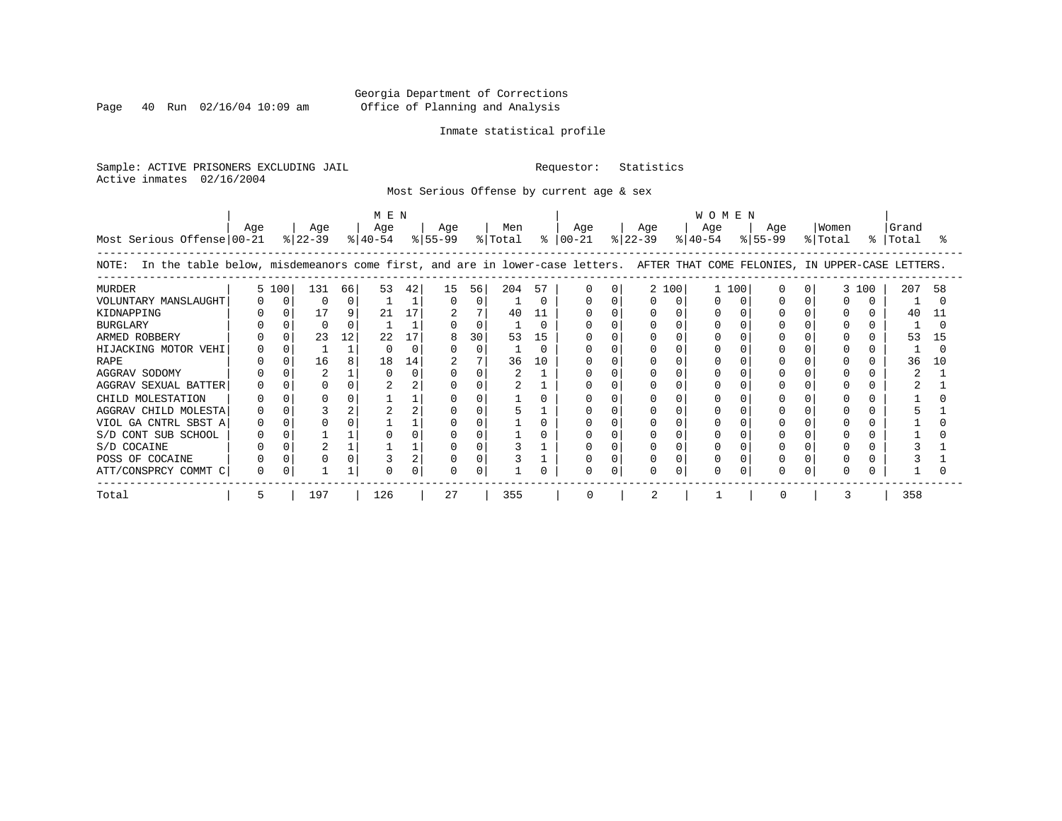Georgia Department of Corrections
Office of Planning and Analysis

Inmate statistical profile

Sample: ACTIVE PRISONERS EXCLUDING JAIL                Requestor: Statistics
Active inmates 02/16/2004

Most Serious Offense by current age & sex

| | MEN | | | | | | | | | | WOMEN | | | | | | | | | | | |
|---|---|---|---|---|---|---|---|---|---|---|---|---|---|---|---|---|---|---|---|---|---|---|
| Most Serious Offense | Age 00-21 | % | Age 22-39 | % | Age 40-54 | % | Age 55-99 | % | Men Total | % | Age 00-21 | % | Age 22-39 | % | Age 40-54 | % | Age 55-99 | % | Women Total | % | Grand Total | % |

NOTE: In the table below, misdemeanors come first, and are in lower-case letters. AFTER THAT COME FELONIES, IN UPPER-CASE LETTERS.

| Most Serious Offense | Age 00-21 | % | Age 22-39 | % | Age 40-54 | % | Age 55-99 | % | Men Total | % | Age 00-21 | % | Age 22-39 | % | Age 40-54 | % | Age 55-99 | % | Women Total | % | Grand Total | % |
|---|---|---|---|---|---|---|---|---|---|---|---|---|---|---|---|---|---|---|---|---|---|---|
| MURDER | 5 | 100 | 131 | 66 | 53 | 42 | 15 | 56 | 204 | 57 | 0 | 0 | 2 | 100 | 1 | 100 | 0 | 0 | 3 | 100 | 207 | 58 |
| VOLUNTARY MANSLAUGHT | 0 | 0 | 0 | 0 | 1 | 1 | 0 | 0 | 1 | 0 | 0 | 0 | 0 | 0 | 0 | 0 | 0 | 0 | 0 | 0 | 1 | 0 |
| KIDNAPPING | 0 | 0 | 17 | 9 | 21 | 17 | 2 | 7 | 40 | 11 | 0 | 0 | 0 | 0 | 0 | 0 | 0 | 0 | 0 | 0 | 40 | 11 |
| BURGLARY | 0 | 0 | 0 | 0 | 1 | 1 | 0 | 0 | 1 | 0 | 0 | 0 | 0 | 0 | 0 | 0 | 0 | 0 | 0 | 0 | 1 | 0 |
| ARMED ROBBERY | 0 | 0 | 23 | 12 | 22 | 17 | 8 | 30 | 53 | 15 | 0 | 0 | 0 | 0 | 0 | 0 | 0 | 0 | 0 | 0 | 53 | 15 |
| HIJACKING MOTOR VEHI | 0 | 0 | 1 | 1 | 0 | 0 | 0 | 0 | 1 | 0 | 0 | 0 | 0 | 0 | 0 | 0 | 0 | 0 | 0 | 0 | 1 | 0 |
| RAPE | 0 | 0 | 16 | 8 | 18 | 14 | 2 | 7 | 36 | 10 | 0 | 0 | 0 | 0 | 0 | 0 | 0 | 0 | 0 | 0 | 36 | 10 |
| AGGRAV SODOMY | 0 | 0 | 2 | 1 | 0 | 0 | 0 | 0 | 2 | 1 | 0 | 0 | 0 | 0 | 0 | 0 | 0 | 0 | 0 | 0 | 2 | 1 |
| AGGRAV SEXUAL BATTER | 0 | 0 | 0 | 0 | 2 | 2 | 0 | 0 | 2 | 1 | 0 | 0 | 0 | 0 | 0 | 0 | 0 | 0 | 0 | 0 | 2 | 1 |
| CHILD MOLESTATION | 0 | 0 | 0 | 0 | 1 | 1 | 0 | 0 | 1 | 0 | 0 | 0 | 0 | 0 | 0 | 0 | 0 | 0 | 0 | 0 | 1 | 0 |
| AGGRAV CHILD MOLESTA | 0 | 0 | 3 | 2 | 2 | 2 | 0 | 0 | 5 | 1 | 0 | 0 | 0 | 0 | 0 | 0 | 0 | 0 | 0 | 0 | 5 | 1 |
| VIOL GA CNTRL SBST A | 0 | 0 | 0 | 0 | 1 | 1 | 0 | 0 | 1 | 0 | 0 | 0 | 0 | 0 | 0 | 0 | 0 | 0 | 0 | 0 | 1 | 0 |
| S/D CONT SUB SCHOOL | 0 | 0 | 1 | 1 | 0 | 0 | 0 | 0 | 1 | 0 | 0 | 0 | 0 | 0 | 0 | 0 | 0 | 0 | 0 | 0 | 1 | 0 |
| S/D COCAINE | 0 | 0 | 2 | 1 | 1 | 1 | 0 | 0 | 3 | 1 | 0 | 0 | 0 | 0 | 0 | 0 | 0 | 0 | 0 | 0 | 3 | 1 |
| POSS OF COCAINE | 0 | 0 | 0 | 0 | 3 | 2 | 0 | 0 | 3 | 1 | 0 | 0 | 0 | 0 | 0 | 0 | 0 | 0 | 0 | 0 | 3 | 1 |
| ATT/CONSPRCY COMMT C | 0 | 0 | 1 | 1 | 0 | 0 | 0 | 0 | 1 | 0 | 0 | 0 | 0 | 0 | 0 | 0 | 0 | 0 | 0 | 0 | 1 | 0 |
| Total | 5 | | 197 | | 126 | | 27 | | 355 | | 0 | | 2 | | 1 | | 0 | | 3 | | 358 | |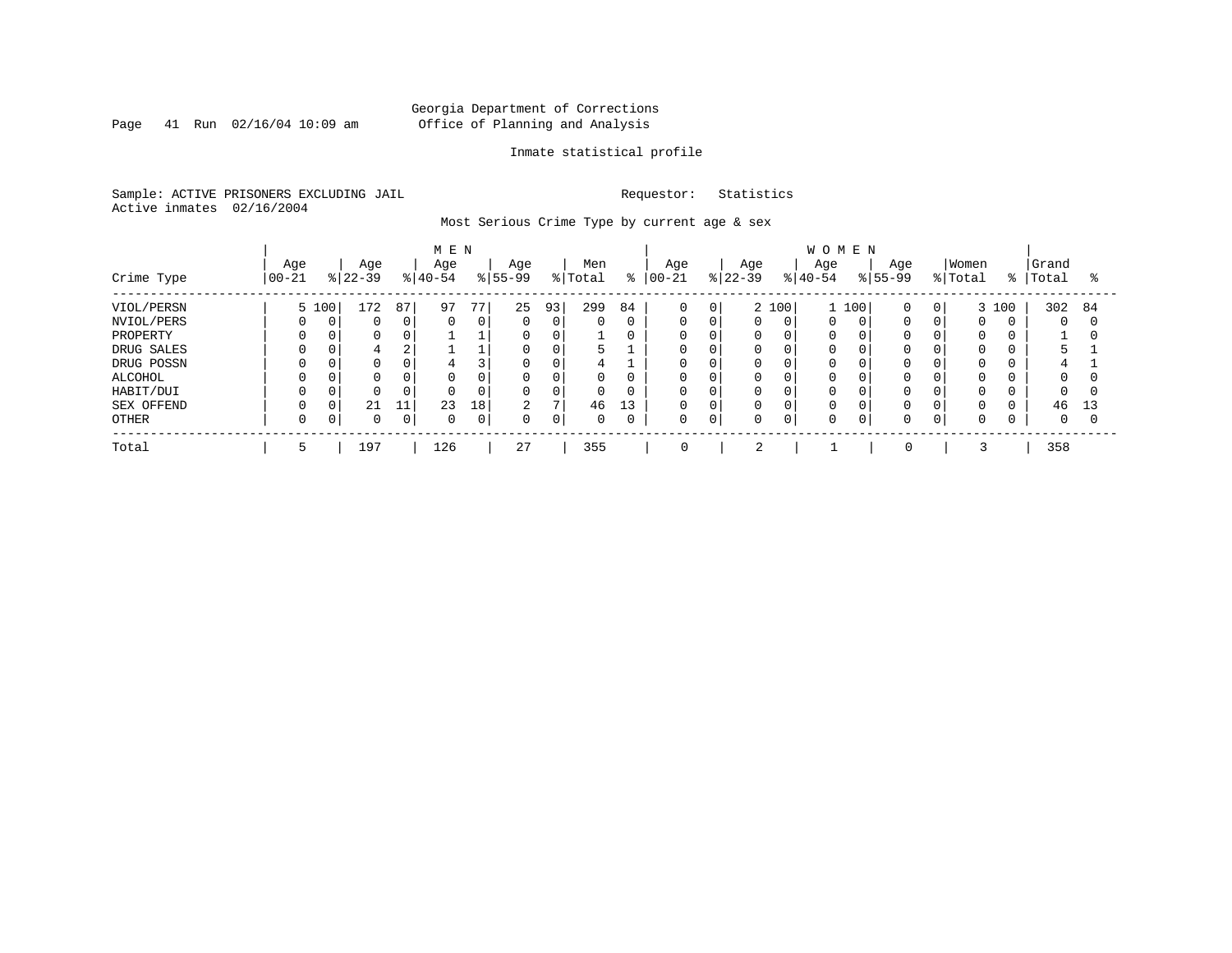Georgia Department of Corrections
Office of Planning and Analysis

Inmate statistical profile

Sample: ACTIVE PRISONERS EXCLUDING JAIL    Requestor: Statistics
Active inmates 02/16/2004

Most Serious Crime Type by current age & sex

| | MEN | | | | | | | | | | WOMEN | | | | | | | | | | | |
|---|---|---|---|---|---|---|---|---|---|---|---|---|---|---|---|---|---|---|---|---|---|---|
| Crime Type | Age 00-21 | % | Age 22-39 | % | Age 40-54 | % | Age 55-99 | % | Men Total | % | Age 00-21 | % | Age 22-39 | % | Age 40-54 | % | Age 55-99 | % | Women Total | % | Grand Total | % |
| VIOL/PERSN | 5 | 100 | 172 | 87 | 97 | 77 | 25 | 93 | 299 | 84 | 0 | 0 | 2 | 100 | 1 | 100 | 0 | 0 | 3 | 100 | 302 | 84 |
| NVIOL/PERS | 0 | 0 | 0 | 0 | 0 | 0 | 0 | 0 | 0 | 0 | 0 | 0 | 0 | 0 | 0 | 0 | 0 | 0 | 0 | 0 | 0 | 0 |
| PROPERTY | 0 | 0 | 0 | 0 | 1 | 1 | 0 | 0 | 1 | 0 | 0 | 0 | 0 | 0 | 0 | 0 | 0 | 0 | 0 | 0 | 1 | 0 |
| DRUG SALES | 0 | 0 | 4 | 2 | 1 | 1 | 0 | 0 | 5 | 1 | 0 | 0 | 0 | 0 | 0 | 0 | 0 | 0 | 0 | 0 | 5 | 1 |
| DRUG POSSN | 0 | 0 | 0 | 0 | 4 | 3 | 0 | 0 | 4 | 1 | 0 | 0 | 0 | 0 | 0 | 0 | 0 | 0 | 0 | 0 | 4 | 1 |
| ALCOHOL | 0 | 0 | 0 | 0 | 0 | 0 | 0 | 0 | 0 | 0 | 0 | 0 | 0 | 0 | 0 | 0 | 0 | 0 | 0 | 0 | 0 | 0 |
| HABIT/DUI | 0 | 0 | 0 | 0 | 0 | 0 | 0 | 0 | 0 | 0 | 0 | 0 | 0 | 0 | 0 | 0 | 0 | 0 | 0 | 0 | 0 | 0 |
| SEX OFFEND | 0 | 0 | 21 | 11 | 23 | 18 | 2 | 7 | 46 | 13 | 0 | 0 | 0 | 0 | 0 | 0 | 0 | 0 | 0 | 0 | 46 | 13 |
| OTHER | 0 | 0 | 0 | 0 | 0 | 0 | 0 | 0 | 0 | 0 | 0 | 0 | 0 | 0 | 0 | 0 | 0 | 0 | 0 | 0 | 0 | 0 |
| Total | 5 | | 197 | | 126 | | 27 | | 355 | | 0 | | 2 | | 1 | | 0 | | 3 | | 358 | |